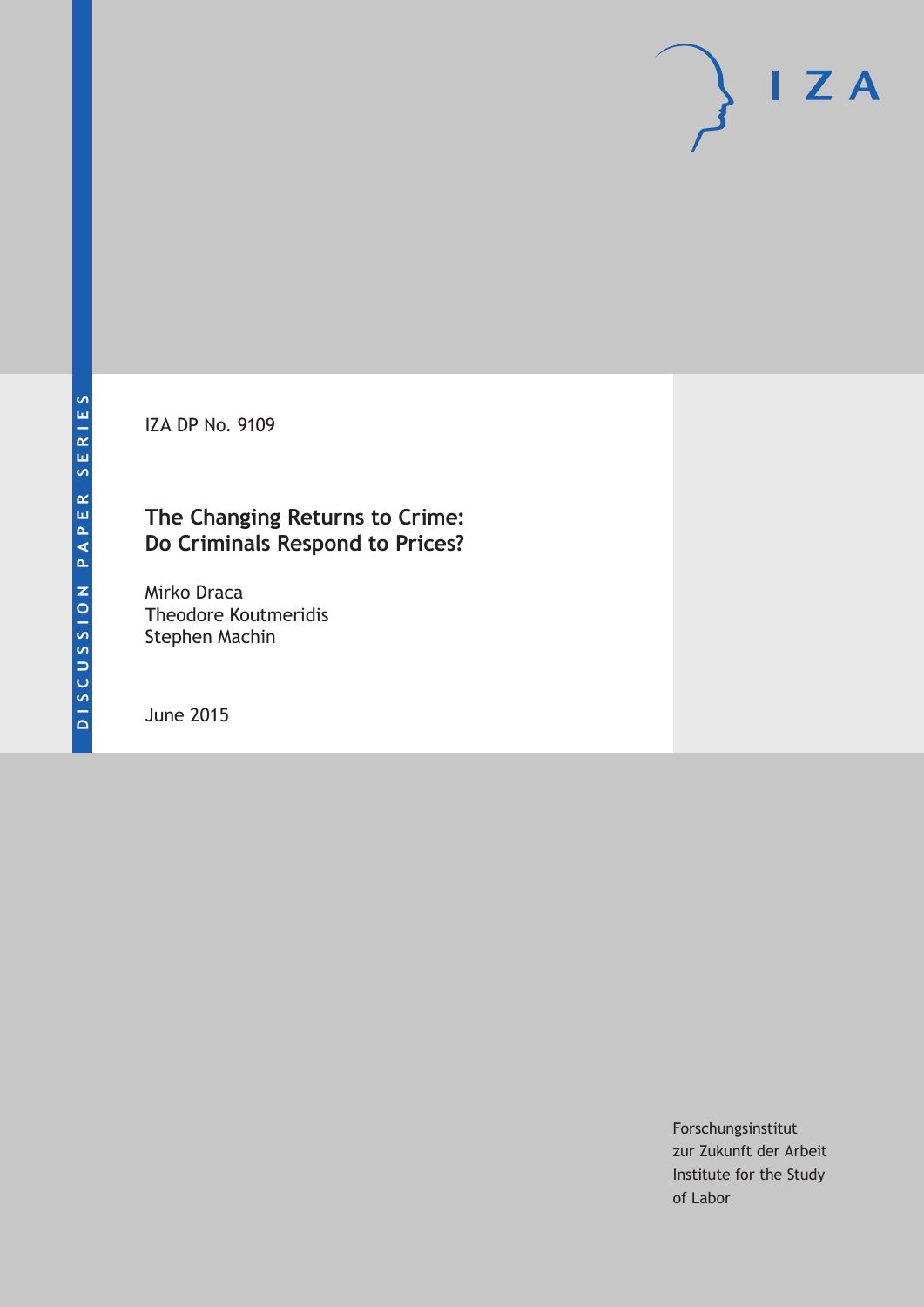DISCUSSION PAPER SERIES

IZA

IZA DP No. 9109

# The Changing Returns to Crime: Do Criminals Respond to Prices?

Mirko Draca
Theodore Koutmeridis
Stephen Machin

June 2015

Forschungsinstitut
zur Zukunft der Arbeit
Institute for the Study
of Labor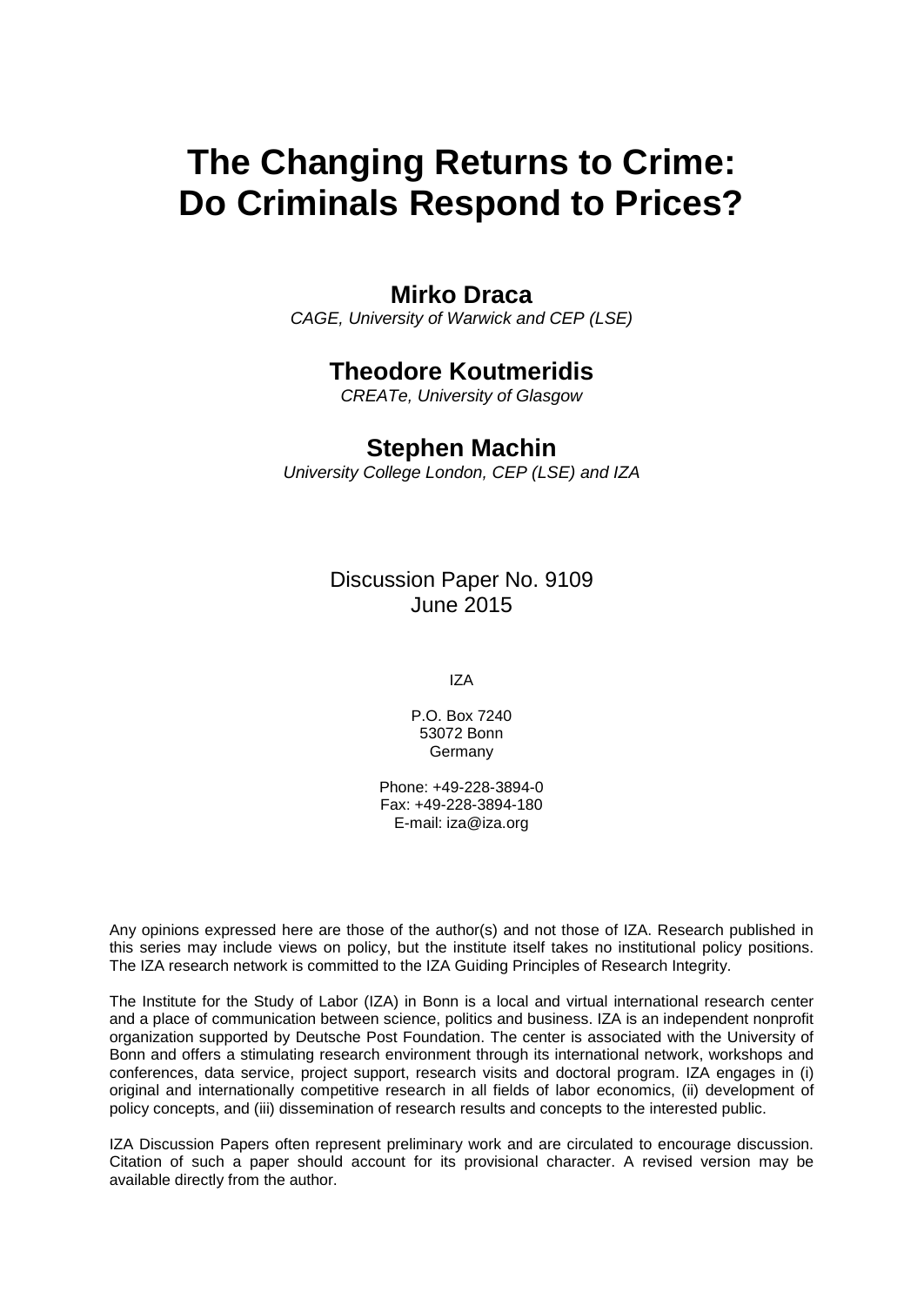# The Changing Returns to Crime: Do Criminals Respond to Prices?

## Mirko Draca

*CAGE, University of Warwick and CEP (LSE)*

## Theodore Koutmeridis

*CREATe, University of Glasgow*

## Stephen Machin

*University College London, CEP (LSE) and IZA*

Discussion Paper No. 9109
June 2015

IZA

P.O. Box 7240
53072 Bonn
Germany

Phone: +49-228-3894-0
Fax: +49-228-3894-180
E-mail: iza@iza.org

Any opinions expressed here are those of the author(s) and not those of IZA. Research published in this series may include views on policy, but the institute itself takes no institutional policy positions. The IZA research network is committed to the IZA Guiding Principles of Research Integrity.

The Institute for the Study of Labor (IZA) in Bonn is a local and virtual international research center and a place of communication between science, politics and business. IZA is an independent nonprofit organization supported by Deutsche Post Foundation. The center is associated with the University of Bonn and offers a stimulating research environment through its international network, workshops and conferences, data service, project support, research visits and doctoral program. IZA engages in (i) original and internationally competitive research in all fields of labor economics, (ii) development of policy concepts, and (iii) dissemination of research results and concepts to the interested public.

IZA Discussion Papers often represent preliminary work and are circulated to encourage discussion. Citation of such a paper should account for its provisional character. A revised version may be available directly from the author.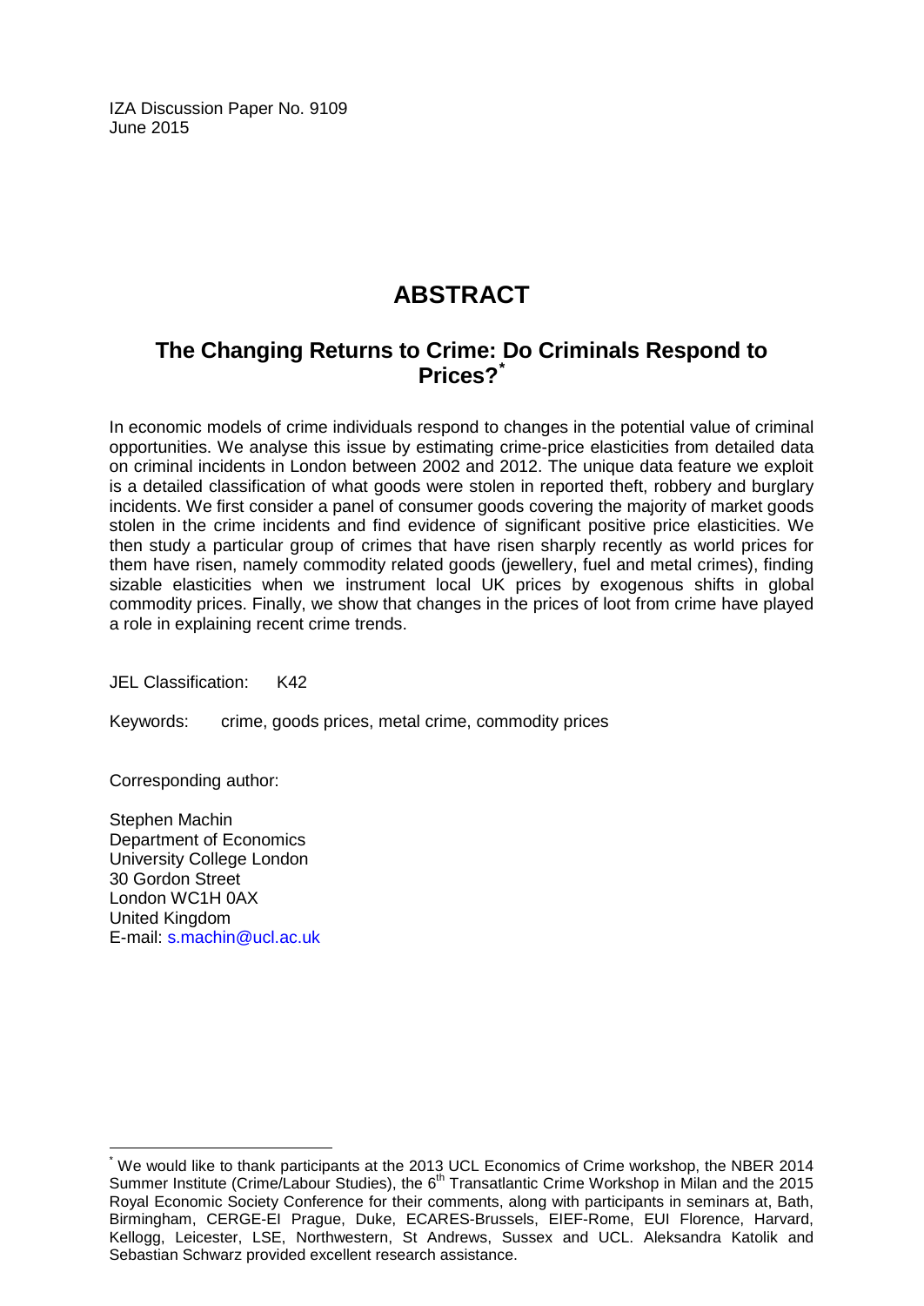IZA Discussion Paper No. 9109
June 2015

# ABSTRACT

## The Changing Returns to Crime: Do Criminals Respond to Prices?*

In economic models of crime individuals respond to changes in the potential value of criminal opportunities. We analyse this issue by estimating crime-price elasticities from detailed data on criminal incidents in London between 2002 and 2012. The unique data feature we exploit is a detailed classification of what goods were stolen in reported theft, robbery and burglary incidents. We first consider a panel of consumer goods covering the majority of market goods stolen in the crime incidents and find evidence of significant positive price elasticities. We then study a particular group of crimes that have risen sharply recently as world prices for them have risen, namely commodity related goods (jewellery, fuel and metal crimes), finding sizable elasticities when we instrument local UK prices by exogenous shifts in global commodity prices. Finally, we show that changes in the prices of loot from crime have played a role in explaining recent crime trends.

JEL Classification: K42

Keywords: crime, goods prices, metal crime, commodity prices

Corresponding author:

Stephen Machin
Department of Economics
University College London
30 Gordon Street
London WC1H 0AX
United Kingdom
E-mail: s.machin@ucl.ac.uk

---

* We would like to thank participants at the 2013 UCL Economics of Crime workshop, the NBER 2014 Summer Institute (Crime/Labour Studies), the 6th Transatlantic Crime Workshop in Milan and the 2015 Royal Economic Society Conference for their comments, along with participants in seminars at, Bath, Birmingham, CERGE-EI Prague, Duke, ECARES-Brussels, EIEF-Rome, EUI Florence, Harvard, Kellogg, Leicester, LSE, Northwestern, St Andrews, Sussex and UCL. Aleksandra Katolik and Sebastian Schwarz provided excellent research assistance.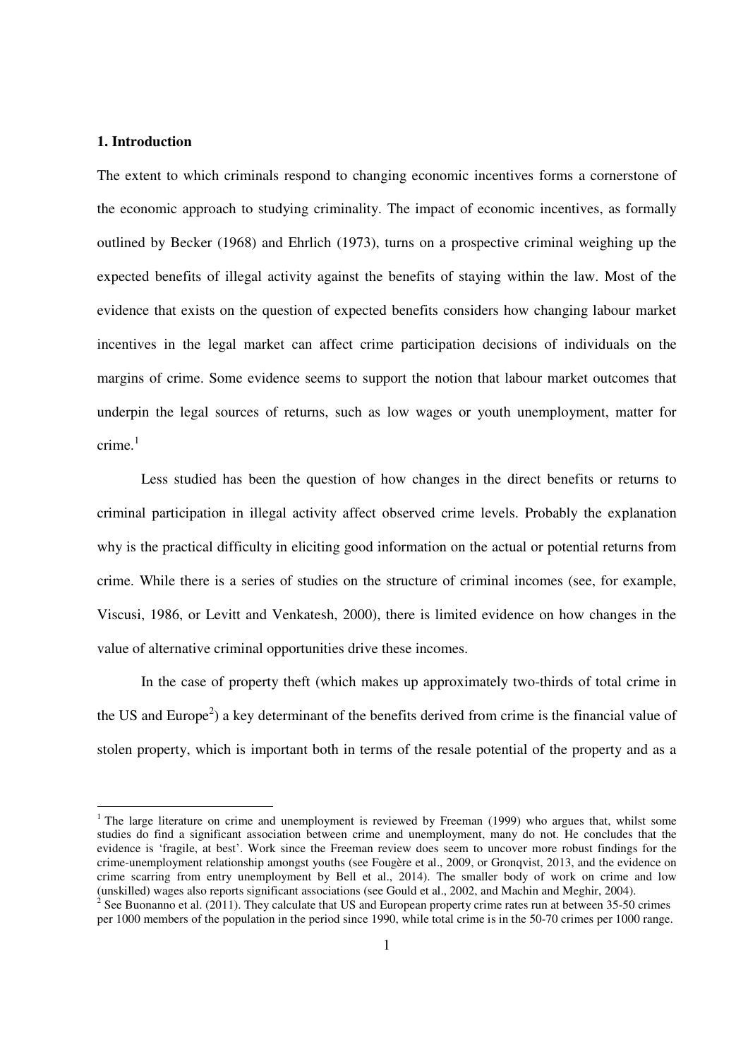## 1. Introduction

The extent to which criminals respond to changing economic incentives forms a cornerstone of the economic approach to studying criminality. The impact of economic incentives, as formally outlined by Becker (1968) and Ehrlich (1973), turns on a prospective criminal weighing up the expected benefits of illegal activity against the benefits of staying within the law. Most of the evidence that exists on the question of expected benefits considers how changing labour market incentives in the legal market can affect crime participation decisions of individuals on the margins of crime. Some evidence seems to support the notion that labour market outcomes that underpin the legal sources of returns, such as low wages or youth unemployment, matter for crime.[1]

Less studied has been the question of how changes in the direct benefits or returns to criminal participation in illegal activity affect observed crime levels. Probably the explanation why is the practical difficulty in eliciting good information on the actual or potential returns from crime. While there is a series of studies on the structure of criminal incomes (see, for example, Viscusi, 1986, or Levitt and Venkatesh, 2000), there is limited evidence on how changes in the value of alternative criminal opportunities drive these incomes.

In the case of property theft (which makes up approximately two-thirds of total crime in the US and Europe[2]) a key determinant of the benefits derived from crime is the financial value of stolen property, which is important both in terms of the resale potential of the property and as a

---

[1] The large literature on crime and unemployment is reviewed by Freeman (1999) who argues that, whilst some studies do find a significant association between crime and unemployment, many do not. He concludes that the evidence is 'fragile, at best'. Work since the Freeman review does seem to uncover more robust findings for the crime-unemployment relationship amongst youths (see Fougère et al., 2009, or Gronqvist, 2013, and the evidence on crime scarring from entry unemployment by Bell et al., 2014). The smaller body of work on crime and low (unskilled) wages also reports significant associations (see Gould et al., 2002, and Machin and Meghir, 2004).

[2] See Buonanno et al. (2011). They calculate that US and European property crime rates run at between 35-50 crimes per 1000 members of the population in the period since 1990, while total crime is in the 50-70 crimes per 1000 range.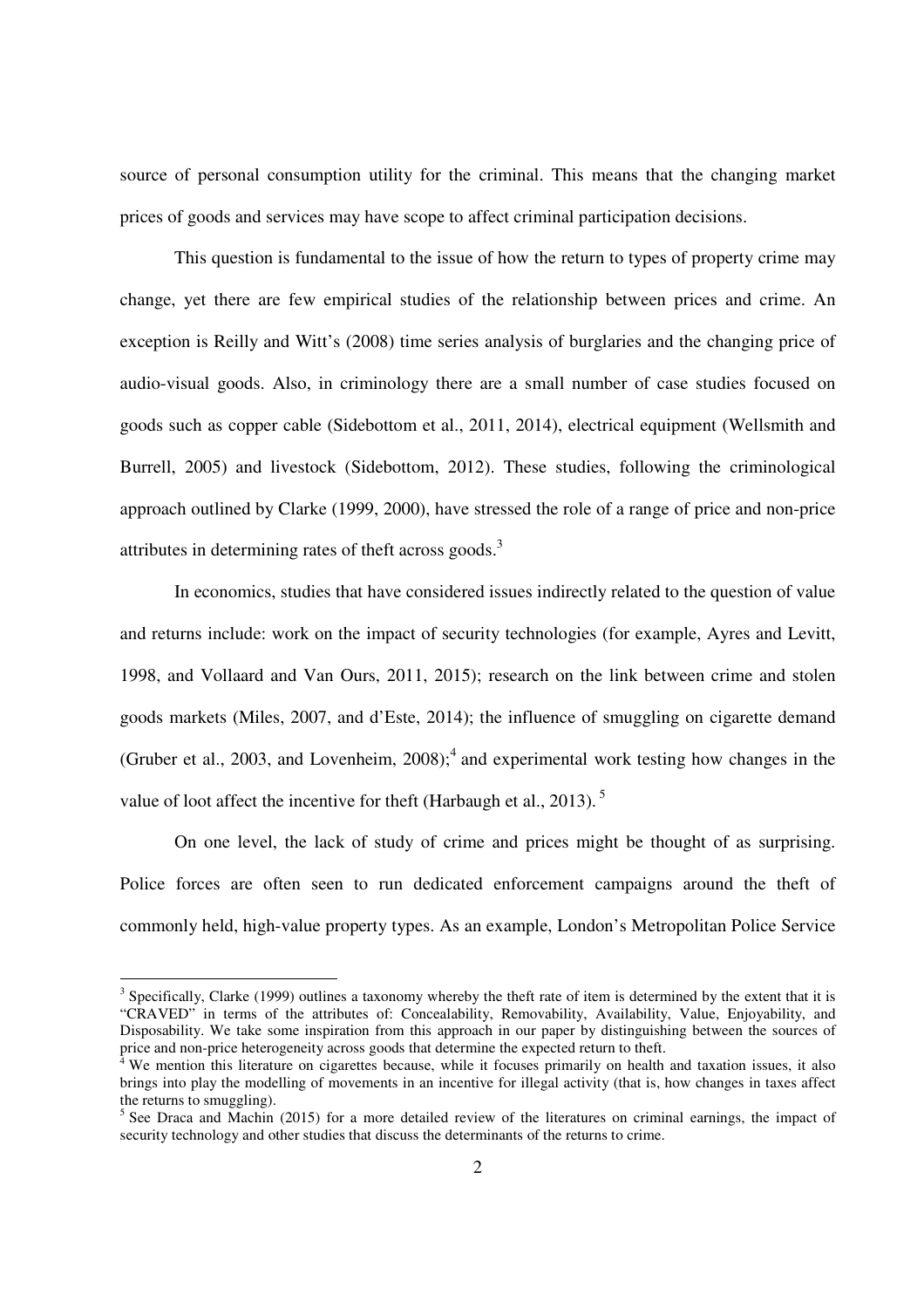source of personal consumption utility for the criminal. This means that the changing market prices of goods and services may have scope to affect criminal participation decisions.

This question is fundamental to the issue of how the return to types of property crime may change, yet there are few empirical studies of the relationship between prices and crime. An exception is Reilly and Witt's (2008) time series analysis of burglaries and the changing price of audio-visual goods. Also, in criminology there are a small number of case studies focused on goods such as copper cable (Sidebottom et al., 2011, 2014), electrical equipment (Wellsmith and Burrell, 2005) and livestock (Sidebottom, 2012). These studies, following the criminological approach outlined by Clarke (1999, 2000), have stressed the role of a range of price and non-price attributes in determining rates of theft across goods.[3]

In economics, studies that have considered issues indirectly related to the question of value and returns include: work on the impact of security technologies (for example, Ayres and Levitt, 1998, and Vollaard and Van Ours, 2011, 2015); research on the link between crime and stolen goods markets (Miles, 2007, and d'Este, 2014); the influence of smuggling on cigarette demand (Gruber et al., 2003, and Lovenheim, 2008);[4] and experimental work testing how changes in the value of loot affect the incentive for theft (Harbaugh et al., 2013).[5]

On one level, the lack of study of crime and prices might be thought of as surprising. Police forces are often seen to run dedicated enforcement campaigns around the theft of commonly held, high-value property types. As an example, London's Metropolitan Police Service

---

[3] Specifically, Clarke (1999) outlines a taxonomy whereby the theft rate of item is determined by the extent that it is "CRAVED" in terms of the attributes of: Concealability, Removability, Availability, Value, Enjoyability, and Disposability. We take some inspiration from this approach in our paper by distinguishing between the sources of price and non-price heterogeneity across goods that determine the expected return to theft.

[4] We mention this literature on cigarettes because, while it focuses primarily on health and taxation issues, it also brings into play the modelling of movements in an incentive for illegal activity (that is, how changes in taxes affect the returns to smuggling).

[5] See Draca and Machin (2015) for a more detailed review of the literatures on criminal earnings, the impact of security technology and other studies that discuss the determinants of the returns to crime.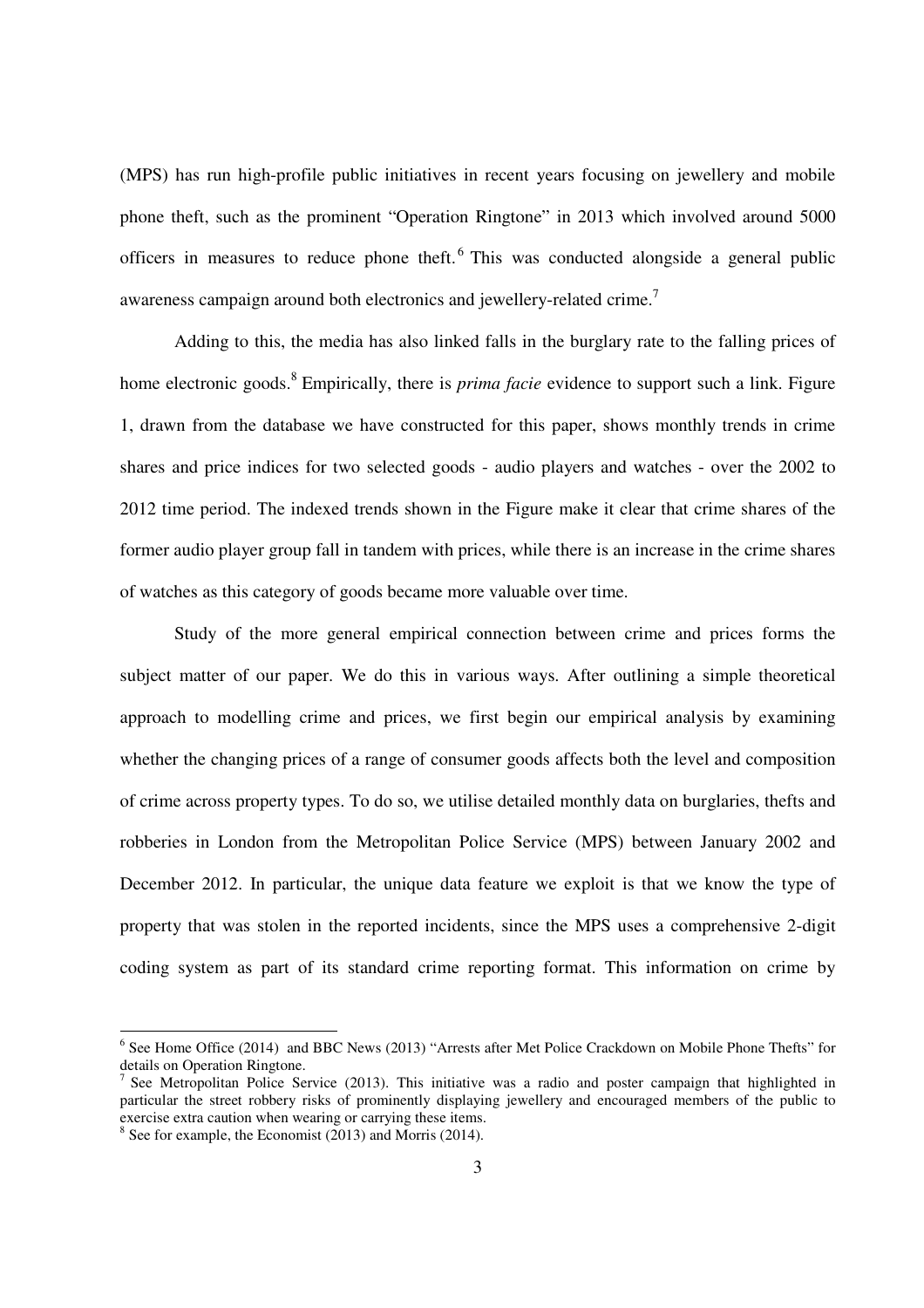(MPS) has run high-profile public initiatives in recent years focusing on jewellery and mobile phone theft, such as the prominent "Operation Ringtone" in 2013 which involved around 5000 officers in measures to reduce phone theft.[6] This was conducted alongside a general public awareness campaign around both electronics and jewellery-related crime.[7]

Adding to this, the media has also linked falls in the burglary rate to the falling prices of home electronic goods.[8] Empirically, there is *prima facie* evidence to support such a link. Figure 1, drawn from the database we have constructed for this paper, shows monthly trends in crime shares and price indices for two selected goods - audio players and watches - over the 2002 to 2012 time period. The indexed trends shown in the Figure make it clear that crime shares of the former audio player group fall in tandem with prices, while there is an increase in the crime shares of watches as this category of goods became more valuable over time.

Study of the more general empirical connection between crime and prices forms the subject matter of our paper. We do this in various ways. After outlining a simple theoretical approach to modelling crime and prices, we first begin our empirical analysis by examining whether the changing prices of a range of consumer goods affects both the level and composition of crime across property types. To do so, we utilise detailed monthly data on burglaries, thefts and robberies in London from the Metropolitan Police Service (MPS) between January 2002 and December 2012. In particular, the unique data feature we exploit is that we know the type of property that was stolen in the reported incidents, since the MPS uses a comprehensive 2-digit coding system as part of its standard crime reporting format. This information on crime by

---

[6] See Home Office (2014) and BBC News (2013) "Arrests after Met Police Crackdown on Mobile Phone Thefts" for details on Operation Ringtone.

[7] See Metropolitan Police Service (2013). This initiative was a radio and poster campaign that highlighted in particular the street robbery risks of prominently displaying jewellery and encouraged members of the public to exercise extra caution when wearing or carrying these items.

[8] See for example, the Economist (2013) and Morris (2014).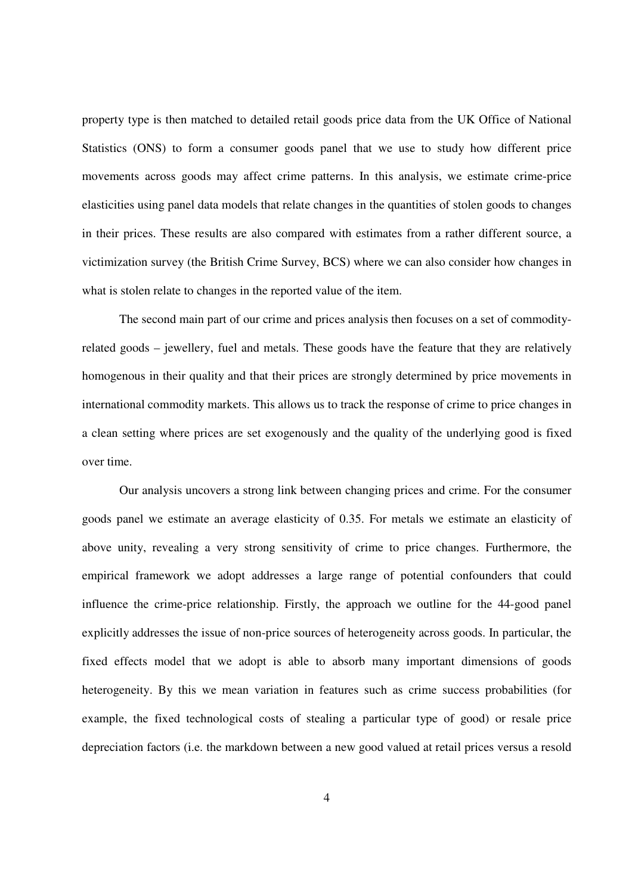property type is then matched to detailed retail goods price data from the UK Office of National Statistics (ONS) to form a consumer goods panel that we use to study how different price movements across goods may affect crime patterns. In this analysis, we estimate crime-price elasticities using panel data models that relate changes in the quantities of stolen goods to changes in their prices. These results are also compared with estimates from a rather different source, a victimization survey (the British Crime Survey, BCS) where we can also consider how changes in what is stolen relate to changes in the reported value of the item.

The second main part of our crime and prices analysis then focuses on a set of commodity-related goods – jewellery, fuel and metals. These goods have the feature that they are relatively homogenous in their quality and that their prices are strongly determined by price movements in international commodity markets. This allows us to track the response of crime to price changes in a clean setting where prices are set exogenously and the quality of the underlying good is fixed over time.

Our analysis uncovers a strong link between changing prices and crime. For the consumer goods panel we estimate an average elasticity of 0.35. For metals we estimate an elasticity of above unity, revealing a very strong sensitivity of crime to price changes. Furthermore, the empirical framework we adopt addresses a large range of potential confounders that could influence the crime-price relationship. Firstly, the approach we outline for the 44-good panel explicitly addresses the issue of non-price sources of heterogeneity across goods. In particular, the fixed effects model that we adopt is able to absorb many important dimensions of goods heterogeneity. By this we mean variation in features such as crime success probabilities (for example, the fixed technological costs of stealing a particular type of good) or resale price depreciation factors (i.e. the markdown between a new good valued at retail prices versus a resold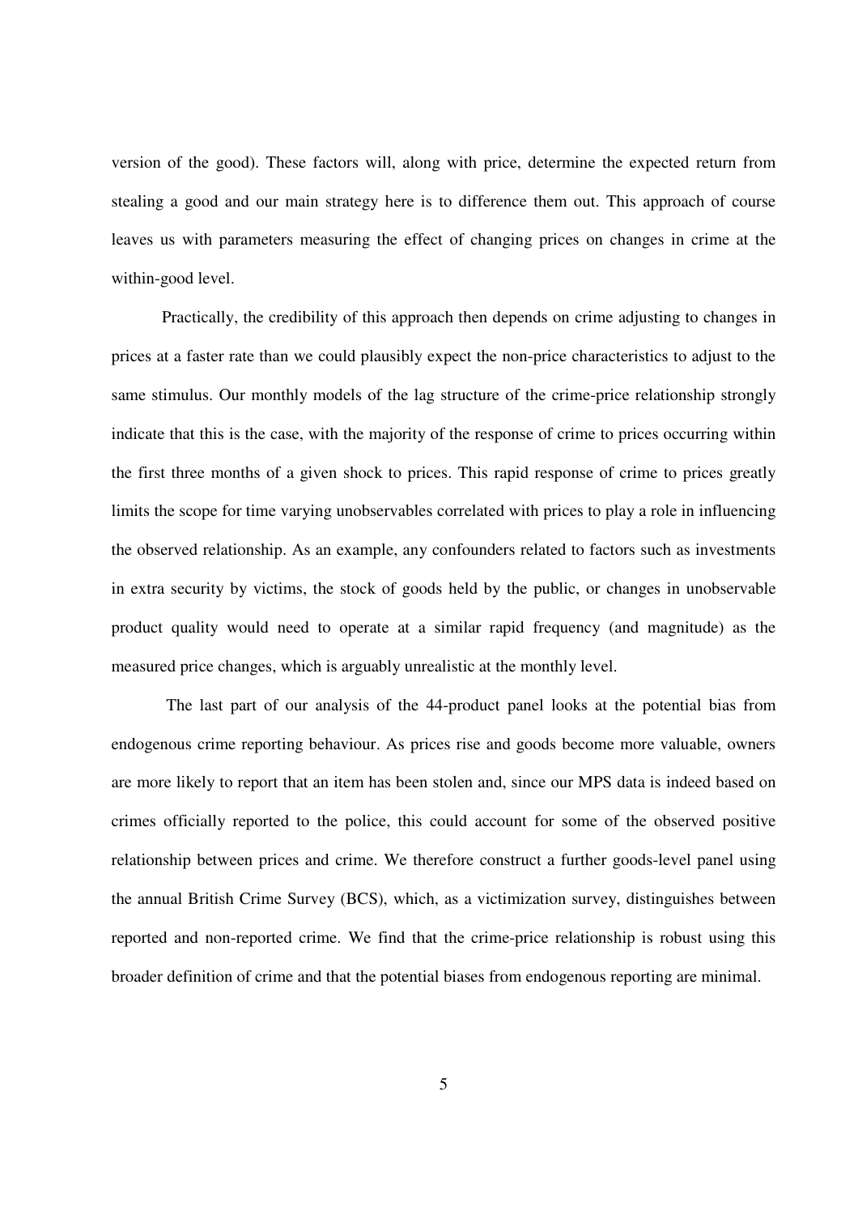version of the good). These factors will, along with price, determine the expected return from stealing a good and our main strategy here is to difference them out. This approach of course leaves us with parameters measuring the effect of changing prices on changes in crime at the within-good level.

Practically, the credibility of this approach then depends on crime adjusting to changes in prices at a faster rate than we could plausibly expect the non-price characteristics to adjust to the same stimulus. Our monthly models of the lag structure of the crime-price relationship strongly indicate that this is the case, with the majority of the response of crime to prices occurring within the first three months of a given shock to prices. This rapid response of crime to prices greatly limits the scope for time varying unobservables correlated with prices to play a role in influencing the observed relationship. As an example, any confounders related to factors such as investments in extra security by victims, the stock of goods held by the public, or changes in unobservable product quality would need to operate at a similar rapid frequency (and magnitude) as the measured price changes, which is arguably unrealistic at the monthly level.

The last part of our analysis of the 44-product panel looks at the potential bias from endogenous crime reporting behaviour. As prices rise and goods become more valuable, owners are more likely to report that an item has been stolen and, since our MPS data is indeed based on crimes officially reported to the police, this could account for some of the observed positive relationship between prices and crime. We therefore construct a further goods-level panel using the annual British Crime Survey (BCS), which, as a victimization survey, distinguishes between reported and non-reported crime. We find that the crime-price relationship is robust using this broader definition of crime and that the potential biases from endogenous reporting are minimal.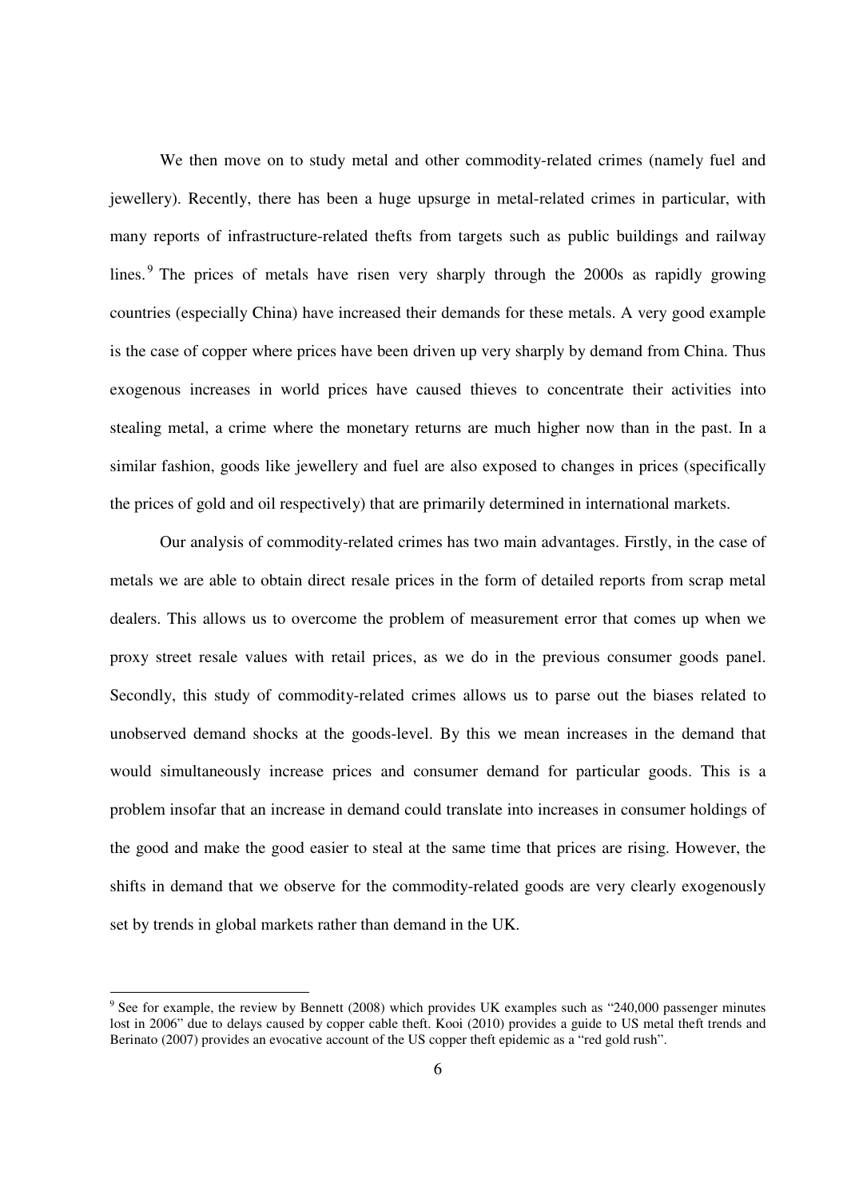We then move on to study metal and other commodity-related crimes (namely fuel and jewellery). Recently, there has been a huge upsurge in metal-related crimes in particular, with many reports of infrastructure-related thefts from targets such as public buildings and railway lines.[9] The prices of metals have risen very sharply through the 2000s as rapidly growing countries (especially China) have increased their demands for these metals. A very good example is the case of copper where prices have been driven up very sharply by demand from China. Thus exogenous increases in world prices have caused thieves to concentrate their activities into stealing metal, a crime where the monetary returns are much higher now than in the past. In a similar fashion, goods like jewellery and fuel are also exposed to changes in prices (specifically the prices of gold and oil respectively) that are primarily determined in international markets.

Our analysis of commodity-related crimes has two main advantages. Firstly, in the case of metals we are able to obtain direct resale prices in the form of detailed reports from scrap metal dealers. This allows us to overcome the problem of measurement error that comes up when we proxy street resale values with retail prices, as we do in the previous consumer goods panel. Secondly, this study of commodity-related crimes allows us to parse out the biases related to unobserved demand shocks at the goods-level. By this we mean increases in the demand that would simultaneously increase prices and consumer demand for particular goods. This is a problem insofar that an increase in demand could translate into increases in consumer holdings of the good and make the good easier to steal at the same time that prices are rising. However, the shifts in demand that we observe for the commodity-related goods are very clearly exogenously set by trends in global markets rather than demand in the UK.

---

[9] See for example, the review by Bennett (2008) which provides UK examples such as "240,000 passenger minutes lost in 2006" due to delays caused by copper cable theft. Kooi (2010) provides a guide to US metal theft trends and Berinato (2007) provides an evocative account of the US copper theft epidemic as a "red gold rush".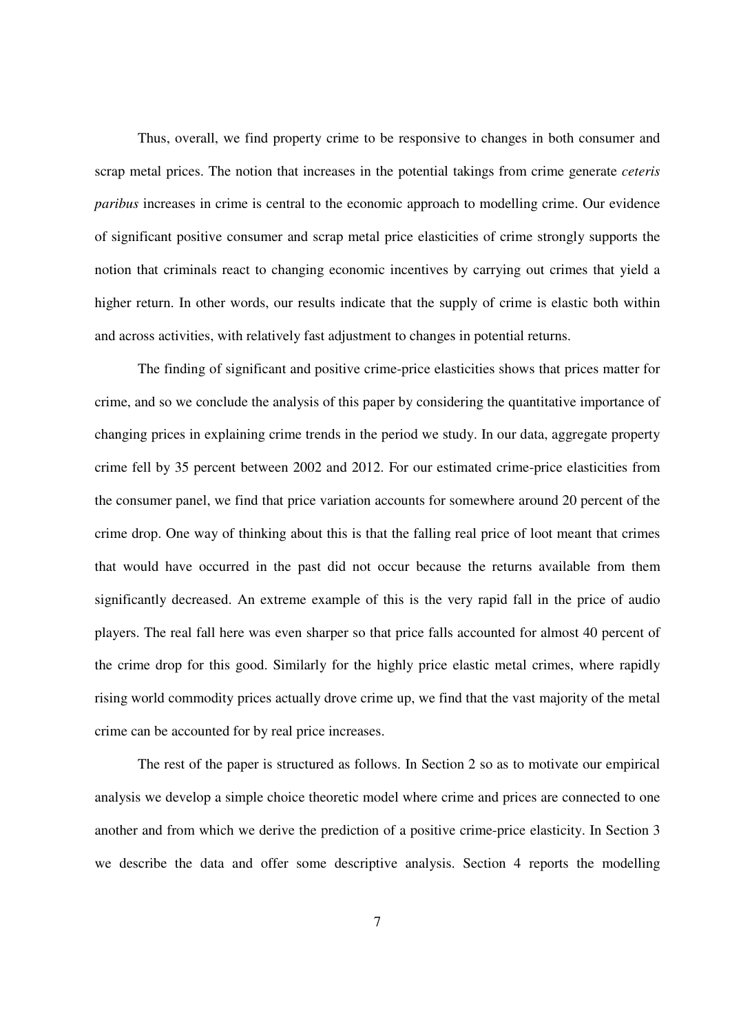Thus, overall, we find property crime to be responsive to changes in both consumer and scrap metal prices. The notion that increases in the potential takings from crime generate *ceteris paribus* increases in crime is central to the economic approach to modelling crime. Our evidence of significant positive consumer and scrap metal price elasticities of crime strongly supports the notion that criminals react to changing economic incentives by carrying out crimes that yield a higher return. In other words, our results indicate that the supply of crime is elastic both within and across activities, with relatively fast adjustment to changes in potential returns.

The finding of significant and positive crime-price elasticities shows that prices matter for crime, and so we conclude the analysis of this paper by considering the quantitative importance of changing prices in explaining crime trends in the period we study. In our data, aggregate property crime fell by 35 percent between 2002 and 2012. For our estimated crime-price elasticities from the consumer panel, we find that price variation accounts for somewhere around 20 percent of the crime drop. One way of thinking about this is that the falling real price of loot meant that crimes that would have occurred in the past did not occur because the returns available from them significantly decreased. An extreme example of this is the very rapid fall in the price of audio players. The real fall here was even sharper so that price falls accounted for almost 40 percent of the crime drop for this good. Similarly for the highly price elastic metal crimes, where rapidly rising world commodity prices actually drove crime up, we find that the vast majority of the metal crime can be accounted for by real price increases.

The rest of the paper is structured as follows. In Section 2 so as to motivate our empirical analysis we develop a simple choice theoretic model where crime and prices are connected to one another and from which we derive the prediction of a positive crime-price elasticity. In Section 3 we describe the data and offer some descriptive analysis. Section 4 reports the modelling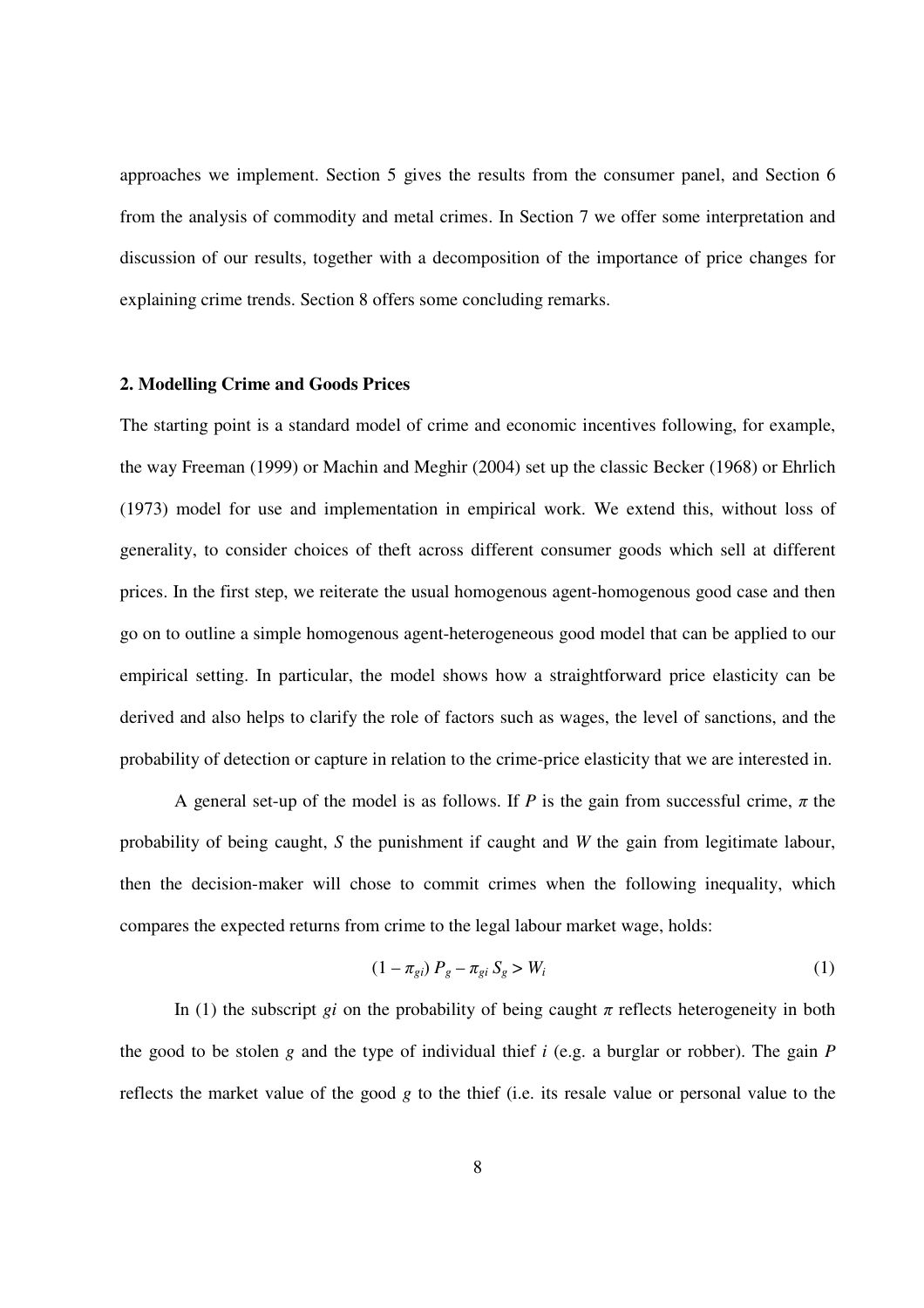approaches we implement. Section 5 gives the results from the consumer panel, and Section 6 from the analysis of commodity and metal crimes. In Section 7 we offer some interpretation and discussion of our results, together with a decomposition of the importance of price changes for explaining crime trends. Section 8 offers some concluding remarks.

## 2. Modelling Crime and Goods Prices

The starting point is a standard model of crime and economic incentives following, for example, the way Freeman (1999) or Machin and Meghir (2004) set up the classic Becker (1968) or Ehrlich (1973) model for use and implementation in empirical work. We extend this, without loss of generality, to consider choices of theft across different consumer goods which sell at different prices. In the first step, we reiterate the usual homogenous agent-homogenous good case and then go on to outline a simple homogenous agent-heterogeneous good model that can be applied to our empirical setting. In particular, the model shows how a straightforward price elasticity can be derived and also helps to clarify the role of factors such as wages, the level of sanctions, and the probability of detection or capture in relation to the crime-price elasticity that we are interested in.

A general set-up of the model is as follows. If $P$ is the gain from successful crime, $\pi$ the probability of being caught, $S$ the punishment if caught and $W$ the gain from legitimate labour, then the decision-maker will chose to commit crimes when the following inequality, which compares the expected returns from crime to the legal labour market wage, holds:

$$(1 - \pi_{gi})\, P_g - \pi_{gi}\, S_g > W_i \tag{1}$$

In (1) the subscript $gi$ on the probability of being caught $\pi$ reflects heterogeneity in both the good to be stolen $g$ and the type of individual thief $i$ (e.g. a burglar or robber). The gain $P$ reflects the market value of the good $g$ to the thief (i.e. its resale value or personal value to the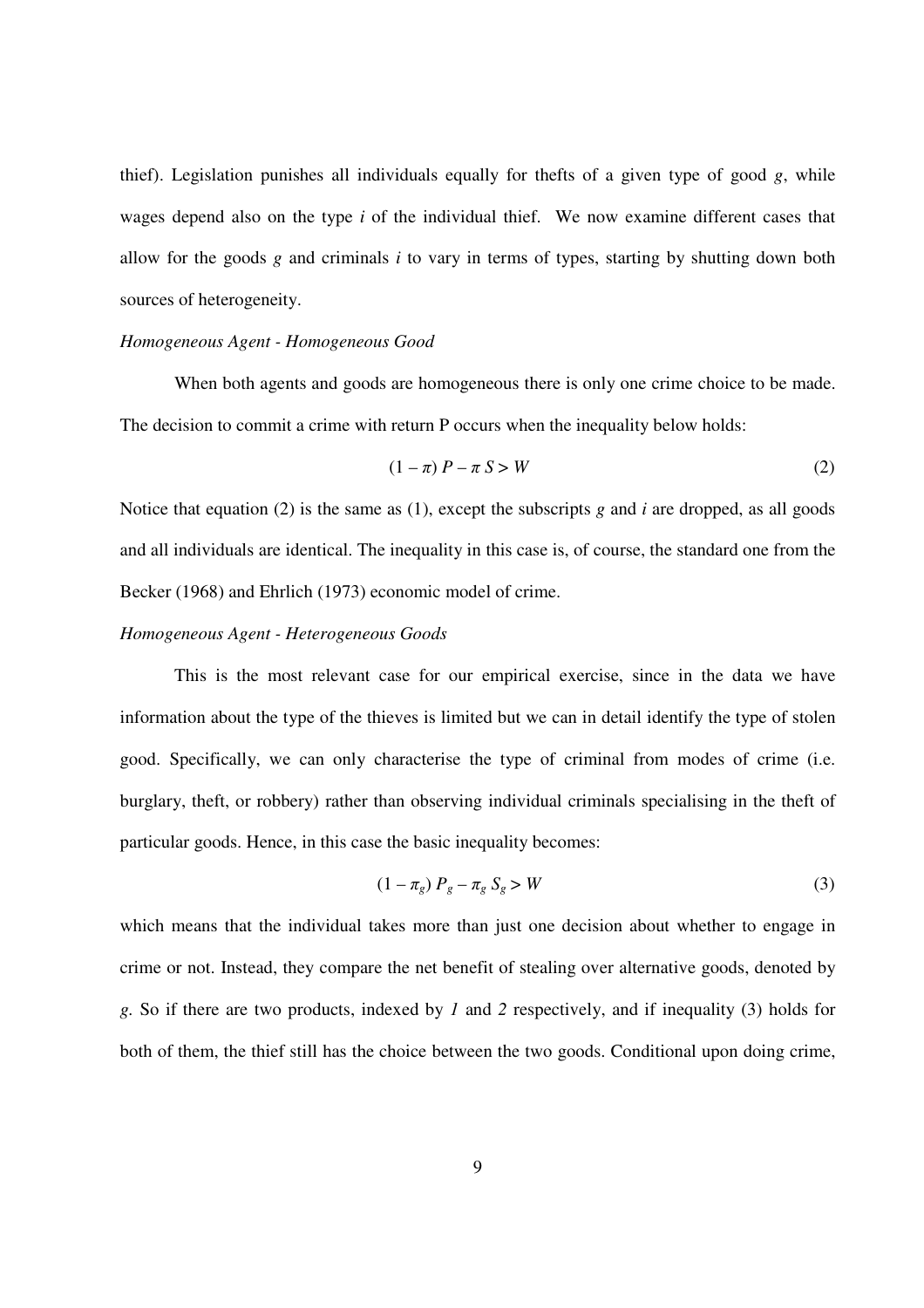thief). Legislation punishes all individuals equally for thefts of a given type of good $g$, while wages depend also on the type $i$ of the individual thief. We now examine different cases that allow for the goods $g$ and criminals $i$ to vary in terms of types, starting by shutting down both sources of heterogeneity.

*Homogeneous Agent - Homogeneous Good*

When both agents and goods are homogeneous there is only one crime choice to be made. The decision to commit a crime with return P occurs when the inequality below holds:

$$(1 - \pi)\, P - \pi\, S > W \tag{2}$$

Notice that equation (2) is the same as (1), except the subscripts $g$ and $i$ are dropped, as all goods and all individuals are identical. The inequality in this case is, of course, the standard one from the Becker (1968) and Ehrlich (1973) economic model of crime.

*Homogeneous Agent - Heterogeneous Goods*

This is the most relevant case for our empirical exercise, since in the data we have information about the type of the thieves is limited but we can in detail identify the type of stolen good. Specifically, we can only characterise the type of criminal from modes of crime (i.e. burglary, theft, or robbery) rather than observing individual criminals specialising in the theft of particular goods. Hence, in this case the basic inequality becomes:

$$(1 - \pi_g)\, P_g - \pi_g\, S_g > W \tag{3}$$

which means that the individual takes more than just one decision about whether to engage in crime or not. Instead, they compare the net benefit of stealing over alternative goods, denoted by $g$. So if there are two products, indexed by *1* and *2* respectively, and if inequality (3) holds for both of them, the thief still has the choice between the two goods. Conditional upon doing crime,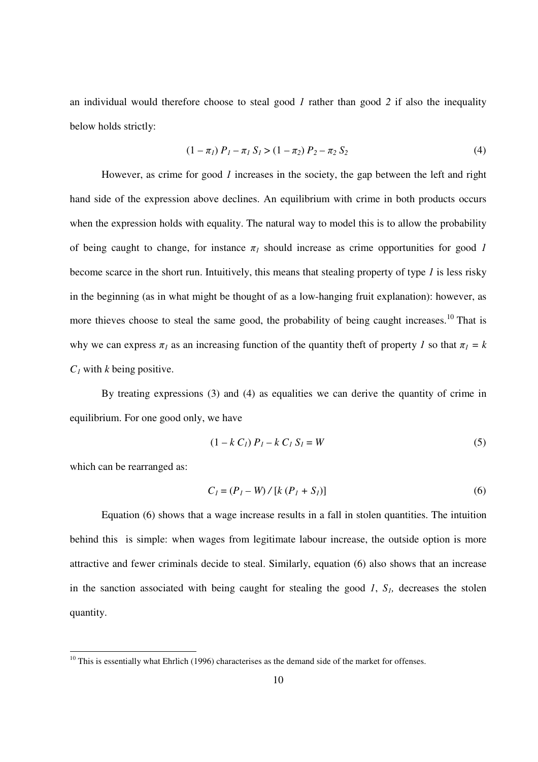an individual would therefore choose to steal good *1* rather than good *2* if also the inequality below holds strictly:

$$(1 - \pi_1)\, P_1 - \pi_1\, S_1 > (1 - \pi_2)\, P_2 - \pi_2\, S_2 \tag{4}$$

However, as crime for good *1* increases in the society, the gap between the left and right hand side of the expression above declines. An equilibrium with crime in both products occurs when the expression holds with equality. The natural way to model this is to allow the probability of being caught to change, for instance $\pi_1$ should increase as crime opportunities for good *1* become scarce in the short run. Intuitively, this means that stealing property of type *1* is less risky in the beginning (as in what might be thought of as a low-hanging fruit explanation): however, as more thieves choose to steal the same good, the probability of being caught increases.[10] That is why we can express $\pi_1$ as an increasing function of the quantity theft of property *1* so that $\pi_1 = k\, C_1$ with $k$ being positive.

By treating expressions (3) and (4) as equalities we can derive the quantity of crime in equilibrium. For one good only, we have

$$(1 - k\, C_1)\, P_1 - k\, C_1\, S_1 = W \tag{5}$$

which can be rearranged as:

$$C_1 = (P_1 - W) \,/\, [k\, (P_1 + S_1)] \tag{6}$$

Equation (6) shows that a wage increase results in a fall in stolen quantities. The intuition behind this is simple: when wages from legitimate labour increase, the outside option is more attractive and fewer criminals decide to steal. Similarly, equation (6) also shows that an increase in the sanction associated with being caught for stealing the good *1*, $S_1$, decreases the stolen quantity.

[10] This is essentially what Ehrlich (1996) characterises as the demand side of the market for offenses.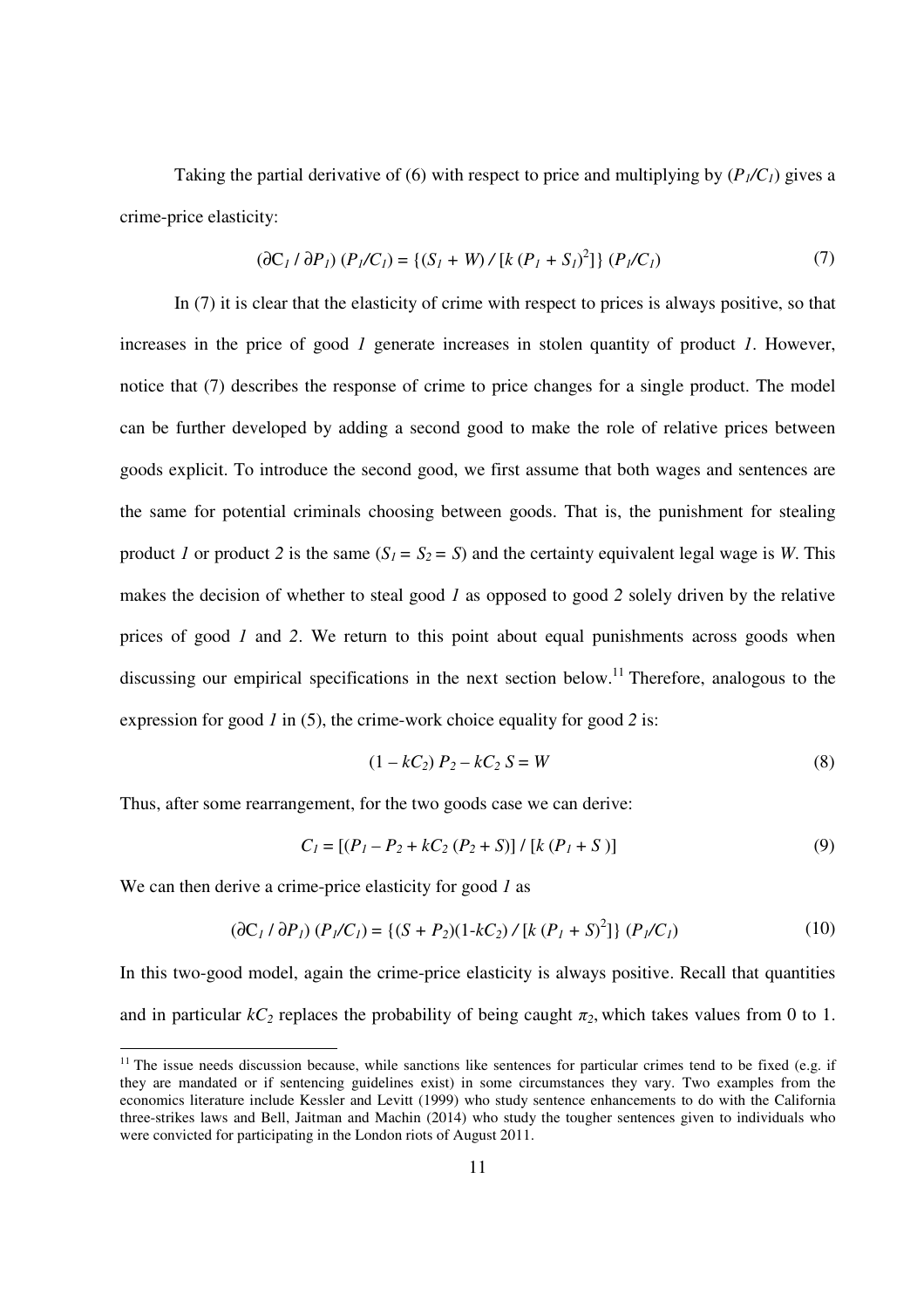Taking the partial derivative of (6) with respect to price and multiplying by ($P_1/C_1$) gives a crime-price elasticity:

$$(\partial C_1 / \partial P_1)\,(P_1/C_1) = \{(S_1 + W) / [k\,(P_1 + S_1)^2]\}\,(P_1/C_1) \tag{7}$$

In (7) it is clear that the elasticity of crime with respect to prices is always positive, so that increases in the price of good *1* generate increases in stolen quantity of product *1*. However, notice that (7) describes the response of crime to price changes for a single product. The model can be further developed by adding a second good to make the role of relative prices between goods explicit. To introduce the second good, we first assume that both wages and sentences are the same for potential criminals choosing between goods. That is, the punishment for stealing product *1* or product *2* is the same ($S_1 = S_2 = S$) and the certainty equivalent legal wage is $W$. This makes the decision of whether to steal good *1* as opposed to good *2* solely driven by the relative prices of good *1* and *2*. We return to this point about equal punishments across goods when discussing our empirical specifications in the next section below.[11] Therefore, analogous to the expression for good *1* in (5), the crime-work choice equality for good *2* is:

$$(1 - kC_2)\,P_2 - kC_2\,S = W \tag{8}$$

Thus, after some rearrangement, for the two goods case we can derive:

$$C_1 = [(P_1 - P_2 + kC_2\,(P_2 + S)] / [k\,(P_1 + S)] \tag{9}$$

We can then derive a crime-price elasticity for good *1* as

$$(\partial C_1 / \partial P_1)\,(P_1/C_1) = \{(S + P_2)(1 - kC_2) / [k\,(P_1 + S)^2]\}\,(P_1/C_1) \tag{10}$$

In this two-good model, again the crime-price elasticity is always positive. Recall that quantities and in particular $kC_2$ replaces the probability of being caught $\pi_2$, which takes values from 0 to 1.

[11] The issue needs discussion because, while sanctions like sentences for particular crimes tend to be fixed (e.g. if they are mandated or if sentencing guidelines exist) in some circumstances they vary. Two examples from the economics literature include Kessler and Levitt (1999) who study sentence enhancements to do with the California three-strikes laws and Bell, Jaitman and Machin (2014) who study the tougher sentences given to individuals who were convicted for participating in the London riots of August 2011.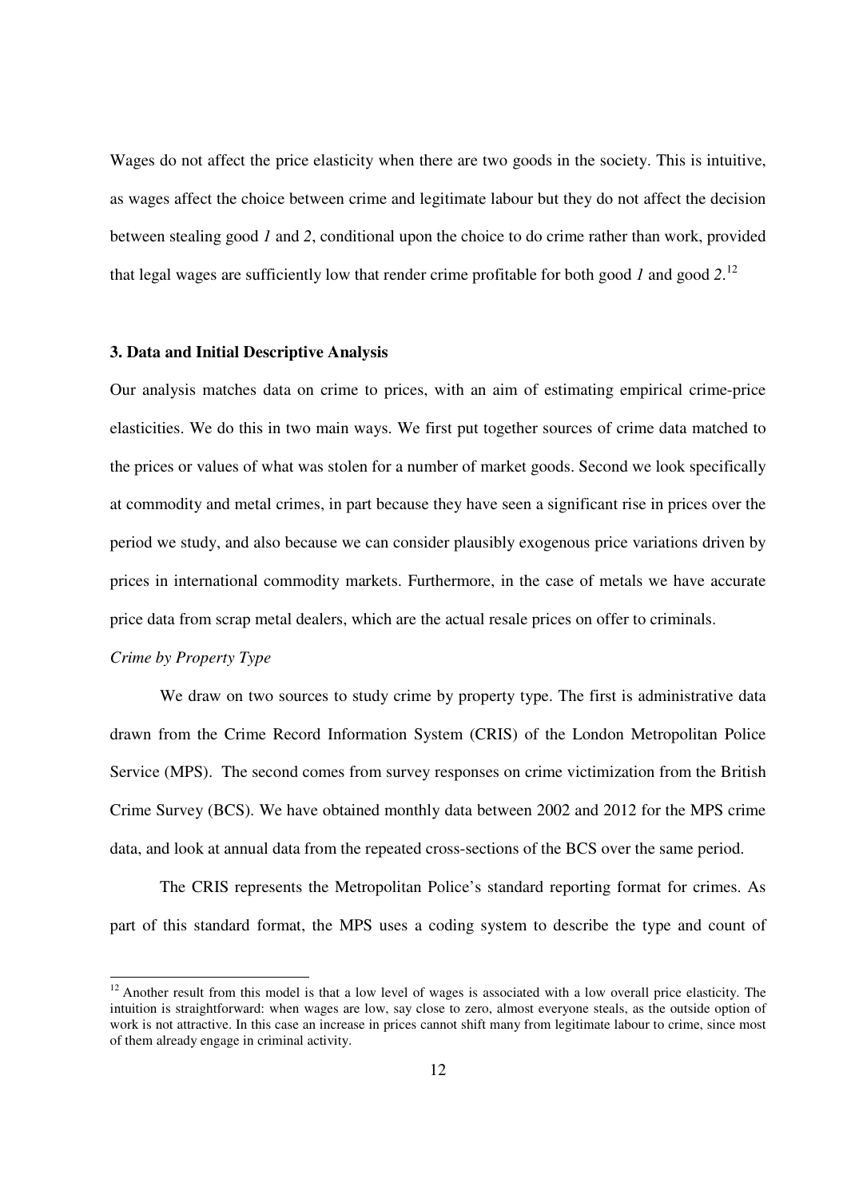Wages do not affect the price elasticity when there are two goods in the society. This is intuitive, as wages affect the choice between crime and legitimate labour but they do not affect the decision between stealing good *1* and *2*, conditional upon the choice to do crime rather than work, provided that legal wages are sufficiently low that render crime profitable for both good *1* and good *2*.[12]

### 3. Data and Initial Descriptive Analysis

Our analysis matches data on crime to prices, with an aim of estimating empirical crime-price elasticities. We do this in two main ways. We first put together sources of crime data matched to the prices or values of what was stolen for a number of market goods. Second we look specifically at commodity and metal crimes, in part because they have seen a significant rise in prices over the period we study, and also because we can consider plausibly exogenous price variations driven by prices in international commodity markets. Furthermore, in the case of metals we have accurate price data from scrap metal dealers, which are the actual resale prices on offer to criminals.

*Crime by Property Type*

We draw on two sources to study crime by property type. The first is administrative data drawn from the Crime Record Information System (CRIS) of the London Metropolitan Police Service (MPS). The second comes from survey responses on crime victimization from the British Crime Survey (BCS). We have obtained monthly data between 2002 and 2012 for the MPS crime data, and look at annual data from the repeated cross-sections of the BCS over the same period.

The CRIS represents the Metropolitan Police's standard reporting format for crimes. As part of this standard format, the MPS uses a coding system to describe the type and count of

[12] Another result from this model is that a low level of wages is associated with a low overall price elasticity. The intuition is straightforward: when wages are low, say close to zero, almost everyone steals, as the outside option of work is not attractive. In this case an increase in prices cannot shift many from legitimate labour to crime, since most of them already engage in criminal activity.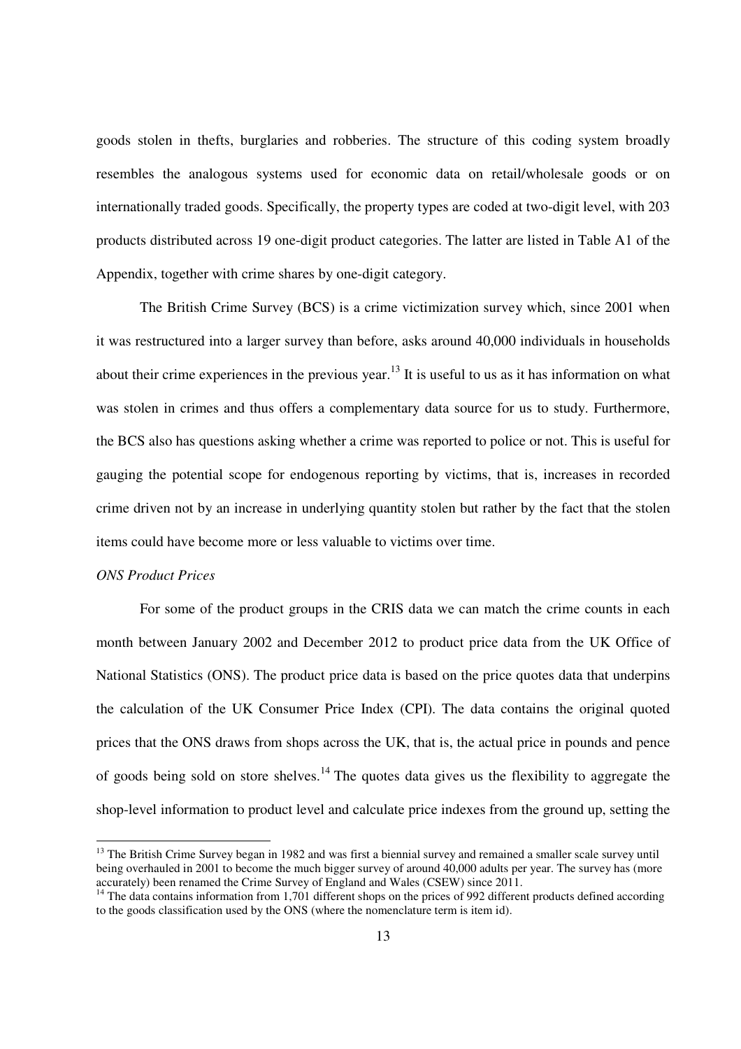goods stolen in thefts, burglaries and robberies. The structure of this coding system broadly resembles the analogous systems used for economic data on retail/wholesale goods or on internationally traded goods. Specifically, the property types are coded at two-digit level, with 203 products distributed across 19 one-digit product categories. The latter are listed in Table A1 of the Appendix, together with crime shares by one-digit category.

The British Crime Survey (BCS) is a crime victimization survey which, since 2001 when it was restructured into a larger survey than before, asks around 40,000 individuals in households about their crime experiences in the previous year.[13] It is useful to us as it has information on what was stolen in crimes and thus offers a complementary data source for us to study. Furthermore, the BCS also has questions asking whether a crime was reported to police or not. This is useful for gauging the potential scope for endogenous reporting by victims, that is, increases in recorded crime driven not by an increase in underlying quantity stolen but rather by the fact that the stolen items could have become more or less valuable to victims over time.

*ONS Product Prices*

For some of the product groups in the CRIS data we can match the crime counts in each month between January 2002 and December 2012 to product price data from the UK Office of National Statistics (ONS). The product price data is based on the price quotes data that underpins the calculation of the UK Consumer Price Index (CPI). The data contains the original quoted prices that the ONS draws from shops across the UK, that is, the actual price in pounds and pence of goods being sold on store shelves.[14] The quotes data gives us the flexibility to aggregate the shop-level information to product level and calculate price indexes from the ground up, setting the

---

[13] The British Crime Survey began in 1982 and was first a biennial survey and remained a smaller scale survey until being overhauled in 2001 to become the much bigger survey of around 40,000 adults per year. The survey has (more accurately) been renamed the Crime Survey of England and Wales (CSEW) since 2011.

[14] The data contains information from 1,701 different shops on the prices of 992 different products defined according to the goods classification used by the ONS (where the nomenclature term is item id).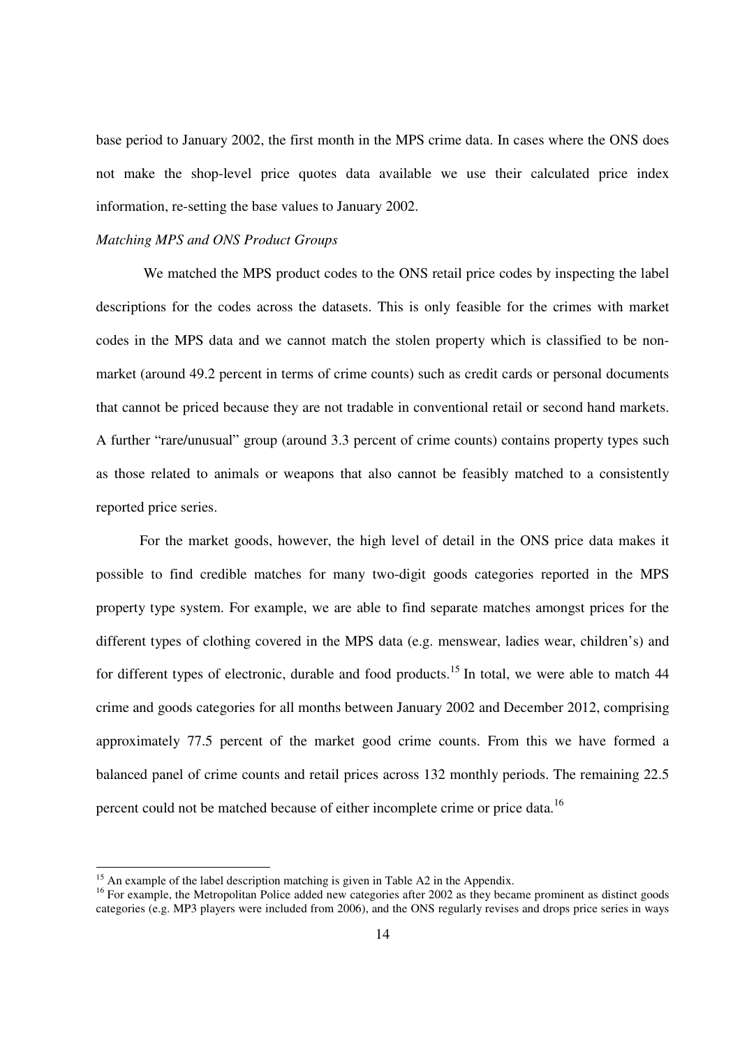base period to January 2002, the first month in the MPS crime data. In cases where the ONS does not make the shop-level price quotes data available we use their calculated price index information, re-setting the base values to January 2002.

*Matching MPS and ONS Product Groups*

We matched the MPS product codes to the ONS retail price codes by inspecting the label descriptions for the codes across the datasets. This is only feasible for the crimes with market codes in the MPS data and we cannot match the stolen property which is classified to be non-market (around 49.2 percent in terms of crime counts) such as credit cards or personal documents that cannot be priced because they are not tradable in conventional retail or second hand markets. A further "rare/unusual" group (around 3.3 percent of crime counts) contains property types such as those related to animals or weapons that also cannot be feasibly matched to a consistently reported price series.

For the market goods, however, the high level of detail in the ONS price data makes it possible to find credible matches for many two-digit goods categories reported in the MPS property type system. For example, we are able to find separate matches amongst prices for the different types of clothing covered in the MPS data (e.g. menswear, ladies wear, children's) and for different types of electronic, durable and food products.[15] In total, we were able to match 44 crime and goods categories for all months between January 2002 and December 2012, comprising approximately 77.5 percent of the market good crime counts. From this we have formed a balanced panel of crime counts and retail prices across 132 monthly periods. The remaining 22.5 percent could not be matched because of either incomplete crime or price data.[16]

[15] An example of the label description matching is given in Table A2 in the Appendix.

[16] For example, the Metropolitan Police added new categories after 2002 as they became prominent as distinct goods categories (e.g. MP3 players were included from 2006), and the ONS regularly revises and drops price series in ways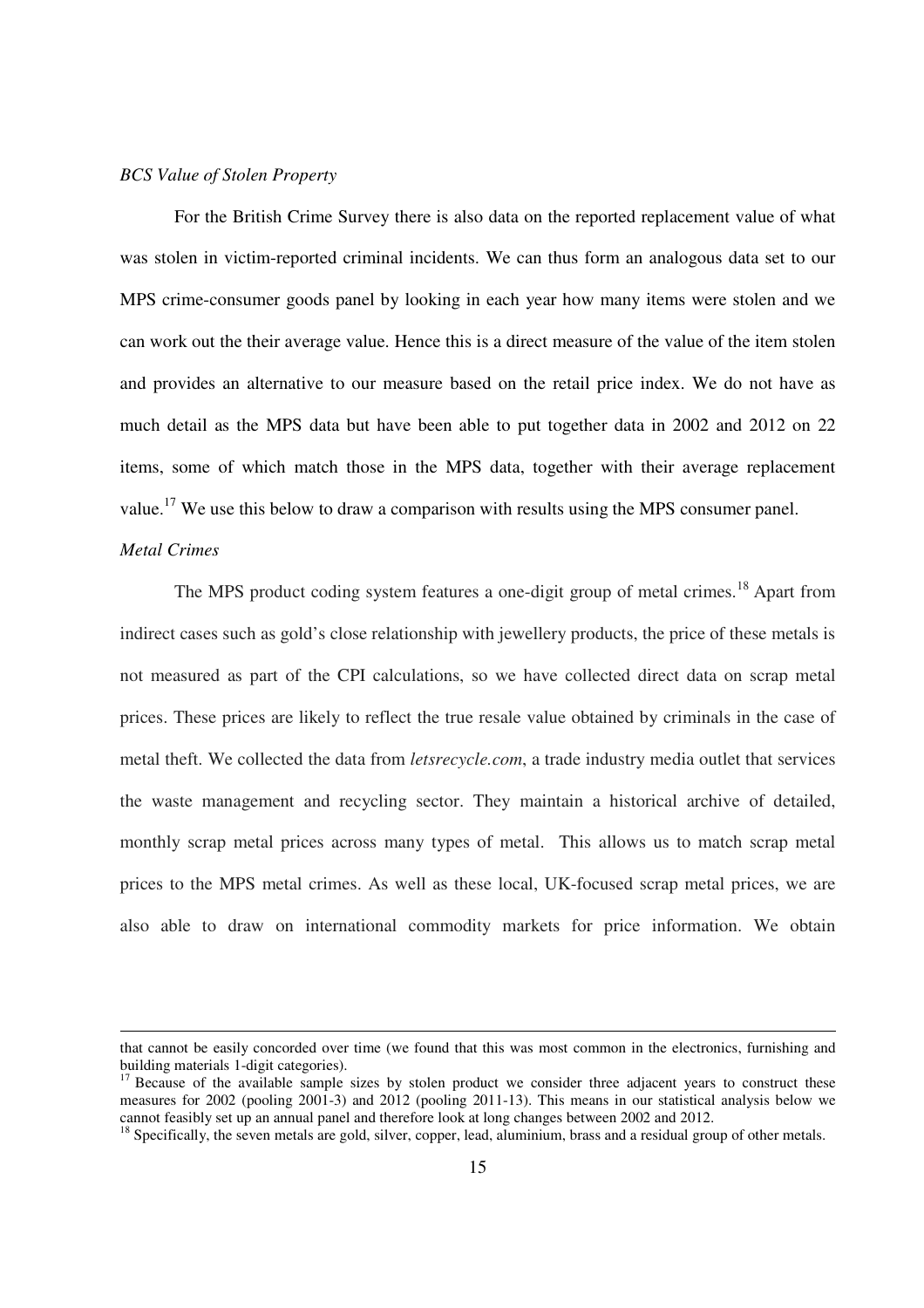*BCS Value of Stolen Property*

For the British Crime Survey there is also data on the reported replacement value of what was stolen in victim-reported criminal incidents. We can thus form an analogous data set to our MPS crime-consumer goods panel by looking in each year how many items were stolen and we can work out the their average value. Hence this is a direct measure of the value of the item stolen and provides an alternative to our measure based on the retail price index. We do not have as much detail as the MPS data but have been able to put together data in 2002 and 2012 on 22 items, some of which match those in the MPS data, together with their average replacement value.[17] We use this below to draw a comparison with results using the MPS consumer panel.

*Metal Crimes*

The MPS product coding system features a one-digit group of metal crimes.[18] Apart from indirect cases such as gold's close relationship with jewellery products, the price of these metals is not measured as part of the CPI calculations, so we have collected direct data on scrap metal prices. These prices are likely to reflect the true resale value obtained by criminals in the case of metal theft. We collected the data from *letsrecycle.com*, a trade industry media outlet that services the waste management and recycling sector. They maintain a historical archive of detailed, monthly scrap metal prices across many types of metal. This allows us to match scrap metal prices to the MPS metal crimes. As well as these local, UK-focused scrap metal prices, we are also able to draw on international commodity markets for price information. We obtain

---

that cannot be easily concorded over time (we found that this was most common in the electronics, furnishing and building materials 1-digit categories).

[17] Because of the available sample sizes by stolen product we consider three adjacent years to construct these measures for 2002 (pooling 2001-3) and 2012 (pooling 2011-13). This means in our statistical analysis below we cannot feasibly set up an annual panel and therefore look at long changes between 2002 and 2012.

[18] Specifically, the seven metals are gold, silver, copper, lead, aluminium, brass and a residual group of other metals.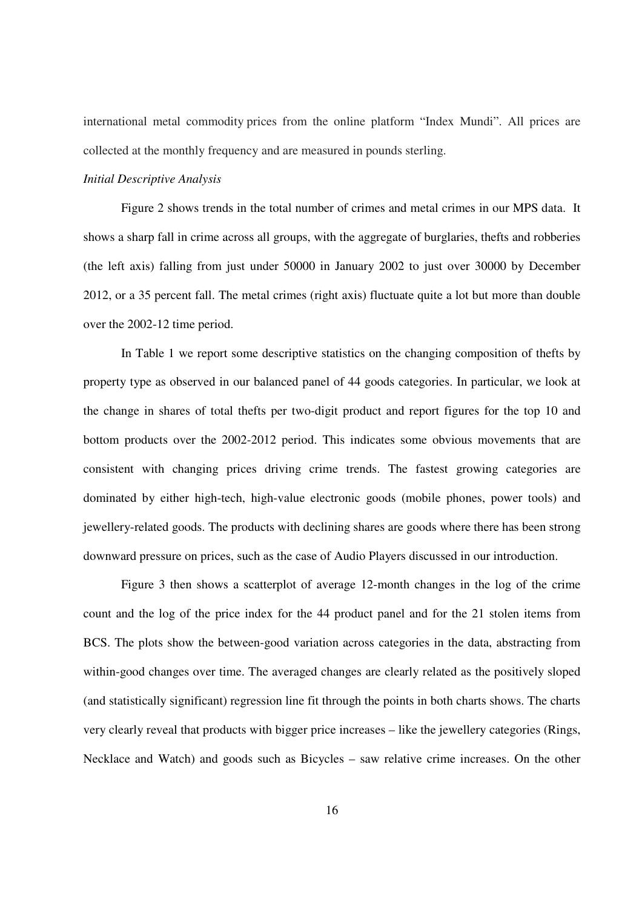international metal commodity prices from the online platform "Index Mundi". All prices are collected at the monthly frequency and are measured in pounds sterling.

*Initial Descriptive Analysis*

Figure 2 shows trends in the total number of crimes and metal crimes in our MPS data. It shows a sharp fall in crime across all groups, with the aggregate of burglaries, thefts and robberies (the left axis) falling from just under 50000 in January 2002 to just over 30000 by December 2012, or a 35 percent fall. The metal crimes (right axis) fluctuate quite a lot but more than double over the 2002-12 time period.

In Table 1 we report some descriptive statistics on the changing composition of thefts by property type as observed in our balanced panel of 44 goods categories. In particular, we look at the change in shares of total thefts per two-digit product and report figures for the top 10 and bottom products over the 2002-2012 period. This indicates some obvious movements that are consistent with changing prices driving crime trends. The fastest growing categories are dominated by either high-tech, high-value electronic goods (mobile phones, power tools) and jewellery-related goods. The products with declining shares are goods where there has been strong downward pressure on prices, such as the case of Audio Players discussed in our introduction.

Figure 3 then shows a scatterplot of average 12-month changes in the log of the crime count and the log of the price index for the 44 product panel and for the 21 stolen items from BCS. The plots show the between-good variation across categories in the data, abstracting from within-good changes over time. The averaged changes are clearly related as the positively sloped (and statistically significant) regression line fit through the points in both charts shows. The charts very clearly reveal that products with bigger price increases – like the jewellery categories (Rings, Necklace and Watch) and goods such as Bicycles – saw relative crime increases. On the other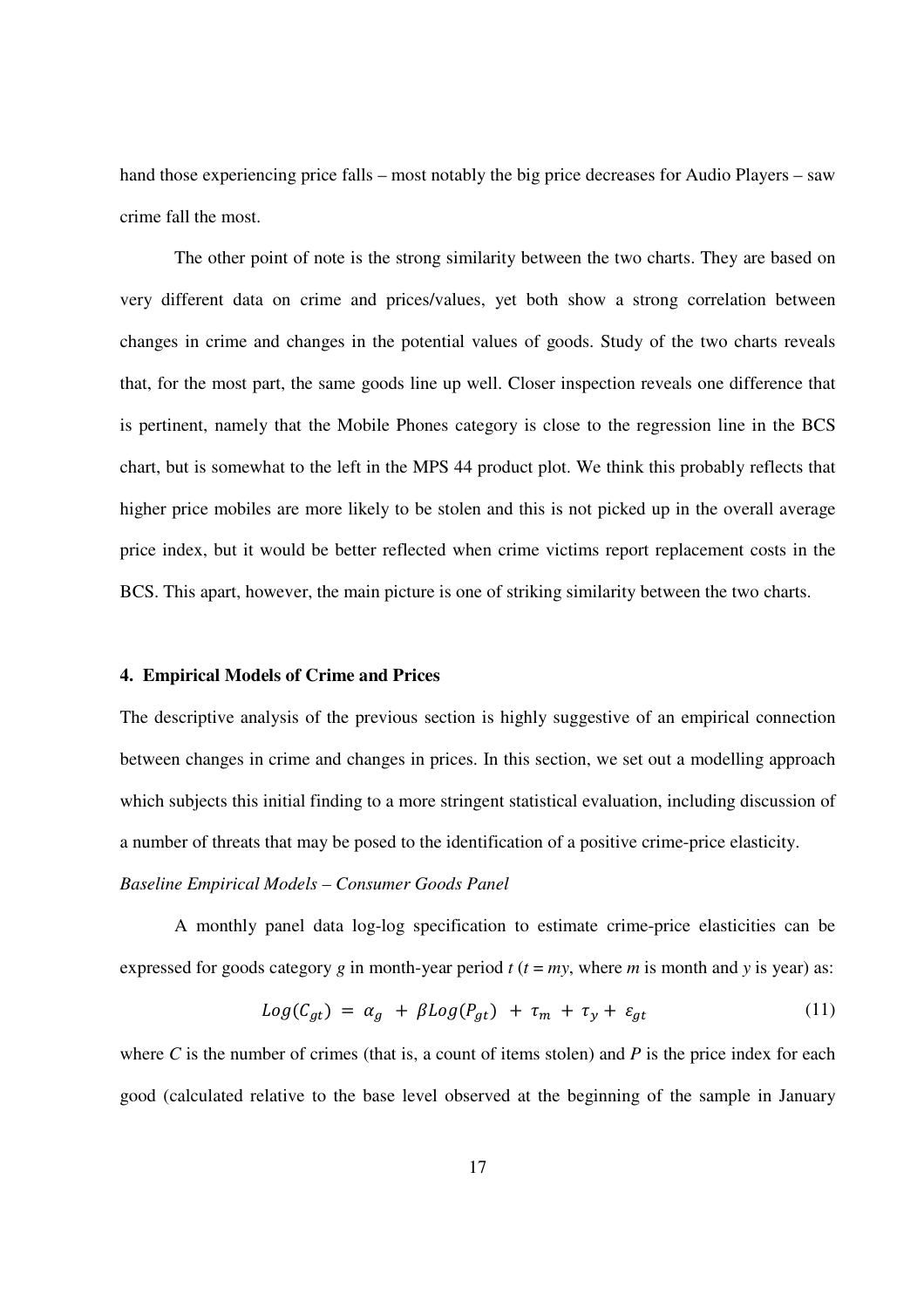hand those experiencing price falls – most notably the big price decreases for Audio Players – saw crime fall the most.

The other point of note is the strong similarity between the two charts. They are based on very different data on crime and prices/values, yet both show a strong correlation between changes in crime and changes in the potential values of goods. Study of the two charts reveals that, for the most part, the same goods line up well. Closer inspection reveals one difference that is pertinent, namely that the Mobile Phones category is close to the regression line in the BCS chart, but is somewhat to the left in the MPS 44 product plot. We think this probably reflects that higher price mobiles are more likely to be stolen and this is not picked up in the overall average price index, but it would be better reflected when crime victims report replacement costs in the BCS. This apart, however, the main picture is one of striking similarity between the two charts.

### 4. Empirical Models of Crime and Prices

The descriptive analysis of the previous section is highly suggestive of an empirical connection between changes in crime and changes in prices. In this section, we set out a modelling approach which subjects this initial finding to a more stringent statistical evaluation, including discussion of a number of threats that may be posed to the identification of a positive crime-price elasticity.

*Baseline Empirical Models – Consumer Goods Panel*

A monthly panel data log-log specification to estimate crime-price elasticities can be expressed for goods category $g$ in month-year period $t$ ($t = my$, where $m$ is month and $y$ is year) as:

$$Log(C_{gt}) = \alpha_g + \beta Log(P_{gt}) + \tau_m + \tau_y + \varepsilon_{gt} \tag{11}$$

where $C$ is the number of crimes (that is, a count of items stolen) and $P$ is the price index for each good (calculated relative to the base level observed at the beginning of the sample in January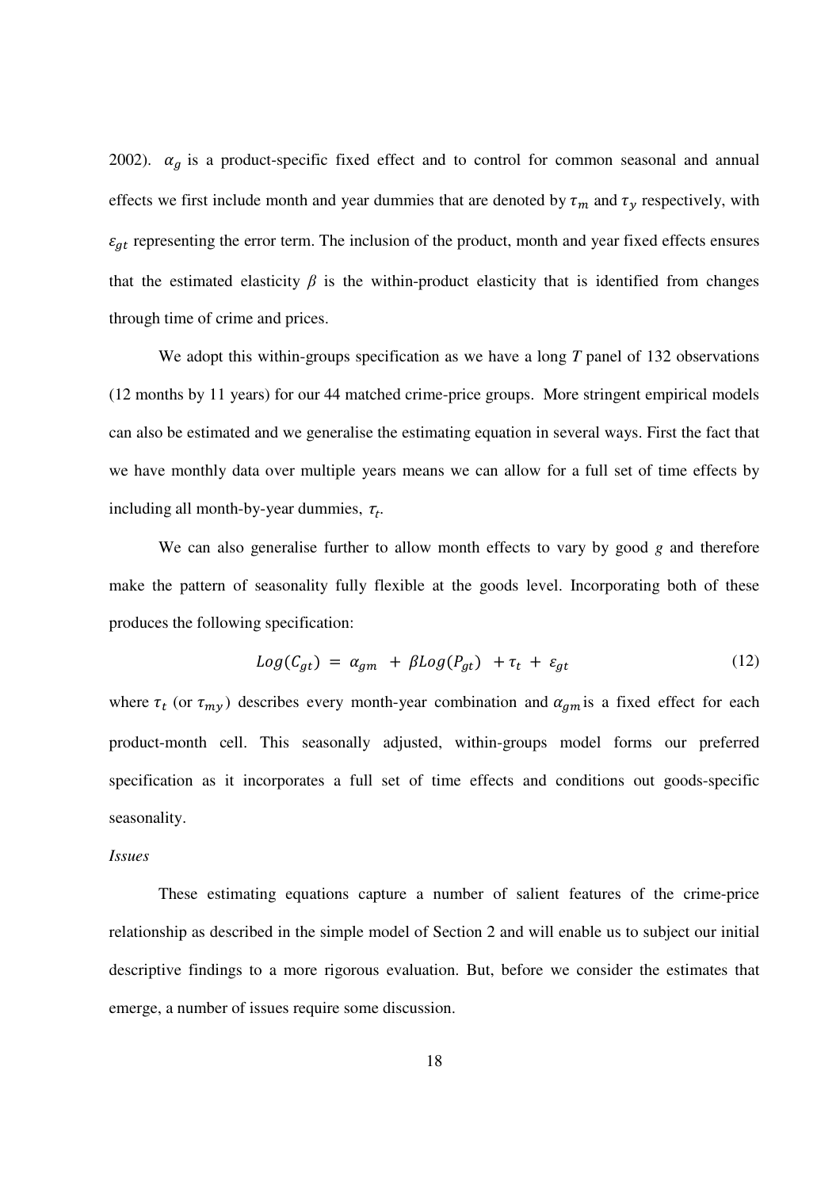2002). $\alpha_g$ is a product-specific fixed effect and to control for common seasonal and annual effects we first include month and year dummies that are denoted by $\tau_m$ and $\tau_y$ respectively, with $\varepsilon_{gt}$ representing the error term. The inclusion of the product, month and year fixed effects ensures that the estimated elasticity $\beta$ is the within-product elasticity that is identified from changes through time of crime and prices.

We adopt this within-groups specification as we have a long $T$ panel of 132 observations (12 months by 11 years) for our 44 matched crime-price groups. More stringent empirical models can also be estimated and we generalise the estimating equation in several ways. First the fact that we have monthly data over multiple years means we can allow for a full set of time effects by including all month-by-year dummies, $\tau_t$.

We can also generalise further to allow month effects to vary by good $g$ and therefore make the pattern of seasonality fully flexible at the goods level. Incorporating both of these produces the following specification:

$$Log(C_{gt}) = \alpha_{gm} + \beta Log(P_{gt}) + \tau_t + \varepsilon_{gt} \tag{12}$$

where $\tau_t$ (or $\tau_{my}$) describes every month-year combination and $\alpha_{gm}$ is a fixed effect for each product-month cell. This seasonally adjusted, within-groups model forms our preferred specification as it incorporates a full set of time effects and conditions out goods-specific seasonality.

*Issues*

These estimating equations capture a number of salient features of the crime-price relationship as described in the simple model of Section 2 and will enable us to subject our initial descriptive findings to a more rigorous evaluation. But, before we consider the estimates that emerge, a number of issues require some discussion.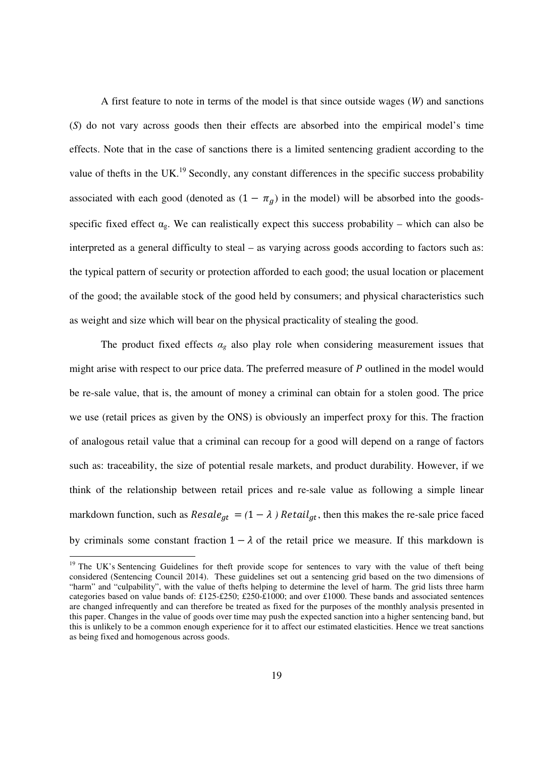A first feature to note in terms of the model is that since outside wages ($W$) and sanctions ($S$) do not vary across goods then their effects are absorbed into the empirical model's time effects. Note that in the case of sanctions there is a limited sentencing gradient according to the value of thefts in the UK.[19] Secondly, any constant differences in the specific success probability associated with each good (denoted as $(1 - \pi_g)$ in the model) will be absorbed into the goods-specific fixed effect $\alpha_g$. We can realistically expect this success probability – which can also be interpreted as a general difficulty to steal – as varying across goods according to factors such as: the typical pattern of security or protection afforded to each good; the usual location or placement of the good; the available stock of the good held by consumers; and physical characteristics such as weight and size which will bear on the physical practicality of stealing the good.

The product fixed effects $\alpha_g$ also play role when considering measurement issues that might arise with respect to our price data. The preferred measure of $P$ outlined in the model would be re-sale value, that is, the amount of money a criminal can obtain for a stolen good. The price we use (retail prices as given by the ONS) is obviously an imperfect proxy for this. The fraction of analogous retail value that a criminal can recoup for a good will depend on a range of factors such as: traceability, the size of potential resale markets, and product durability. However, if we think of the relationship between retail prices and re-sale value as following a simple linear markdown function, such as $Resale_{gt} = (1 - \lambda) \, Retail_{gt}$, then this makes the re-sale price faced by criminals some constant fraction $1 - \lambda$ of the retail price we measure. If this markdown is

[19] The UK's Sentencing Guidelines for theft provide scope for sentences to vary with the value of theft being considered (Sentencing Council 2014). These guidelines set out a sentencing grid based on the two dimensions of "harm" and "culpability", with the value of thefts helping to determine the level of harm. The grid lists three harm categories based on value bands of: £125-£250; £250-£1000; and over £1000. These bands and associated sentences are changed infrequently and can therefore be treated as fixed for the purposes of the monthly analysis presented in this paper. Changes in the value of goods over time may push the expected sanction into a higher sentencing band, but this is unlikely to be a common enough experience for it to affect our estimated elasticities. Hence we treat sanctions as being fixed and homogenous across goods.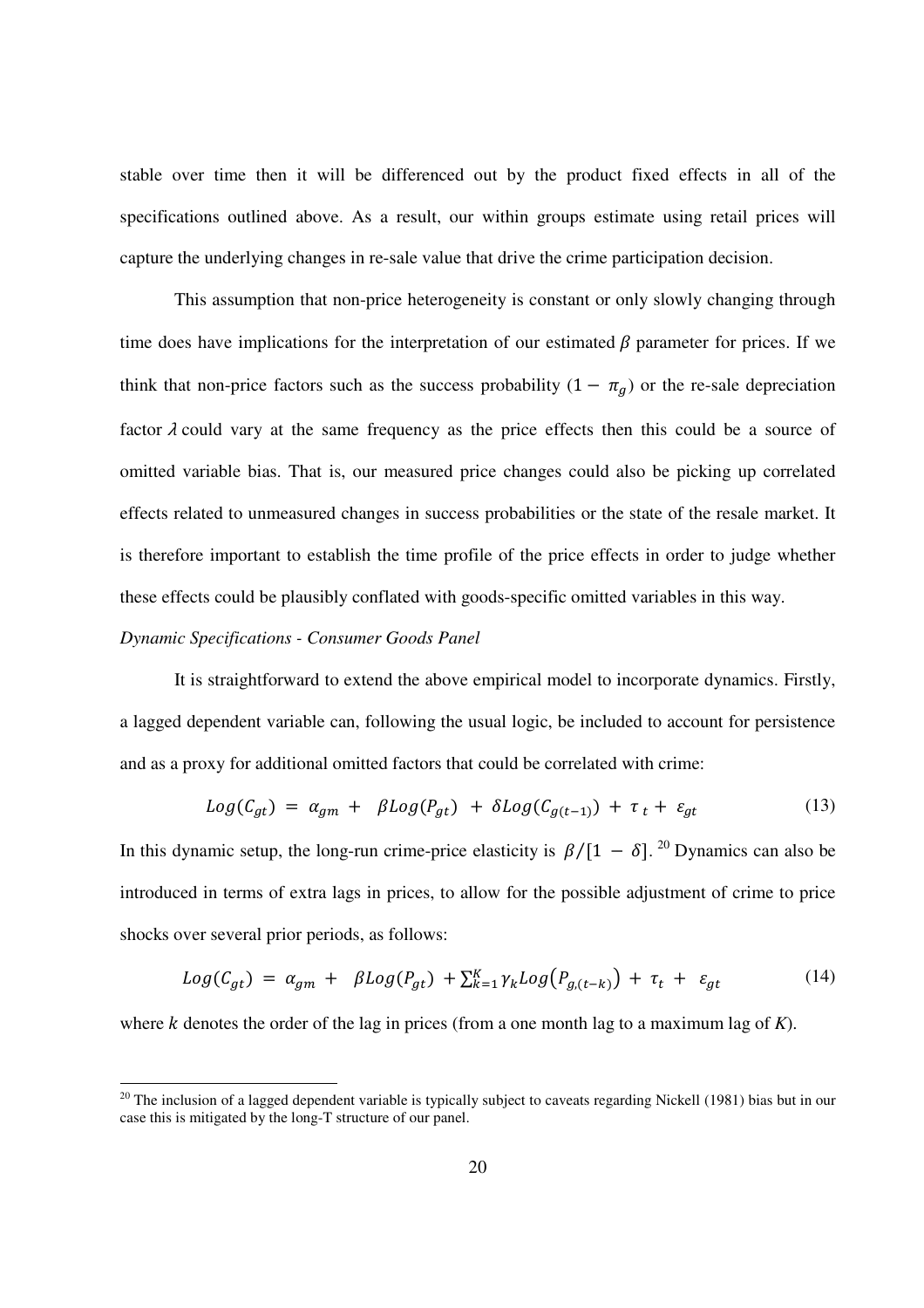stable over time then it will be differenced out by the product fixed effects in all of the specifications outlined above. As a result, our within groups estimate using retail prices will capture the underlying changes in re-sale value that drive the crime participation decision.

This assumption that non-price heterogeneity is constant or only slowly changing through time does have implications for the interpretation of our estimated $\beta$ parameter for prices. If we think that non-price factors such as the success probability $(1 - \pi_g)$ or the re-sale depreciation factor $\lambda$ could vary at the same frequency as the price effects then this could be a source of omitted variable bias. That is, our measured price changes could also be picking up correlated effects related to unmeasured changes in success probabilities or the state of the resale market. It is therefore important to establish the time profile of the price effects in order to judge whether these effects could be plausibly conflated with goods-specific omitted variables in this way.

*Dynamic Specifications - Consumer Goods Panel*

It is straightforward to extend the above empirical model to incorporate dynamics. Firstly, a lagged dependent variable can, following the usual logic, be included to account for persistence and as a proxy for additional omitted factors that could be correlated with crime:

$$Log(C_{gt}) = \alpha_{gm} + \beta Log(P_{gt}) + \delta Log(C_{g(t-1)}) + \tau_t + \varepsilon_{gt} \tag{13}$$

In this dynamic setup, the long-run crime-price elasticity is $\beta/[1 - \delta]$.[20] Dynamics can also be introduced in terms of extra lags in prices, to allow for the possible adjustment of crime to price shocks over several prior periods, as follows:

$$Log(C_{gt}) = \alpha_{gm} + \beta Log(P_{gt}) + \sum_{k=1}^{K} \gamma_k Log\left(P_{g,(t-k)}\right) + \tau_t + \varepsilon_{gt} \tag{14}$$

where $k$ denotes the order of the lag in prices (from a one month lag to a maximum lag of $K$).

[20] The inclusion of a lagged dependent variable is typically subject to caveats regarding Nickell (1981) bias but in our case this is mitigated by the long-T structure of our panel.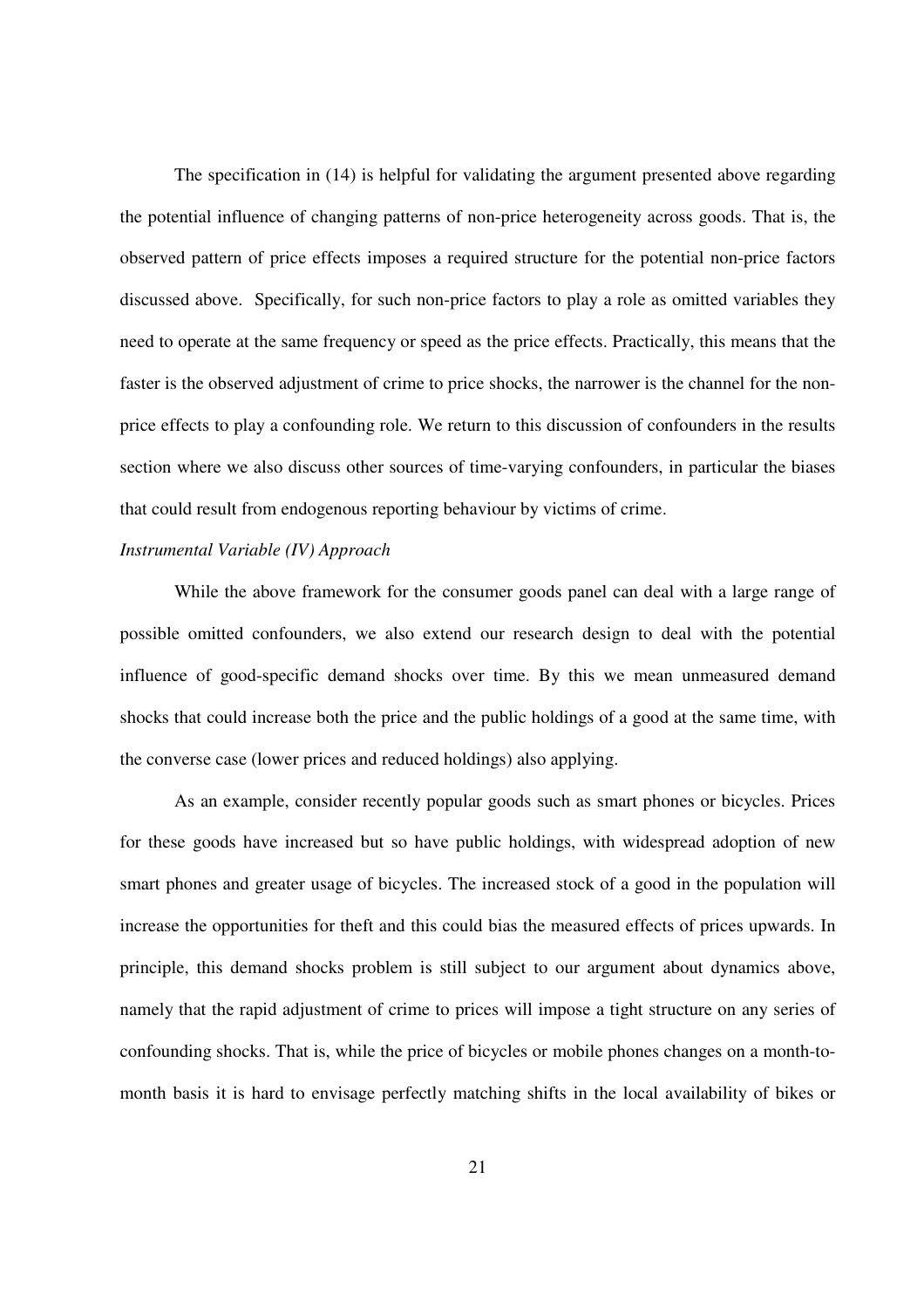The specification in (14) is helpful for validating the argument presented above regarding the potential influence of changing patterns of non-price heterogeneity across goods. That is, the observed pattern of price effects imposes a required structure for the potential non-price factors discussed above. Specifically, for such non-price factors to play a role as omitted variables they need to operate at the same frequency or speed as the price effects. Practically, this means that the faster is the observed adjustment of crime to price shocks, the narrower is the channel for the non-price effects to play a confounding role. We return to this discussion of confounders in the results section where we also discuss other sources of time-varying confounders, in particular the biases that could result from endogenous reporting behaviour by victims of crime.

*Instrumental Variable (IV) Approach*

While the above framework for the consumer goods panel can deal with a large range of possible omitted confounders, we also extend our research design to deal with the potential influence of good-specific demand shocks over time. By this we mean unmeasured demand shocks that could increase both the price and the public holdings of a good at the same time, with the converse case (lower prices and reduced holdings) also applying.

As an example, consider recently popular goods such as smart phones or bicycles. Prices for these goods have increased but so have public holdings, with widespread adoption of new smart phones and greater usage of bicycles. The increased stock of a good in the population will increase the opportunities for theft and this could bias the measured effects of prices upwards. In principle, this demand shocks problem is still subject to our argument about dynamics above, namely that the rapid adjustment of crime to prices will impose a tight structure on any series of confounding shocks. That is, while the price of bicycles or mobile phones changes on a month-to-month basis it is hard to envisage perfectly matching shifts in the local availability of bikes or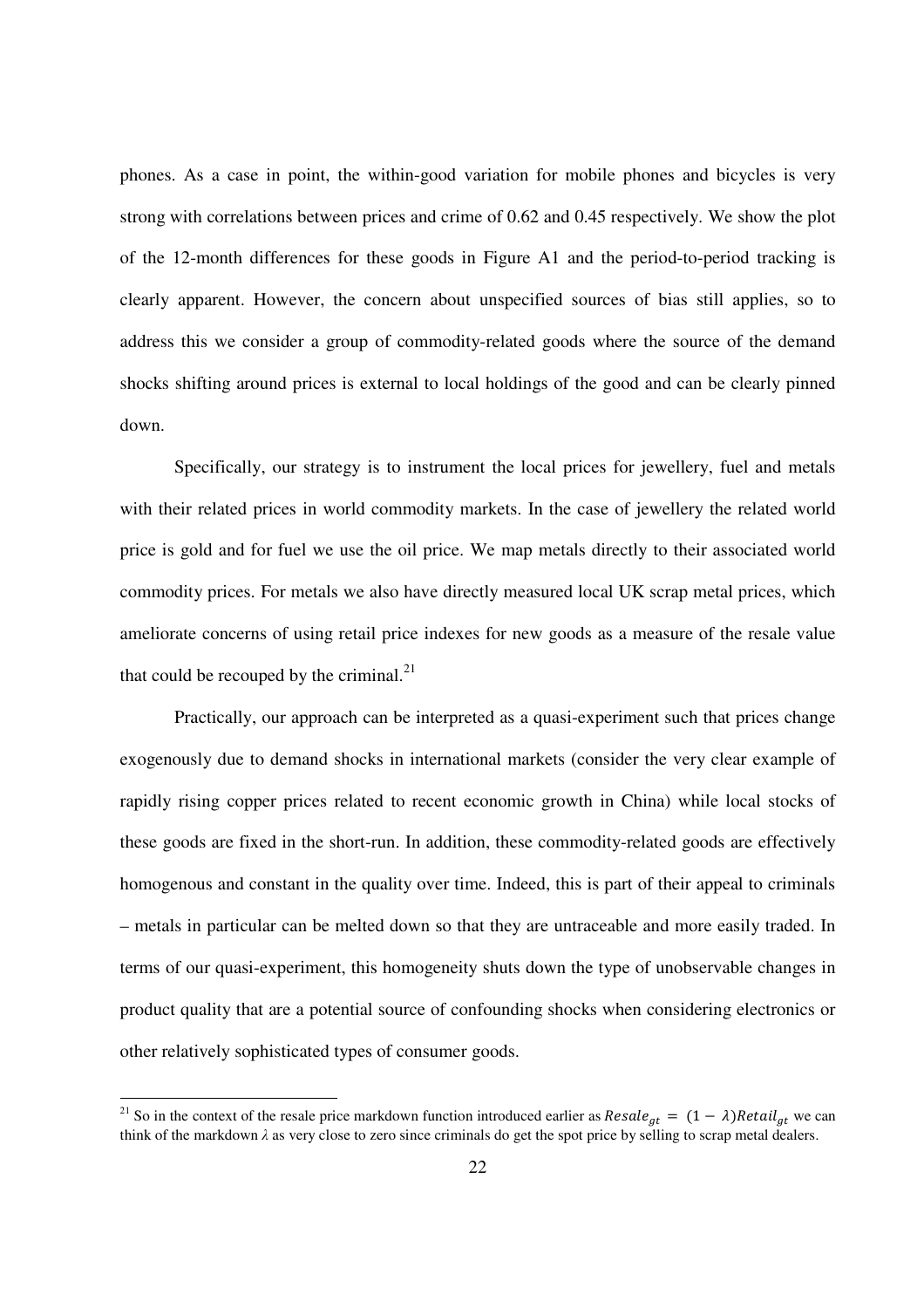phones. As a case in point, the within-good variation for mobile phones and bicycles is very strong with correlations between prices and crime of 0.62 and 0.45 respectively. We show the plot of the 12-month differences for these goods in Figure A1 and the period-to-period tracking is clearly apparent. However, the concern about unspecified sources of bias still applies, so to address this we consider a group of commodity-related goods where the source of the demand shocks shifting around prices is external to local holdings of the good and can be clearly pinned down.

Specifically, our strategy is to instrument the local prices for jewellery, fuel and metals with their related prices in world commodity markets. In the case of jewellery the related world price is gold and for fuel we use the oil price. We map metals directly to their associated world commodity prices. For metals we also have directly measured local UK scrap metal prices, which ameliorate concerns of using retail price indexes for new goods as a measure of the resale value that could be recouped by the criminal.[21]

Practically, our approach can be interpreted as a quasi-experiment such that prices change exogenously due to demand shocks in international markets (consider the very clear example of rapidly rising copper prices related to recent economic growth in China) while local stocks of these goods are fixed in the short-run. In addition, these commodity-related goods are effectively homogenous and constant in the quality over time. Indeed, this is part of their appeal to criminals – metals in particular can be melted down so that they are untraceable and more easily traded. In terms of our quasi-experiment, this homogeneity shuts down the type of unobservable changes in product quality that are a potential source of confounding shocks when considering electronics or other relatively sophisticated types of consumer goods.

[21] So in the context of the resale price markdown function introduced earlier as $Resale_{gt} = (1 - \lambda)Retail_{gt}$ we can think of the markdown $\lambda$ as very close to zero since criminals do get the spot price by selling to scrap metal dealers.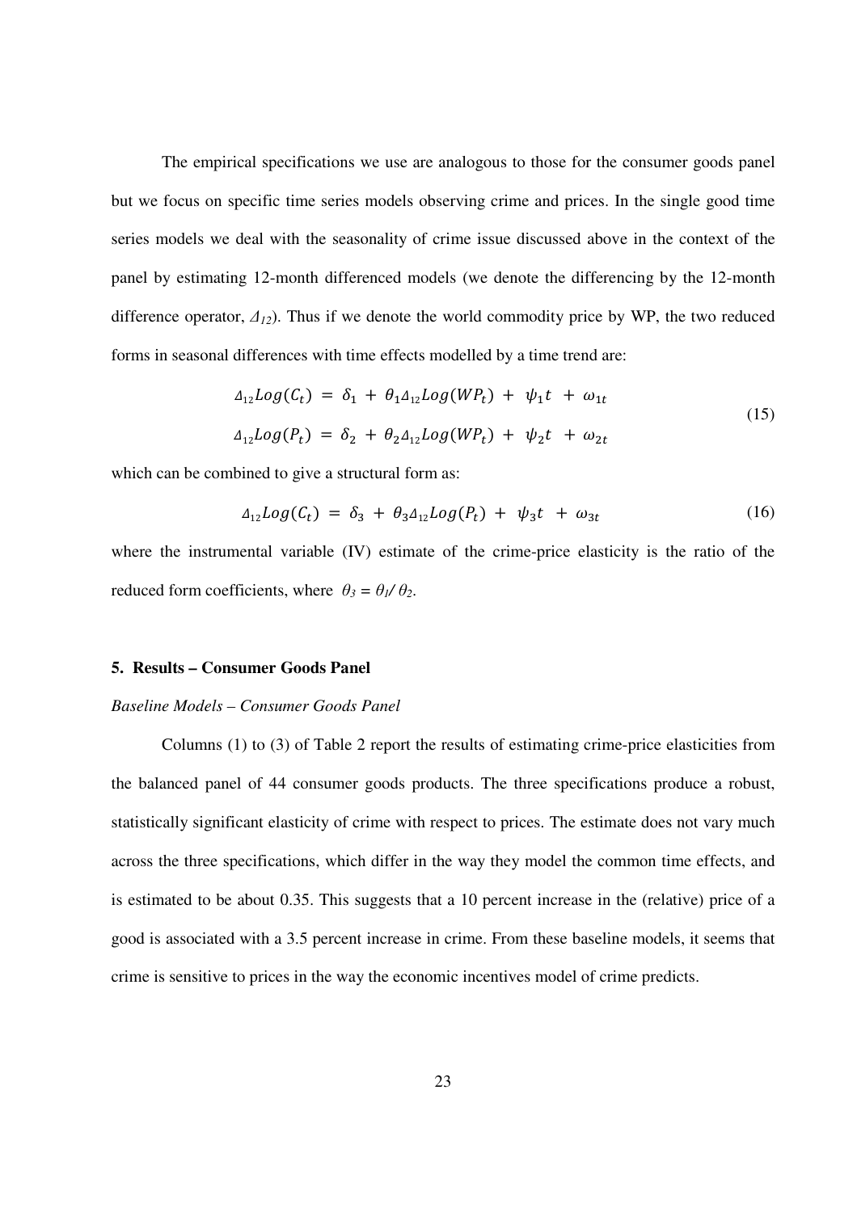The empirical specifications we use are analogous to those for the consumer goods panel but we focus on specific time series models observing crime and prices. In the single good time series models we deal with the seasonality of crime issue discussed above in the context of the panel by estimating 12-month differenced models (we denote the differencing by the 12-month difference operator, $\Delta_{12}$). Thus if we denote the world commodity price by WP, the two reduced forms in seasonal differences with time effects modelled by a time trend are:

$$
\begin{aligned}
\Delta_{12}Log(C_t) &= \delta_1 + \theta_1 \Delta_{12}Log(WP_t) + \psi_1 t + \omega_{1t} \\
\Delta_{12}Log(P_t) &= \delta_2 + \theta_2 \Delta_{12}Log(WP_t) + \psi_2 t + \omega_{2t}
\end{aligned}
\tag{15}
$$

which can be combined to give a structural form as:

$$
\Delta_{12}Log(C_t) = \delta_3 + \theta_3 \Delta_{12}Log(P_t) + \psi_3 t + \omega_{3t} \tag{16}
$$

where the instrumental variable (IV) estimate of the crime-price elasticity is the ratio of the reduced form coefficients, where $\theta_3 = \theta_1 / \theta_2$.

## 5. Results – Consumer Goods Panel

*Baseline Models – Consumer Goods Panel*

Columns (1) to (3) of Table 2 report the results of estimating crime-price elasticities from the balanced panel of 44 consumer goods products. The three specifications produce a robust, statistically significant elasticity of crime with respect to prices. The estimate does not vary much across the three specifications, which differ in the way they model the common time effects, and is estimated to be about 0.35. This suggests that a 10 percent increase in the (relative) price of a good is associated with a 3.5 percent increase in crime. From these baseline models, it seems that crime is sensitive to prices in the way the economic incentives model of crime predicts.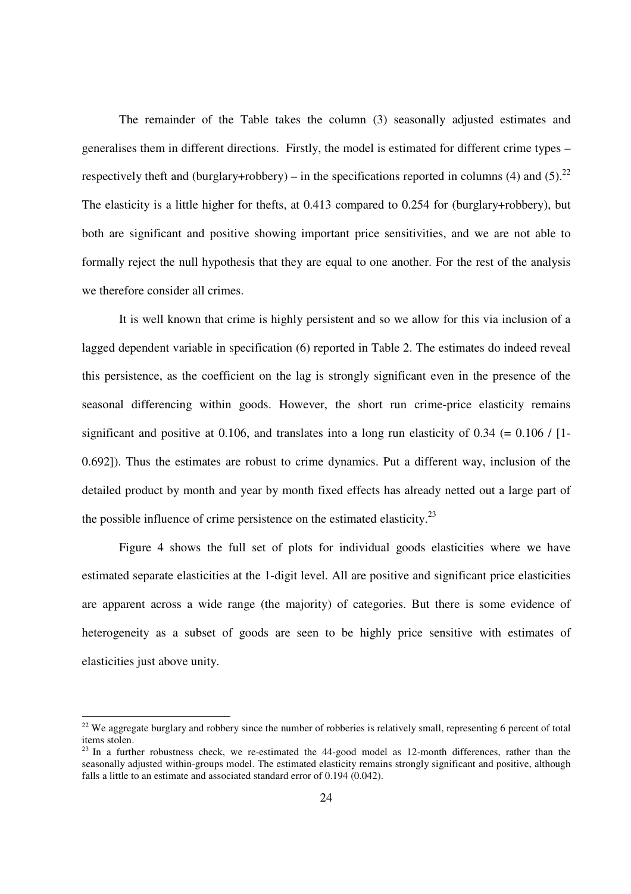The remainder of the Table takes the column (3) seasonally adjusted estimates and generalises them in different directions. Firstly, the model is estimated for different crime types – respectively theft and (burglary+robbery) – in the specifications reported in columns (4) and (5).[22] The elasticity is a little higher for thefts, at 0.413 compared to 0.254 for (burglary+robbery), but both are significant and positive showing important price sensitivities, and we are not able to formally reject the null hypothesis that they are equal to one another. For the rest of the analysis we therefore consider all crimes.

It is well known that crime is highly persistent and so we allow for this via inclusion of a lagged dependent variable in specification (6) reported in Table 2. The estimates do indeed reveal this persistence, as the coefficient on the lag is strongly significant even in the presence of the seasonal differencing within goods. However, the short run crime-price elasticity remains significant and positive at 0.106, and translates into a long run elasticity of 0.34 (= 0.106 / [1-0.692]). Thus the estimates are robust to crime dynamics. Put a different way, inclusion of the detailed product by month and year by month fixed effects has already netted out a large part of the possible influence of crime persistence on the estimated elasticity.[23]

Figure 4 shows the full set of plots for individual goods elasticities where we have estimated separate elasticities at the 1-digit level. All are positive and significant price elasticities are apparent across a wide range (the majority) of categories. But there is some evidence of heterogeneity as a subset of goods are seen to be highly price sensitive with estimates of elasticities just above unity.

---

[22] We aggregate burglary and robbery since the number of robberies is relatively small, representing 6 percent of total items stolen.

[23] In a further robustness check, we re-estimated the 44-good model as 12-month differences, rather than the seasonally adjusted within-groups model. The estimated elasticity remains strongly significant and positive, although falls a little to an estimate and associated standard error of 0.194 (0.042).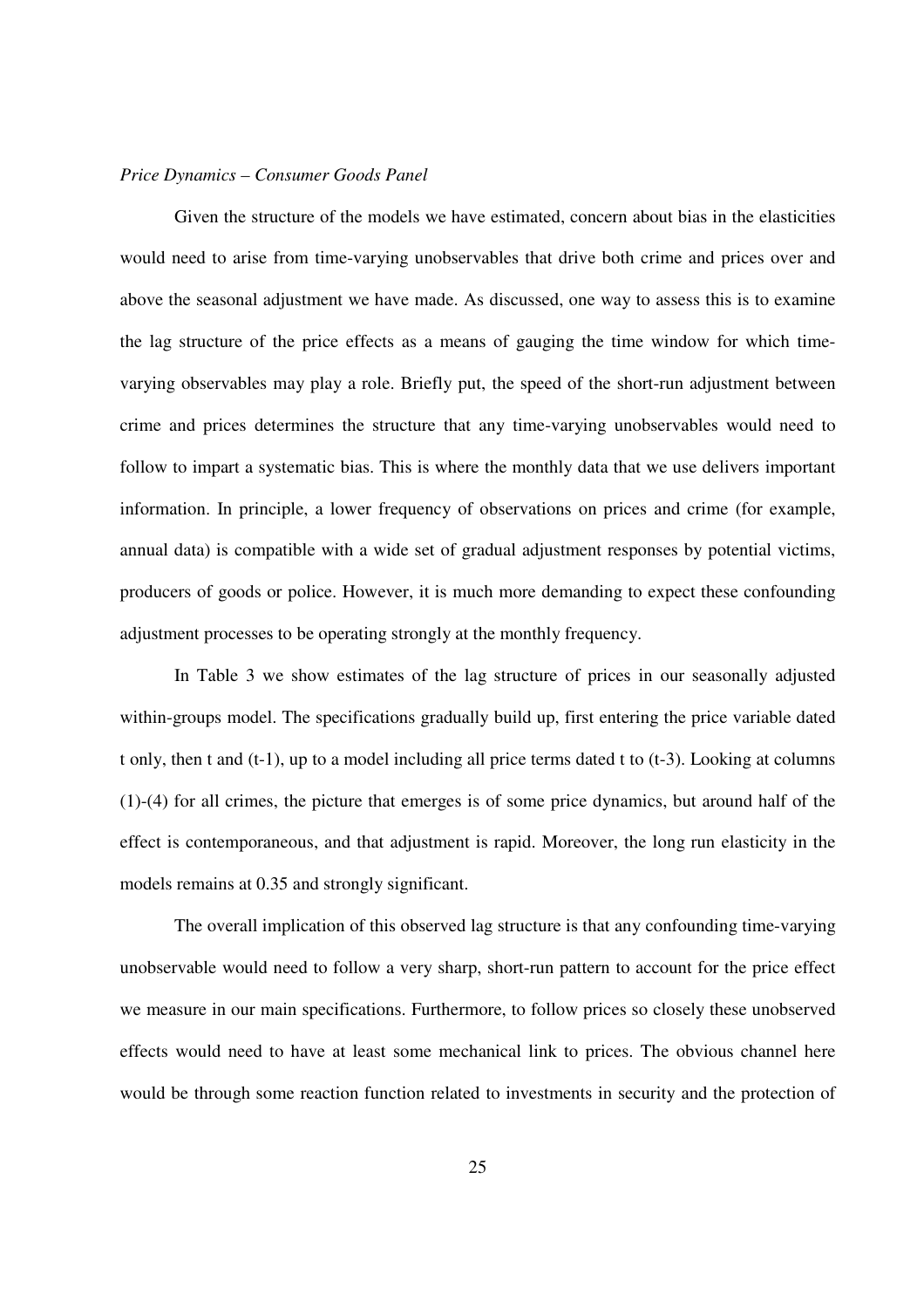*Price Dynamics – Consumer Goods Panel*

Given the structure of the models we have estimated, concern about bias in the elasticities would need to arise from time-varying unobservables that drive both crime and prices over and above the seasonal adjustment we have made. As discussed, one way to assess this is to examine the lag structure of the price effects as a means of gauging the time window for which time-varying observables may play a role. Briefly put, the speed of the short-run adjustment between crime and prices determines the structure that any time-varying unobservables would need to follow to impart a systematic bias. This is where the monthly data that we use delivers important information. In principle, a lower frequency of observations on prices and crime (for example, annual data) is compatible with a wide set of gradual adjustment responses by potential victims, producers of goods or police. However, it is much more demanding to expect these confounding adjustment processes to be operating strongly at the monthly frequency.

In Table 3 we show estimates of the lag structure of prices in our seasonally adjusted within-groups model. The specifications gradually build up, first entering the price variable dated t only, then t and (t-1), up to a model including all price terms dated t to (t-3). Looking at columns (1)-(4) for all crimes, the picture that emerges is of some price dynamics, but around half of the effect is contemporaneous, and that adjustment is rapid. Moreover, the long run elasticity in the models remains at 0.35 and strongly significant.

The overall implication of this observed lag structure is that any confounding time-varying unobservable would need to follow a very sharp, short-run pattern to account for the price effect we measure in our main specifications. Furthermore, to follow prices so closely these unobserved effects would need to have at least some mechanical link to prices. The obvious channel here would be through some reaction function related to investments in security and the protection of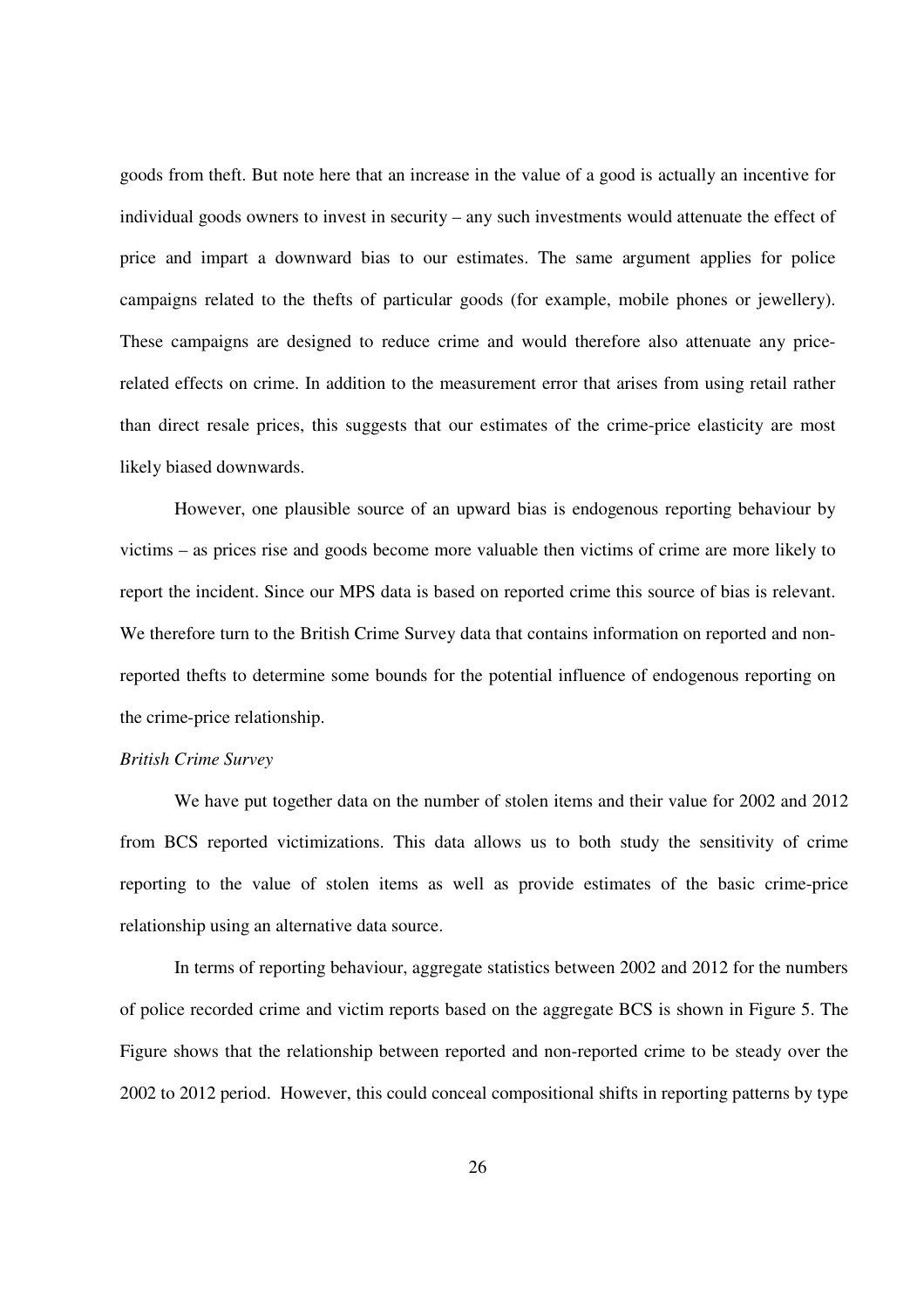goods from theft. But note here that an increase in the value of a good is actually an incentive for individual goods owners to invest in security – any such investments would attenuate the effect of price and impart a downward bias to our estimates. The same argument applies for police campaigns related to the thefts of particular goods (for example, mobile phones or jewellery). These campaigns are designed to reduce crime and would therefore also attenuate any price-related effects on crime. In addition to the measurement error that arises from using retail rather than direct resale prices, this suggests that our estimates of the crime-price elasticity are most likely biased downwards.

However, one plausible source of an upward bias is endogenous reporting behaviour by victims – as prices rise and goods become more valuable then victims of crime are more likely to report the incident. Since our MPS data is based on reported crime this source of bias is relevant. We therefore turn to the British Crime Survey data that contains information on reported and non-reported thefts to determine some bounds for the potential influence of endogenous reporting on the crime-price relationship.

*British Crime Survey*

We have put together data on the number of stolen items and their value for 2002 and 2012 from BCS reported victimizations. This data allows us to both study the sensitivity of crime reporting to the value of stolen items as well as provide estimates of the basic crime-price relationship using an alternative data source.

In terms of reporting behaviour, aggregate statistics between 2002 and 2012 for the numbers of police recorded crime and victim reports based on the aggregate BCS is shown in Figure 5. The Figure shows that the relationship between reported and non-reported crime to be steady over the 2002 to 2012 period. However, this could conceal compositional shifts in reporting patterns by type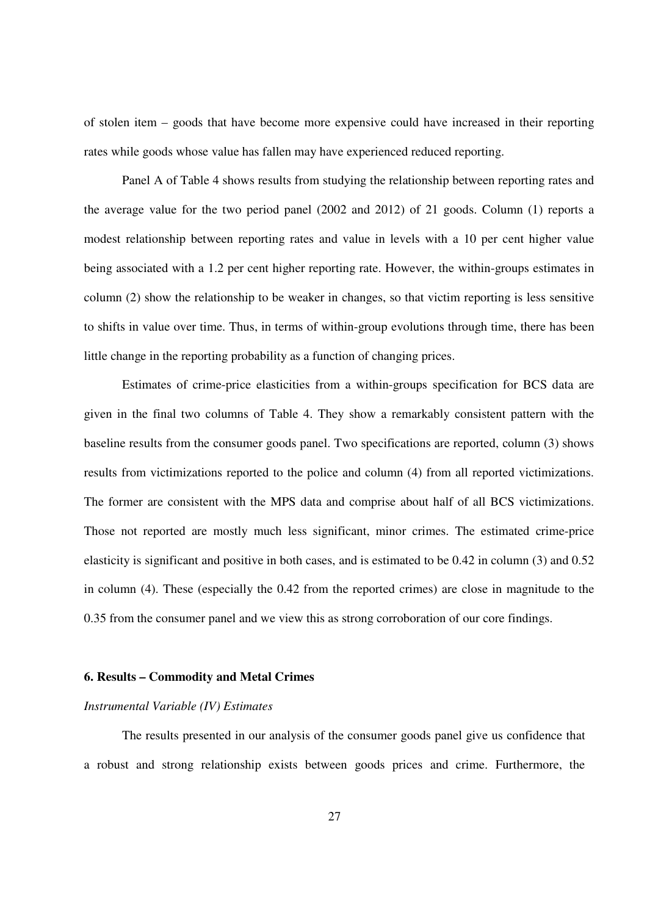of stolen item – goods that have become more expensive could have increased in their reporting rates while goods whose value has fallen may have experienced reduced reporting.

Panel A of Table 4 shows results from studying the relationship between reporting rates and the average value for the two period panel (2002 and 2012) of 21 goods. Column (1) reports a modest relationship between reporting rates and value in levels with a 10 per cent higher value being associated with a 1.2 per cent higher reporting rate. However, the within-groups estimates in column (2) show the relationship to be weaker in changes, so that victim reporting is less sensitive to shifts in value over time. Thus, in terms of within-group evolutions through time, there has been little change in the reporting probability as a function of changing prices.

Estimates of crime-price elasticities from a within-groups specification for BCS data are given in the final two columns of Table 4. They show a remarkably consistent pattern with the baseline results from the consumer goods panel. Two specifications are reported, column (3) shows results from victimizations reported to the police and column (4) from all reported victimizations. The former are consistent with the MPS data and comprise about half of all BCS victimizations. Those not reported are mostly much less significant, minor crimes. The estimated crime-price elasticity is significant and positive in both cases, and is estimated to be 0.42 in column (3) and 0.52 in column (4). These (especially the 0.42 from the reported crimes) are close in magnitude to the 0.35 from the consumer panel and we view this as strong corroboration of our core findings.

### 6. Results – Commodity and Metal Crimes

*Instrumental Variable (IV) Estimates*

The results presented in our analysis of the consumer goods panel give us confidence that a robust and strong relationship exists between goods prices and crime. Furthermore, the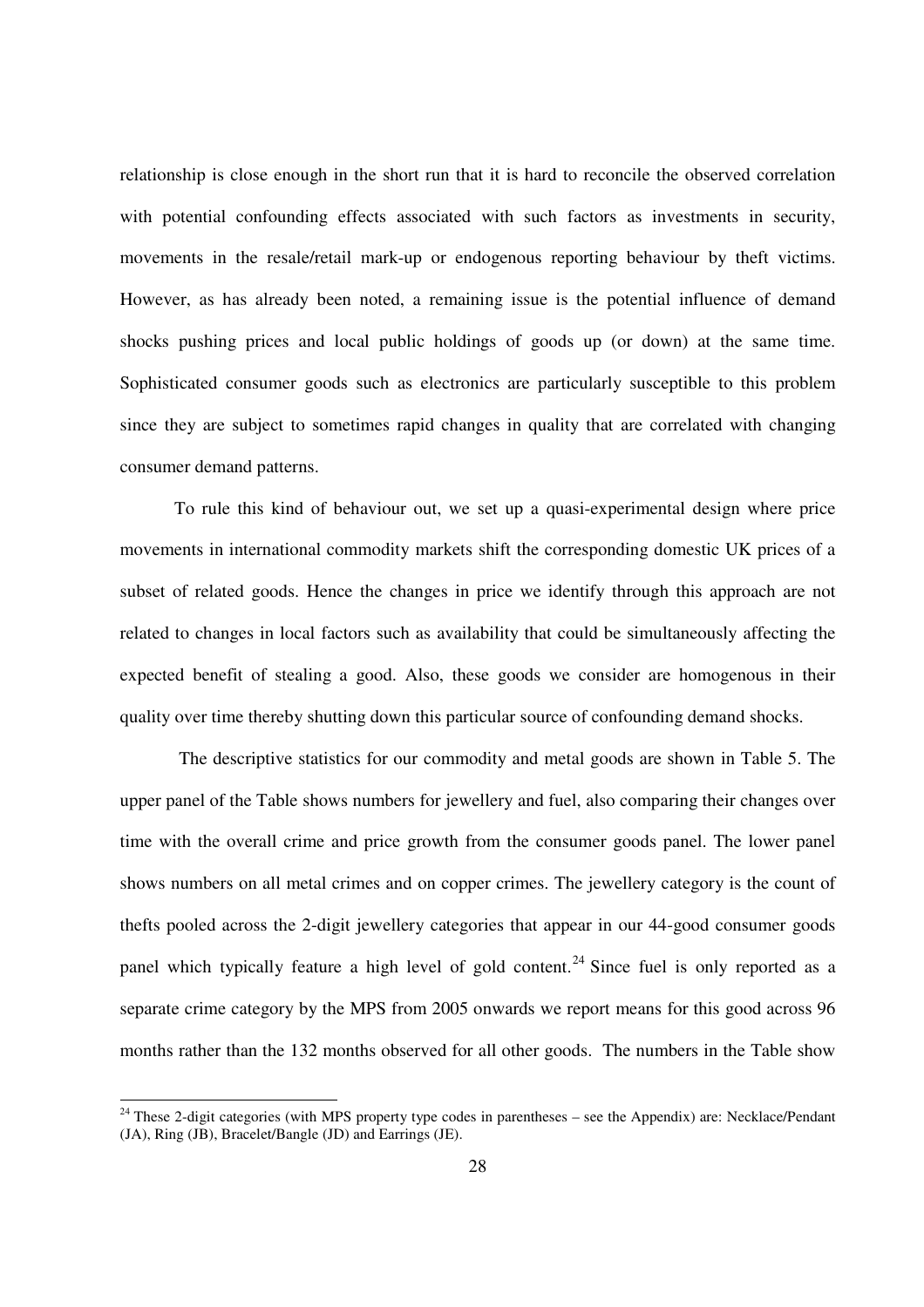relationship is close enough in the short run that it is hard to reconcile the observed correlation with potential confounding effects associated with such factors as investments in security, movements in the resale/retail mark-up or endogenous reporting behaviour by theft victims. However, as has already been noted, a remaining issue is the potential influence of demand shocks pushing prices and local public holdings of goods up (or down) at the same time. Sophisticated consumer goods such as electronics are particularly susceptible to this problem since they are subject to sometimes rapid changes in quality that are correlated with changing consumer demand patterns.

To rule this kind of behaviour out, we set up a quasi-experimental design where price movements in international commodity markets shift the corresponding domestic UK prices of a subset of related goods. Hence the changes in price we identify through this approach are not related to changes in local factors such as availability that could be simultaneously affecting the expected benefit of stealing a good. Also, these goods we consider are homogenous in their quality over time thereby shutting down this particular source of confounding demand shocks.

The descriptive statistics for our commodity and metal goods are shown in Table 5. The upper panel of the Table shows numbers for jewellery and fuel, also comparing their changes over time with the overall crime and price growth from the consumer goods panel. The lower panel shows numbers on all metal crimes and on copper crimes. The jewellery category is the count of thefts pooled across the 2-digit jewellery categories that appear in our 44-good consumer goods panel which typically feature a high level of gold content.[24] Since fuel is only reported as a separate crime category by the MPS from 2005 onwards we report means for this good across 96 months rather than the 132 months observed for all other goods. The numbers in the Table show

[24] These 2-digit categories (with MPS property type codes in parentheses – see the Appendix) are: Necklace/Pendant (JA), Ring (JB), Bracelet/Bangle (JD) and Earrings (JE).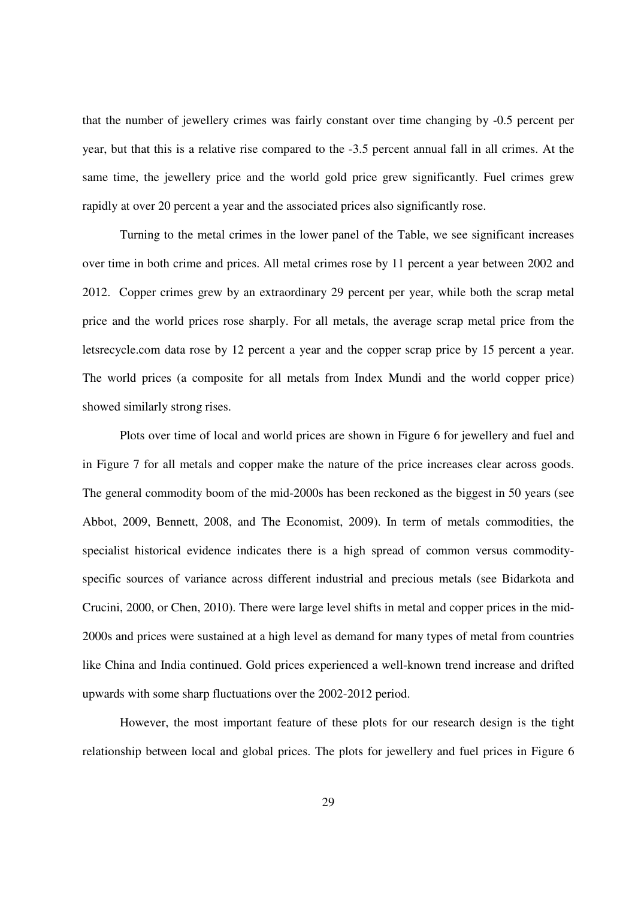that the number of jewellery crimes was fairly constant over time changing by -0.5 percent per year, but that this is a relative rise compared to the -3.5 percent annual fall in all crimes. At the same time, the jewellery price and the world gold price grew significantly. Fuel crimes grew rapidly at over 20 percent a year and the associated prices also significantly rose.

Turning to the metal crimes in the lower panel of the Table, we see significant increases over time in both crime and prices. All metal crimes rose by 11 percent a year between 2002 and 2012. Copper crimes grew by an extraordinary 29 percent per year, while both the scrap metal price and the world prices rose sharply. For all metals, the average scrap metal price from the letsrecycle.com data rose by 12 percent a year and the copper scrap price by 15 percent a year. The world prices (a composite for all metals from Index Mundi and the world copper price) showed similarly strong rises.

Plots over time of local and world prices are shown in Figure 6 for jewellery and fuel and in Figure 7 for all metals and copper make the nature of the price increases clear across goods. The general commodity boom of the mid-2000s has been reckoned as the biggest in 50 years (see Abbot, 2009, Bennett, 2008, and The Economist, 2009). In term of metals commodities, the specialist historical evidence indicates there is a high spread of common versus commodity-specific sources of variance across different industrial and precious metals (see Bidarkota and Crucini, 2000, or Chen, 2010). There were large level shifts in metal and copper prices in the mid-2000s and prices were sustained at a high level as demand for many types of metal from countries like China and India continued. Gold prices experienced a well-known trend increase and drifted upwards with some sharp fluctuations over the 2002-2012 period.

However, the most important feature of these plots for our research design is the tight relationship between local and global prices. The plots for jewellery and fuel prices in Figure 6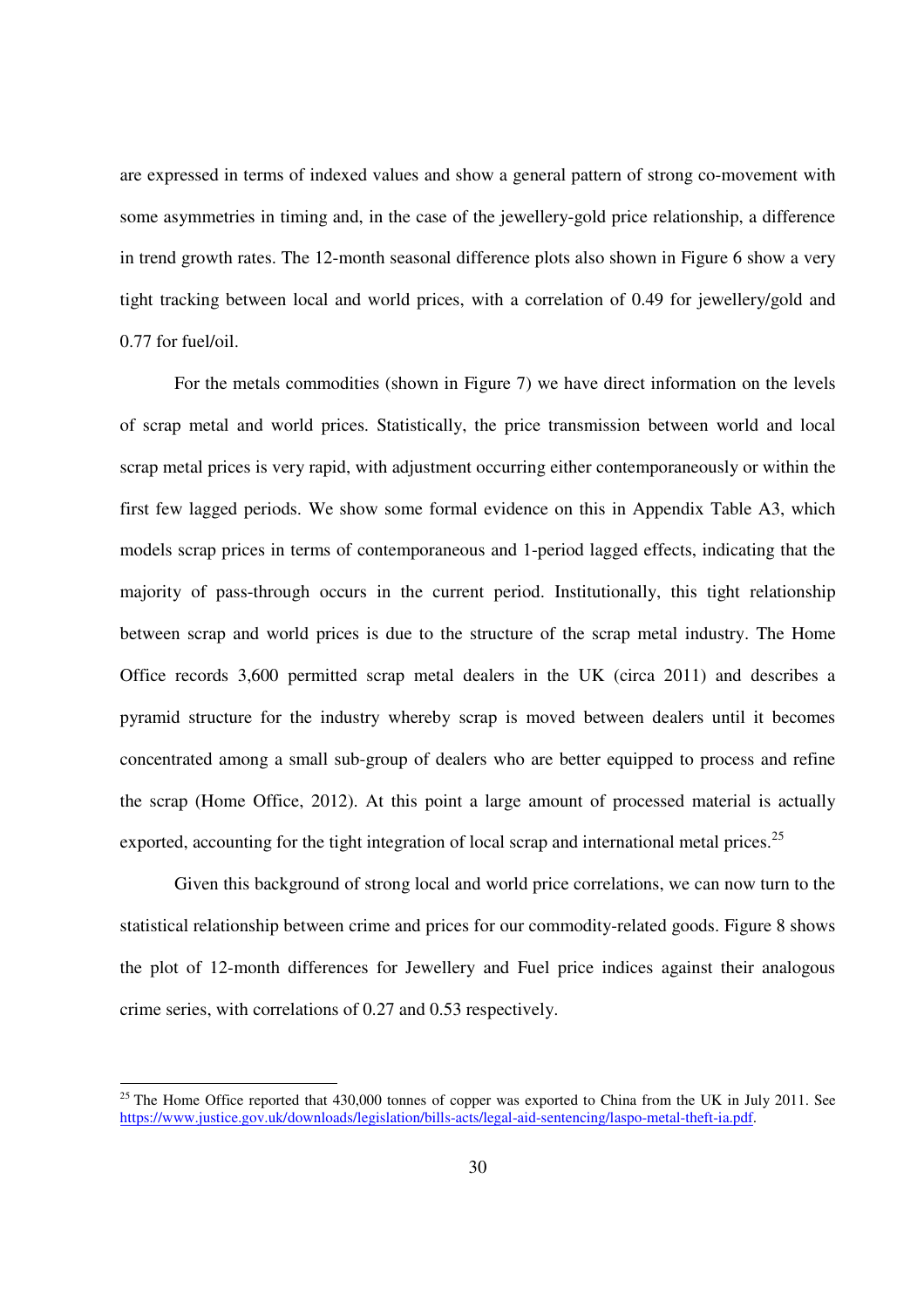are expressed in terms of indexed values and show a general pattern of strong co-movement with some asymmetries in timing and, in the case of the jewellery-gold price relationship, a difference in trend growth rates. The 12-month seasonal difference plots also shown in Figure 6 show a very tight tracking between local and world prices, with a correlation of 0.49 for jewellery/gold and 0.77 for fuel/oil.

For the metals commodities (shown in Figure 7) we have direct information on the levels of scrap metal and world prices. Statistically, the price transmission between world and local scrap metal prices is very rapid, with adjustment occurring either contemporaneously or within the first few lagged periods. We show some formal evidence on this in Appendix Table A3, which models scrap prices in terms of contemporaneous and 1-period lagged effects, indicating that the majority of pass-through occurs in the current period. Institutionally, this tight relationship between scrap and world prices is due to the structure of the scrap metal industry. The Home Office records 3,600 permitted scrap metal dealers in the UK (circa 2011) and describes a pyramid structure for the industry whereby scrap is moved between dealers until it becomes concentrated among a small sub-group of dealers who are better equipped to process and refine the scrap (Home Office, 2012). At this point a large amount of processed material is actually exported, accounting for the tight integration of local scrap and international metal prices.[25]

Given this background of strong local and world price correlations, we can now turn to the statistical relationship between crime and prices for our commodity-related goods. Figure 8 shows the plot of 12-month differences for Jewellery and Fuel price indices against their analogous crime series, with correlations of 0.27 and 0.53 respectively.

---

[25] The Home Office reported that 430,000 tonnes of copper was exported to China from the UK in July 2011. See https://www.justice.gov.uk/downloads/legislation/bills-acts/legal-aid-sentencing/laspo-metal-theft-ia.pdf.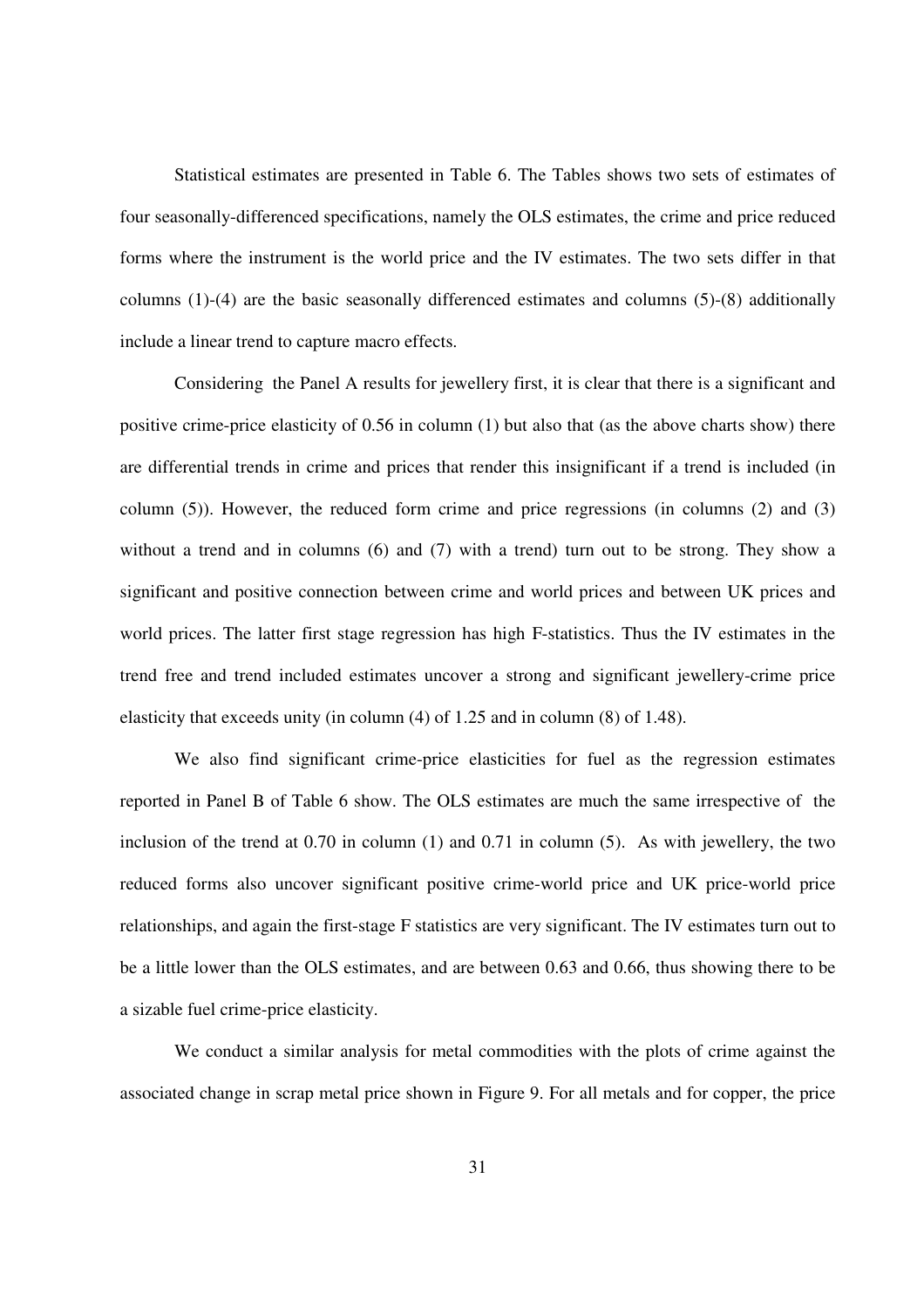Statistical estimates are presented in Table 6. The Tables shows two sets of estimates of four seasonally-differenced specifications, namely the OLS estimates, the crime and price reduced forms where the instrument is the world price and the IV estimates. The two sets differ in that columns (1)-(4) are the basic seasonally differenced estimates and columns (5)-(8) additionally include a linear trend to capture macro effects.

Considering the Panel A results for jewellery first, it is clear that there is a significant and positive crime-price elasticity of 0.56 in column (1) but also that (as the above charts show) there are differential trends in crime and prices that render this insignificant if a trend is included (in column (5)). However, the reduced form crime and price regressions (in columns (2) and (3) without a trend and in columns (6) and (7) with a trend) turn out to be strong. They show a significant and positive connection between crime and world prices and between UK prices and world prices. The latter first stage regression has high F-statistics. Thus the IV estimates in the trend free and trend included estimates uncover a strong and significant jewellery-crime price elasticity that exceeds unity (in column (4) of 1.25 and in column (8) of 1.48).

We also find significant crime-price elasticities for fuel as the regression estimates reported in Panel B of Table 6 show. The OLS estimates are much the same irrespective of the inclusion of the trend at 0.70 in column (1) and 0.71 in column (5). As with jewellery, the two reduced forms also uncover significant positive crime-world price and UK price-world price relationships, and again the first-stage F statistics are very significant. The IV estimates turn out to be a little lower than the OLS estimates, and are between 0.63 and 0.66, thus showing there to be a sizable fuel crime-price elasticity.

We conduct a similar analysis for metal commodities with the plots of crime against the associated change in scrap metal price shown in Figure 9. For all metals and for copper, the price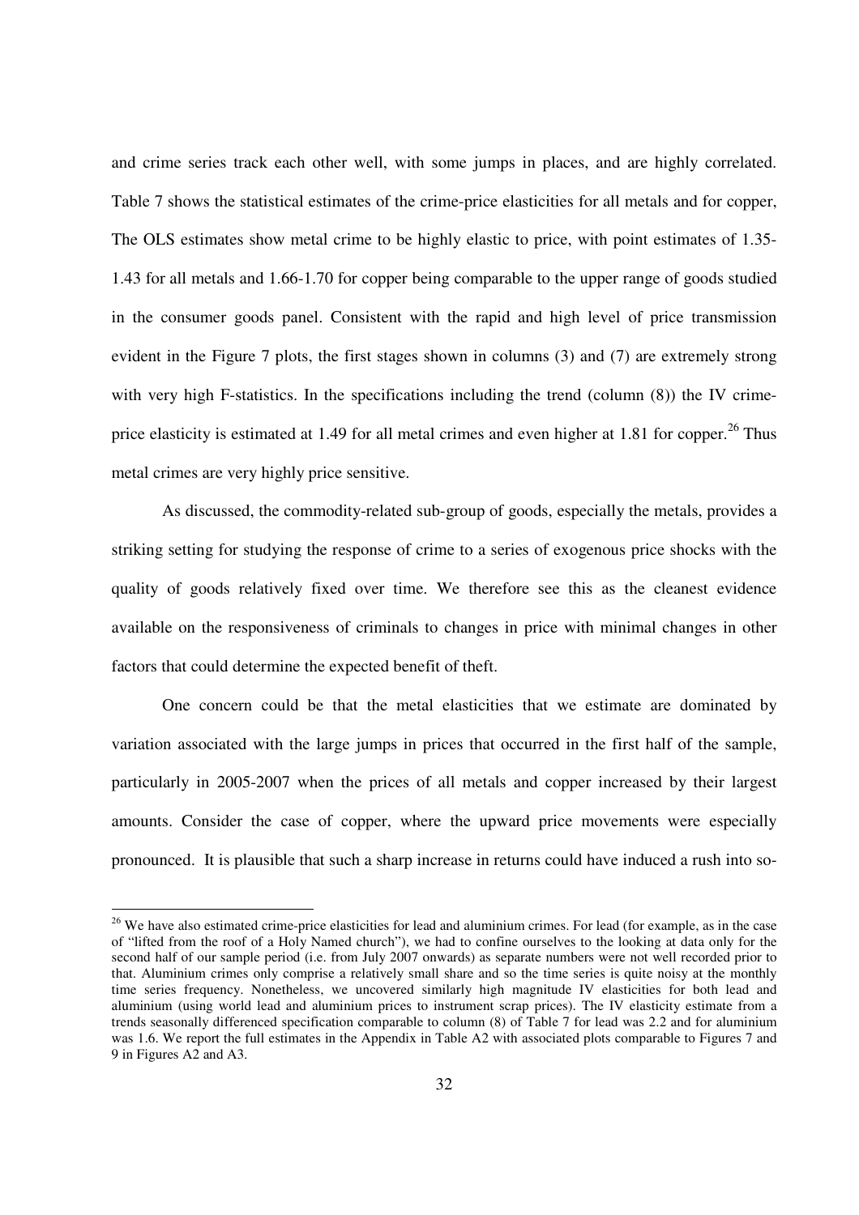and crime series track each other well, with some jumps in places, and are highly correlated. Table 7 shows the statistical estimates of the crime-price elasticities for all metals and for copper, The OLS estimates show metal crime to be highly elastic to price, with point estimates of 1.35-1.43 for all metals and 1.66-1.70 for copper being comparable to the upper range of goods studied in the consumer goods panel. Consistent with the rapid and high level of price transmission evident in the Figure 7 plots, the first stages shown in columns (3) and (7) are extremely strong with very high F-statistics. In the specifications including the trend (column (8)) the IV crime-price elasticity is estimated at 1.49 for all metal crimes and even higher at 1.81 for copper.[26] Thus metal crimes are very highly price sensitive.

As discussed, the commodity-related sub-group of goods, especially the metals, provides a striking setting for studying the response of crime to a series of exogenous price shocks with the quality of goods relatively fixed over time. We therefore see this as the cleanest evidence available on the responsiveness of criminals to changes in price with minimal changes in other factors that could determine the expected benefit of theft.

One concern could be that the metal elasticities that we estimate are dominated by variation associated with the large jumps in prices that occurred in the first half of the sample, particularly in 2005-2007 when the prices of all metals and copper increased by their largest amounts. Consider the case of copper, where the upward price movements were especially pronounced. It is plausible that such a sharp increase in returns could have induced a rush into so-

---

[26] We have also estimated crime-price elasticities for lead and aluminium crimes. For lead (for example, as in the case of "lifted from the roof of a Holy Named church"), we had to confine ourselves to the looking at data only for the second half of our sample period (i.e. from July 2007 onwards) as separate numbers were not well recorded prior to that. Aluminium crimes only comprise a relatively small share and so the time series is quite noisy at the monthly time series frequency. Nonetheless, we uncovered similarly high magnitude IV elasticities for both lead and aluminium (using world lead and aluminium prices to instrument scrap prices). The IV elasticity estimate from a trends seasonally differenced specification comparable to column (8) of Table 7 for lead was 2.2 and for aluminium was 1.6. We report the full estimates in the Appendix in Table A2 with associated plots comparable to Figures 7 and 9 in Figures A2 and A3.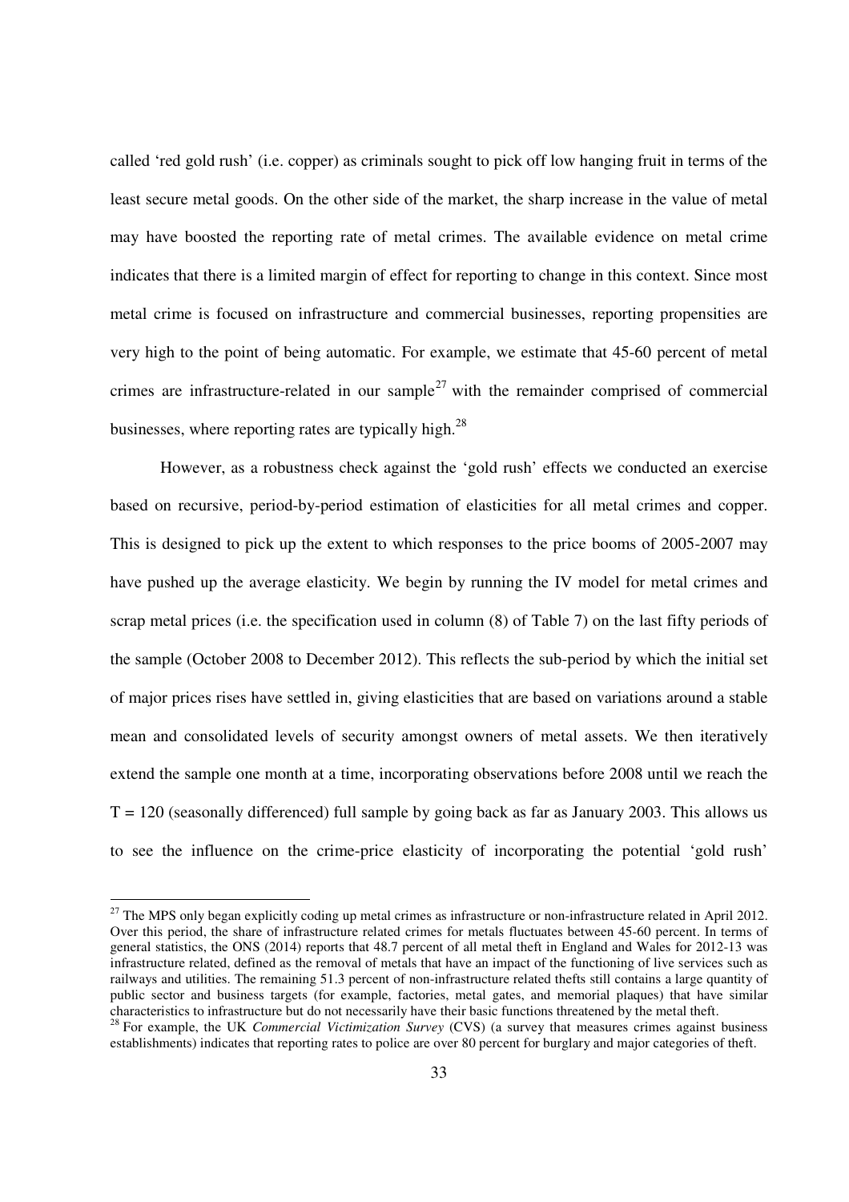called 'red gold rush' (i.e. copper) as criminals sought to pick off low hanging fruit in terms of the least secure metal goods. On the other side of the market, the sharp increase in the value of metal may have boosted the reporting rate of metal crimes. The available evidence on metal crime indicates that there is a limited margin of effect for reporting to change in this context. Since most metal crime is focused on infrastructure and commercial businesses, reporting propensities are very high to the point of being automatic. For example, we estimate that 45-60 percent of metal crimes are infrastructure-related in our sample[27] with the remainder comprised of commercial businesses, where reporting rates are typically high.[28]

However, as a robustness check against the 'gold rush' effects we conducted an exercise based on recursive, period-by-period estimation of elasticities for all metal crimes and copper. This is designed to pick up the extent to which responses to the price booms of 2005-2007 may have pushed up the average elasticity. We begin by running the IV model for metal crimes and scrap metal prices (i.e. the specification used in column (8) of Table 7) on the last fifty periods of the sample (October 2008 to December 2012). This reflects the sub-period by which the initial set of major prices rises have settled in, giving elasticities that are based on variations around a stable mean and consolidated levels of security amongst owners of metal assets. We then iteratively extend the sample one month at a time, incorporating observations before 2008 until we reach the $T = 120$ (seasonally differenced) full sample by going back as far as January 2003. This allows us to see the influence on the crime-price elasticity of incorporating the potential 'gold rush'

---

[27] The MPS only began explicitly coding up metal crimes as infrastructure or non-infrastructure related in April 2012. Over this period, the share of infrastructure related crimes for metals fluctuates between 45-60 percent. In terms of general statistics, the ONS (2014) reports that 48.7 percent of all metal theft in England and Wales for 2012-13 was infrastructure related, defined as the removal of metals that have an impact of the functioning of live services such as railways and utilities. The remaining 51.3 percent of non-infrastructure related thefts still contains a large quantity of public sector and business targets (for example, factories, metal gates, and memorial plaques) that have similar characteristics to infrastructure but do not necessarily have their basic functions threatened by the metal theft.

[28] For example, the UK *Commercial Victimization Survey* (CVS) (a survey that measures crimes against business establishments) indicates that reporting rates to police are over 80 percent for burglary and major categories of theft.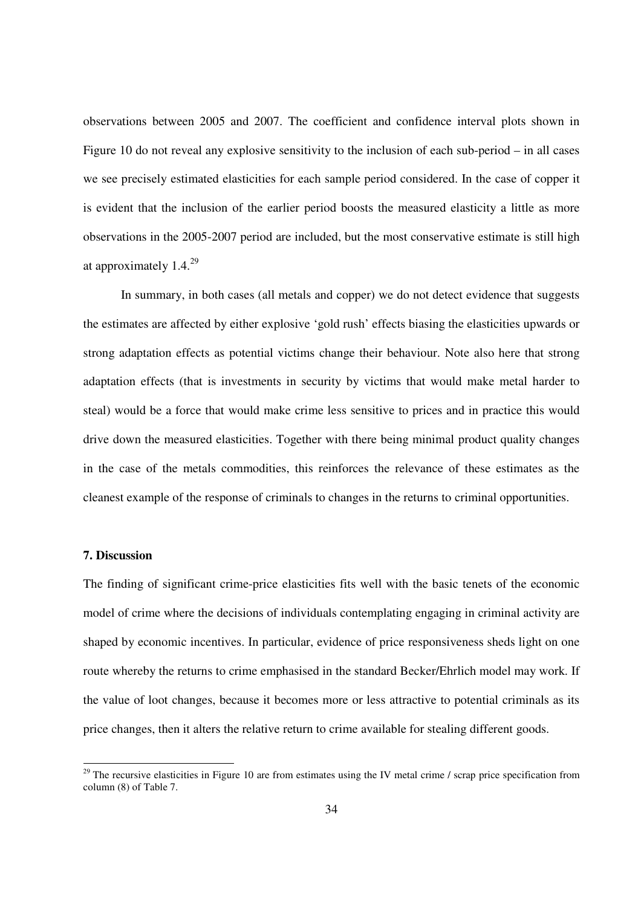observations between 2005 and 2007. The coefficient and confidence interval plots shown in Figure 10 do not reveal any explosive sensitivity to the inclusion of each sub-period – in all cases we see precisely estimated elasticities for each sample period considered. In the case of copper it is evident that the inclusion of the earlier period boosts the measured elasticity a little as more observations in the 2005-2007 period are included, but the most conservative estimate is still high at approximately 1.4.[29]

In summary, in both cases (all metals and copper) we do not detect evidence that suggests the estimates are affected by either explosive 'gold rush' effects biasing the elasticities upwards or strong adaptation effects as potential victims change their behaviour. Note also here that strong adaptation effects (that is investments in security by victims that would make metal harder to steal) would be a force that would make crime less sensitive to prices and in practice this would drive down the measured elasticities. Together with there being minimal product quality changes in the case of the metals commodities, this reinforces the relevance of these estimates as the cleanest example of the response of criminals to changes in the returns to criminal opportunities.

**7. Discussion**

The finding of significant crime-price elasticities fits well with the basic tenets of the economic model of crime where the decisions of individuals contemplating engaging in criminal activity are shaped by economic incentives. In particular, evidence of price responsiveness sheds light on one route whereby the returns to crime emphasised in the standard Becker/Ehrlich model may work. If the value of loot changes, because it becomes more or less attractive to potential criminals as its price changes, then it alters the relative return to crime available for stealing different goods.

[29] The recursive elasticities in Figure 10 are from estimates using the IV metal crime / scrap price specification from column (8) of Table 7.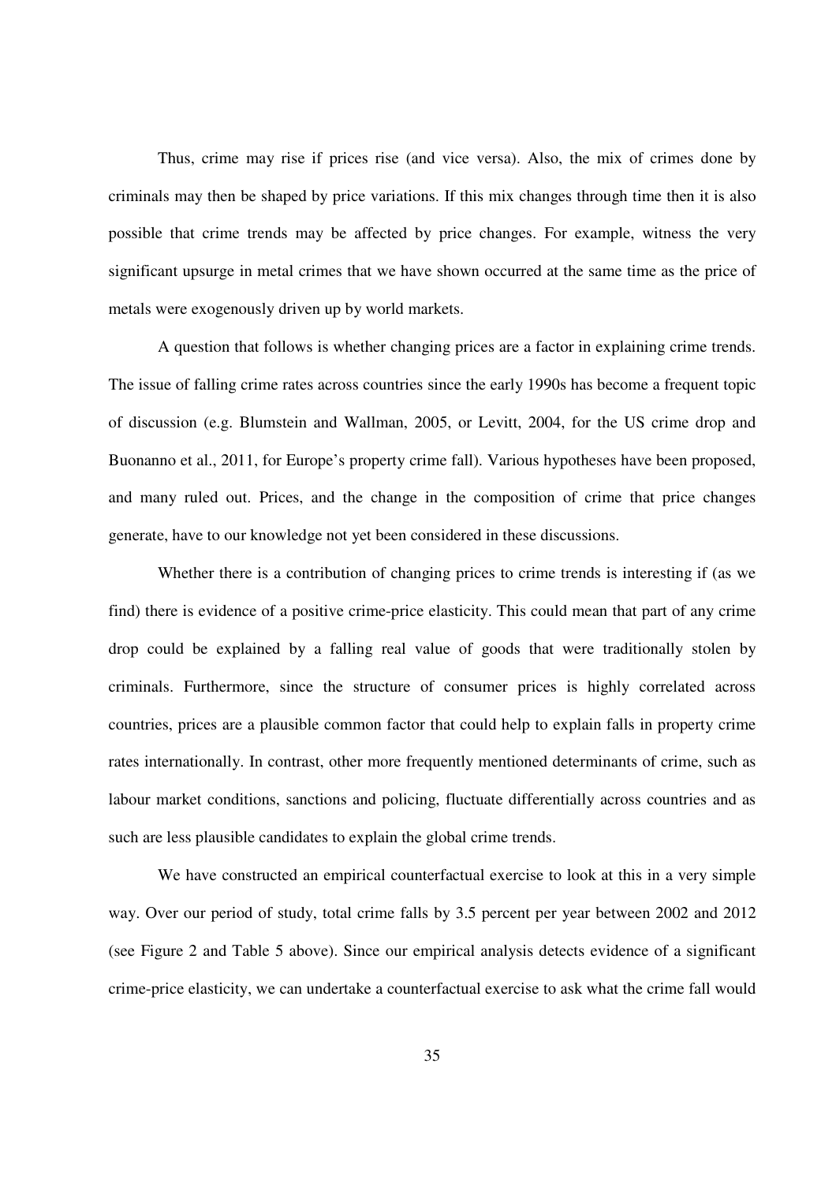Thus, crime may rise if prices rise (and vice versa). Also, the mix of crimes done by criminals may then be shaped by price variations. If this mix changes through time then it is also possible that crime trends may be affected by price changes. For example, witness the very significant upsurge in metal crimes that we have shown occurred at the same time as the price of metals were exogenously driven up by world markets.

A question that follows is whether changing prices are a factor in explaining crime trends. The issue of falling crime rates across countries since the early 1990s has become a frequent topic of discussion (e.g. Blumstein and Wallman, 2005, or Levitt, 2004, for the US crime drop and Buonanno et al., 2011, for Europe's property crime fall). Various hypotheses have been proposed, and many ruled out. Prices, and the change in the composition of crime that price changes generate, have to our knowledge not yet been considered in these discussions.

Whether there is a contribution of changing prices to crime trends is interesting if (as we find) there is evidence of a positive crime-price elasticity. This could mean that part of any crime drop could be explained by a falling real value of goods that were traditionally stolen by criminals. Furthermore, since the structure of consumer prices is highly correlated across countries, prices are a plausible common factor that could help to explain falls in property crime rates internationally. In contrast, other more frequently mentioned determinants of crime, such as labour market conditions, sanctions and policing, fluctuate differentially across countries and as such are less plausible candidates to explain the global crime trends.

We have constructed an empirical counterfactual exercise to look at this in a very simple way. Over our period of study, total crime falls by 3.5 percent per year between 2002 and 2012 (see Figure 2 and Table 5 above). Since our empirical analysis detects evidence of a significant crime-price elasticity, we can undertake a counterfactual exercise to ask what the crime fall would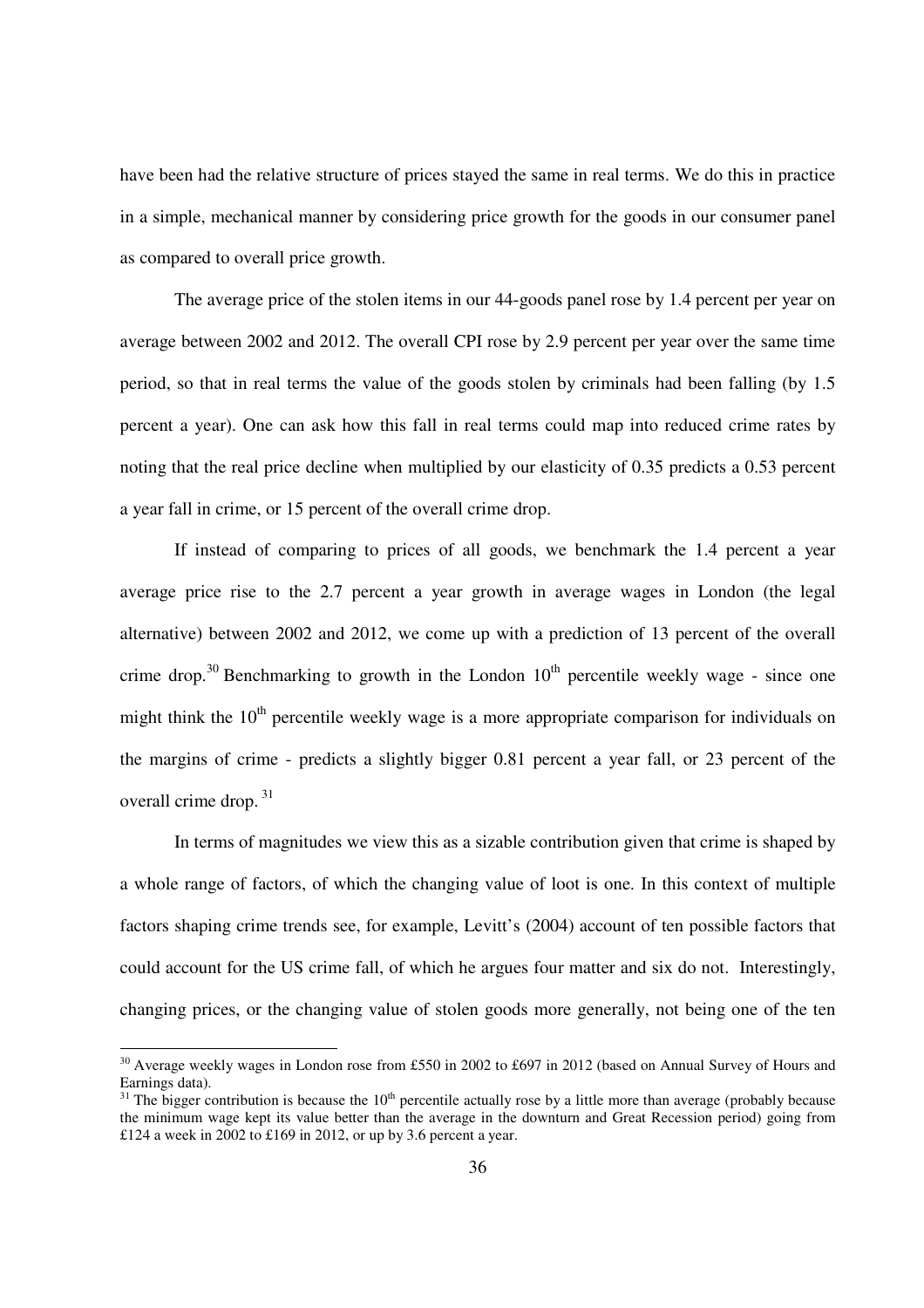have been had the relative structure of prices stayed the same in real terms. We do this in practice in a simple, mechanical manner by considering price growth for the goods in our consumer panel as compared to overall price growth.

The average price of the stolen items in our 44-goods panel rose by 1.4 percent per year on average between 2002 and 2012. The overall CPI rose by 2.9 percent per year over the same time period, so that in real terms the value of the goods stolen by criminals had been falling (by 1.5 percent a year). One can ask how this fall in real terms could map into reduced crime rates by noting that the real price decline when multiplied by our elasticity of 0.35 predicts a 0.53 percent a year fall in crime, or 15 percent of the overall crime drop.

If instead of comparing to prices of all goods, we benchmark the 1.4 percent a year average price rise to the 2.7 percent a year growth in average wages in London (the legal alternative) between 2002 and 2012, we come up with a prediction of 13 percent of the overall crime drop.[30] Benchmarking to growth in the London 10th percentile weekly wage - since one might think the 10th percentile weekly wage is a more appropriate comparison for individuals on the margins of crime - predicts a slightly bigger 0.81 percent a year fall, or 23 percent of the overall crime drop.[31]

In terms of magnitudes we view this as a sizable contribution given that crime is shaped by a whole range of factors, of which the changing value of loot is one. In this context of multiple factors shaping crime trends see, for example, Levitt's (2004) account of ten possible factors that could account for the US crime fall, of which he argues four matter and six do not. Interestingly, changing prices, or the changing value of stolen goods more generally, not being one of the ten

[30] Average weekly wages in London rose from £550 in 2002 to £697 in 2012 (based on Annual Survey of Hours and Earnings data).

[31] The bigger contribution is because the 10th percentile actually rose by a little more than average (probably because the minimum wage kept its value better than the average in the downturn and Great Recession period) going from £124 a week in 2002 to £169 in 2012, or up by 3.6 percent a year.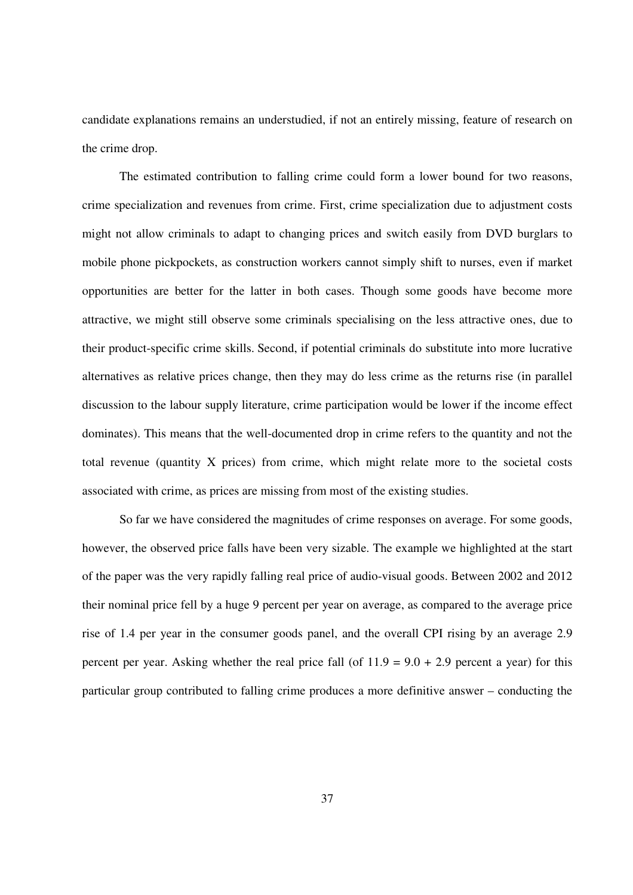candidate explanations remains an understudied, if not an entirely missing, feature of research on the crime drop.

The estimated contribution to falling crime could form a lower bound for two reasons, crime specialization and revenues from crime. First, crime specialization due to adjustment costs might not allow criminals to adapt to changing prices and switch easily from DVD burglars to mobile phone pickpockets, as construction workers cannot simply shift to nurses, even if market opportunities are better for the latter in both cases. Though some goods have become more attractive, we might still observe some criminals specialising on the less attractive ones, due to their product-specific crime skills. Second, if potential criminals do substitute into more lucrative alternatives as relative prices change, then they may do less crime as the returns rise (in parallel discussion to the labour supply literature, crime participation would be lower if the income effect dominates). This means that the well-documented drop in crime refers to the quantity and not the total revenue (quantity X prices) from crime, which might relate more to the societal costs associated with crime, as prices are missing from most of the existing studies.

So far we have considered the magnitudes of crime responses on average. For some goods, however, the observed price falls have been very sizable. The example we highlighted at the start of the paper was the very rapidly falling real price of audio-visual goods. Between 2002 and 2012 their nominal price fell by a huge 9 percent per year on average, as compared to the average price rise of 1.4 per year in the consumer goods panel, and the overall CPI rising by an average 2.9 percent per year. Asking whether the real price fall (of $11.9 = 9.0 + 2.9$ percent a year) for this particular group contributed to falling crime produces a more definitive answer – conducting the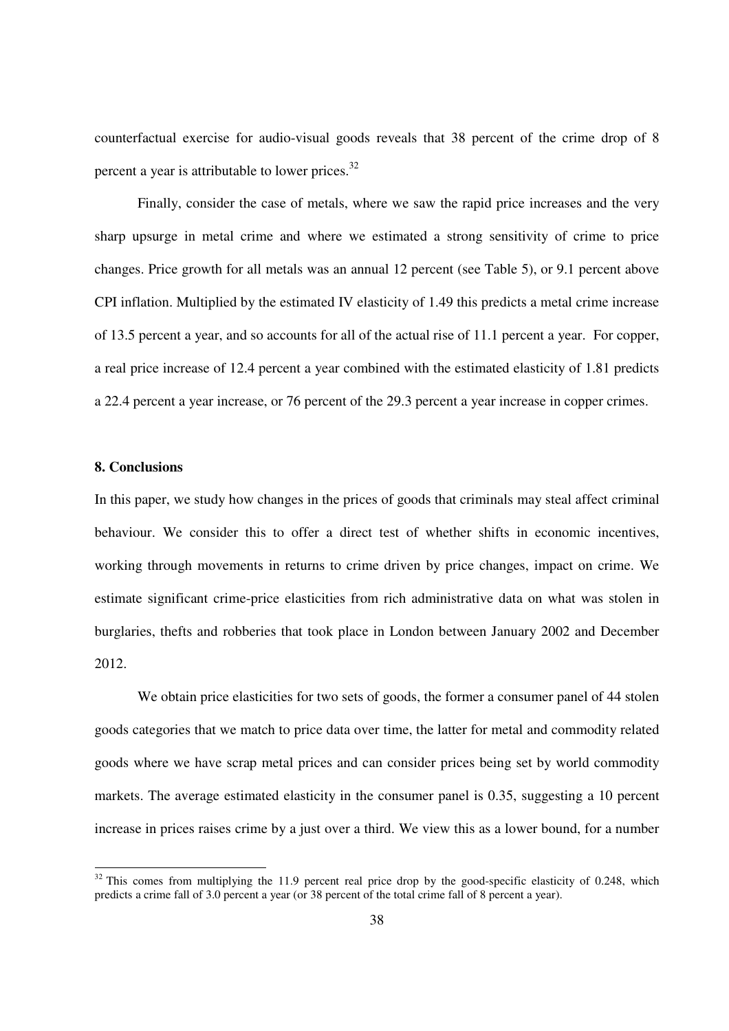counterfactual exercise for audio-visual goods reveals that 38 percent of the crime drop of 8 percent a year is attributable to lower prices.[32]

Finally, consider the case of metals, where we saw the rapid price increases and the very sharp upsurge in metal crime and where we estimated a strong sensitivity of crime to price changes. Price growth for all metals was an annual 12 percent (see Table 5), or 9.1 percent above CPI inflation. Multiplied by the estimated IV elasticity of 1.49 this predicts a metal crime increase of 13.5 percent a year, and so accounts for all of the actual rise of 11.1 percent a year. For copper, a real price increase of 12.4 percent a year combined with the estimated elasticity of 1.81 predicts a 22.4 percent a year increase, or 76 percent of the 29.3 percent a year increase in copper crimes.

## 8. Conclusions

In this paper, we study how changes in the prices of goods that criminals may steal affect criminal behaviour. We consider this to offer a direct test of whether shifts in economic incentives, working through movements in returns to crime driven by price changes, impact on crime. We estimate significant crime-price elasticities from rich administrative data on what was stolen in burglaries, thefts and robberies that took place in London between January 2002 and December 2012.

We obtain price elasticities for two sets of goods, the former a consumer panel of 44 stolen goods categories that we match to price data over time, the latter for metal and commodity related goods where we have scrap metal prices and can consider prices being set by world commodity markets. The average estimated elasticity in the consumer panel is 0.35, suggesting a 10 percent increase in prices raises crime by a just over a third. We view this as a lower bound, for a number

[32] This comes from multiplying the 11.9 percent real price drop by the good-specific elasticity of 0.248, which predicts a crime fall of 3.0 percent a year (or 38 percent of the total crime fall of 8 percent a year).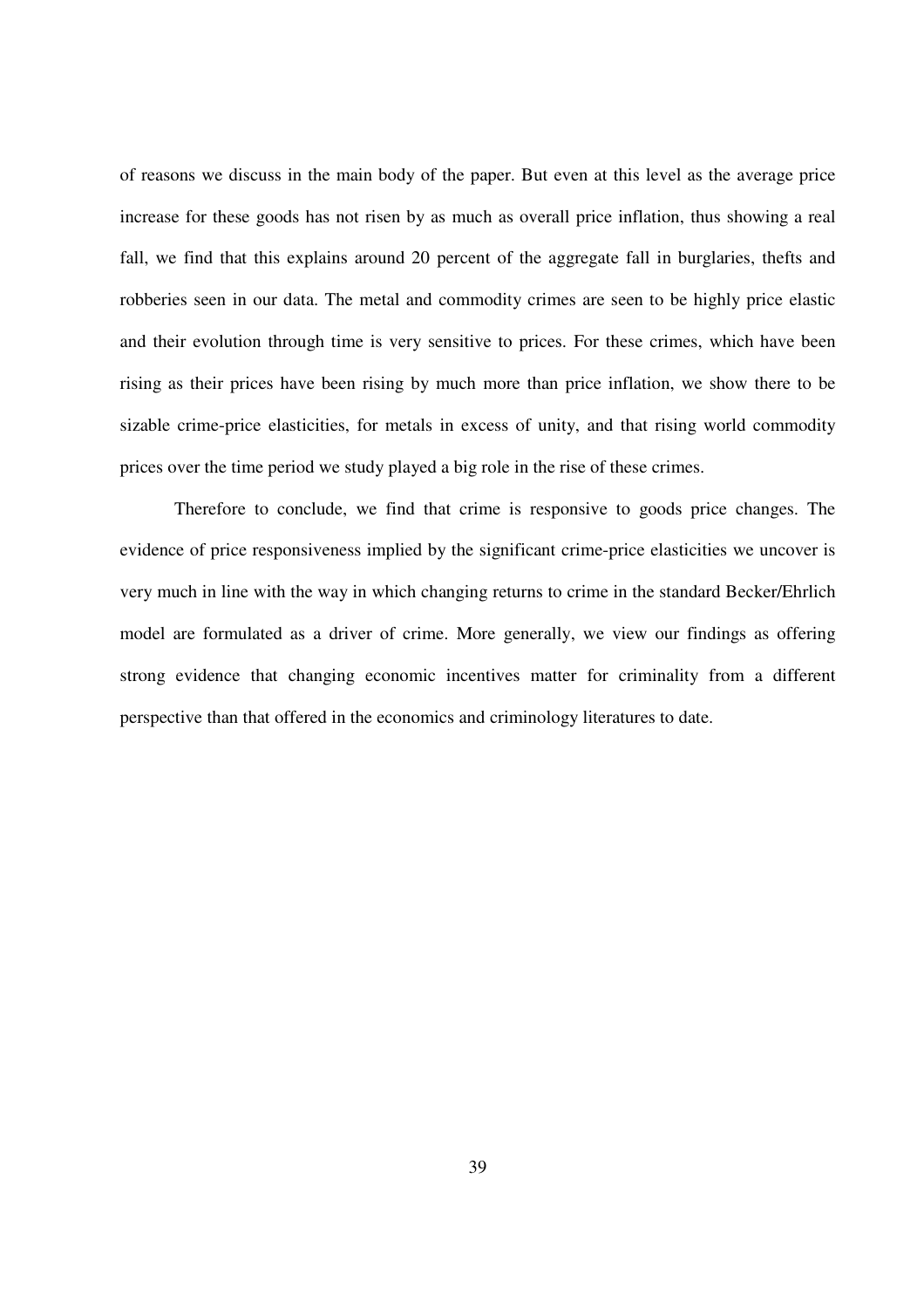of reasons we discuss in the main body of the paper. But even at this level as the average price increase for these goods has not risen by as much as overall price inflation, thus showing a real fall, we find that this explains around 20 percent of the aggregate fall in burglaries, thefts and robberies seen in our data. The metal and commodity crimes are seen to be highly price elastic and their evolution through time is very sensitive to prices. For these crimes, which have been rising as their prices have been rising by much more than price inflation, we show there to be sizable crime-price elasticities, for metals in excess of unity, and that rising world commodity prices over the time period we study played a big role in the rise of these crimes.

Therefore to conclude, we find that crime is responsive to goods price changes. The evidence of price responsiveness implied by the significant crime-price elasticities we uncover is very much in line with the way in which changing returns to crime in the standard Becker/Ehrlich model are formulated as a driver of crime. More generally, we view our findings as offering strong evidence that changing economic incentives matter for criminality from a different perspective than that offered in the economics and criminology literatures to date.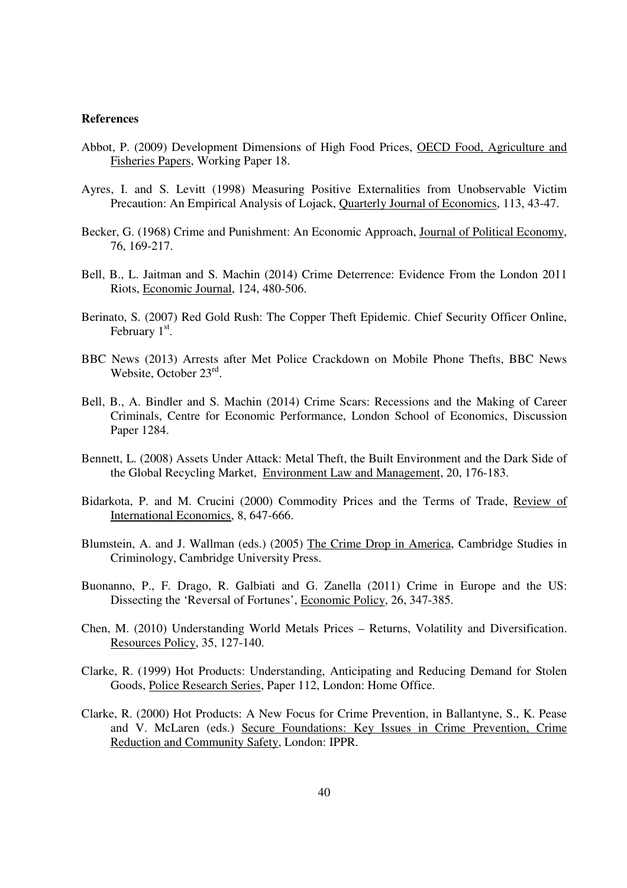**References**

Abbot, P. (2009) Development Dimensions of High Food Prices, OECD Food, Agriculture and Fisheries Papers, Working Paper 18.

Ayres, I. and S. Levitt (1998) Measuring Positive Externalities from Unobservable Victim Precaution: An Empirical Analysis of Lojack, Quarterly Journal of Economics, 113, 43-47.

Becker, G. (1968) Crime and Punishment: An Economic Approach, Journal of Political Economy, 76, 169-217.

Bell, B., L. Jaitman and S. Machin (2014) Crime Deterrence: Evidence From the London 2011 Riots, Economic Journal, 124, 480-506.

Berinato, S. (2007) Red Gold Rush: The Copper Theft Epidemic. Chief Security Officer Online, February 1st.

BBC News (2013) Arrests after Met Police Crackdown on Mobile Phone Thefts, BBC News Website, October 23rd.

Bell, B., A. Bindler and S. Machin (2014) Crime Scars: Recessions and the Making of Career Criminals, Centre for Economic Performance, London School of Economics, Discussion Paper 1284.

Bennett, L. (2008) Assets Under Attack: Metal Theft, the Built Environment and the Dark Side of the Global Recycling Market, Environment Law and Management, 20, 176-183.

Bidarkota, P. and M. Crucini (2000) Commodity Prices and the Terms of Trade, Review of International Economics, 8, 647-666.

Blumstein, A. and J. Wallman (eds.) (2005) The Crime Drop in America, Cambridge Studies in Criminology, Cambridge University Press.

Buonanno, P., F. Drago, R. Galbiati and G. Zanella (2011) Crime in Europe and the US: Dissecting the 'Reversal of Fortunes', Economic Policy, 26, 347-385.

Chen, M. (2010) Understanding World Metals Prices – Returns, Volatility and Diversification. Resources Policy, 35, 127-140.

Clarke, R. (1999) Hot Products: Understanding, Anticipating and Reducing Demand for Stolen Goods, Police Research Series, Paper 112, London: Home Office.

Clarke, R. (2000) Hot Products: A New Focus for Crime Prevention, in Ballantyne, S., K. Pease and V. McLaren (eds.) Secure Foundations: Key Issues in Crime Prevention, Crime Reduction and Community Safety, London: IPPR.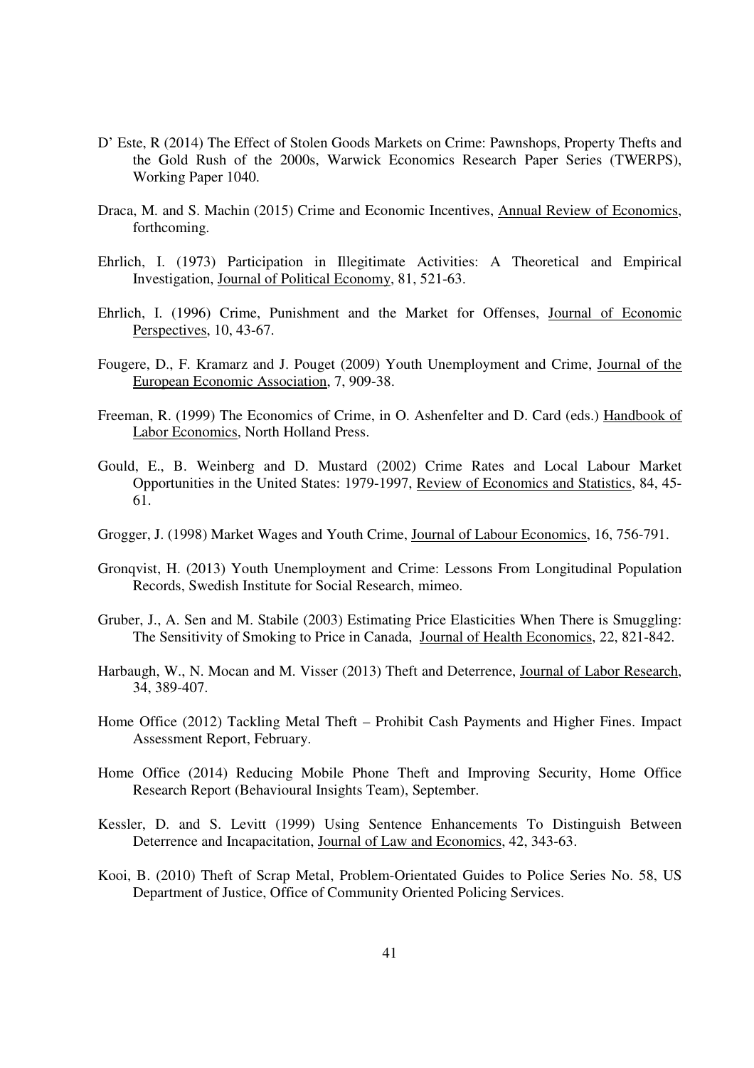D' Este, R (2014) The Effect of Stolen Goods Markets on Crime: Pawnshops, Property Thefts and the Gold Rush of the 2000s, Warwick Economics Research Paper Series (TWERPS), Working Paper 1040.

Draca, M. and S. Machin (2015) Crime and Economic Incentives, Annual Review of Economics, forthcoming.

Ehrlich, I. (1973) Participation in Illegitimate Activities: A Theoretical and Empirical Investigation, Journal of Political Economy, 81, 521-63.

Ehrlich, I. (1996) Crime, Punishment and the Market for Offenses, Journal of Economic Perspectives, 10, 43-67.

Fougere, D., F. Kramarz and J. Pouget (2009) Youth Unemployment and Crime, Journal of the European Economic Association, 7, 909-38.

Freeman, R. (1999) The Economics of Crime, in O. Ashenfelter and D. Card (eds.) Handbook of Labor Economics, North Holland Press.

Gould, E., B. Weinberg and D. Mustard (2002) Crime Rates and Local Labour Market Opportunities in the United States: 1979-1997, Review of Economics and Statistics, 84, 45-61.

Grogger, J. (1998) Market Wages and Youth Crime, Journal of Labour Economics, 16, 756-791.

Gronqvist, H. (2013) Youth Unemployment and Crime: Lessons From Longitudinal Population Records, Swedish Institute for Social Research, mimeo.

Gruber, J., A. Sen and M. Stabile (2003) Estimating Price Elasticities When There is Smuggling: The Sensitivity of Smoking to Price in Canada, Journal of Health Economics, 22, 821-842.

Harbaugh, W., N. Mocan and M. Visser (2013) Theft and Deterrence, Journal of Labor Research, 34, 389-407.

Home Office (2012) Tackling Metal Theft – Prohibit Cash Payments and Higher Fines. Impact Assessment Report, February.

Home Office (2014) Reducing Mobile Phone Theft and Improving Security, Home Office Research Report (Behavioural Insights Team), September.

Kessler, D. and S. Levitt (1999) Using Sentence Enhancements To Distinguish Between Deterrence and Incapacitation, Journal of Law and Economics, 42, 343-63.

Kooi, B. (2010) Theft of Scrap Metal, Problem-Orientated Guides to Police Series No. 58, US Department of Justice, Office of Community Oriented Policing Services.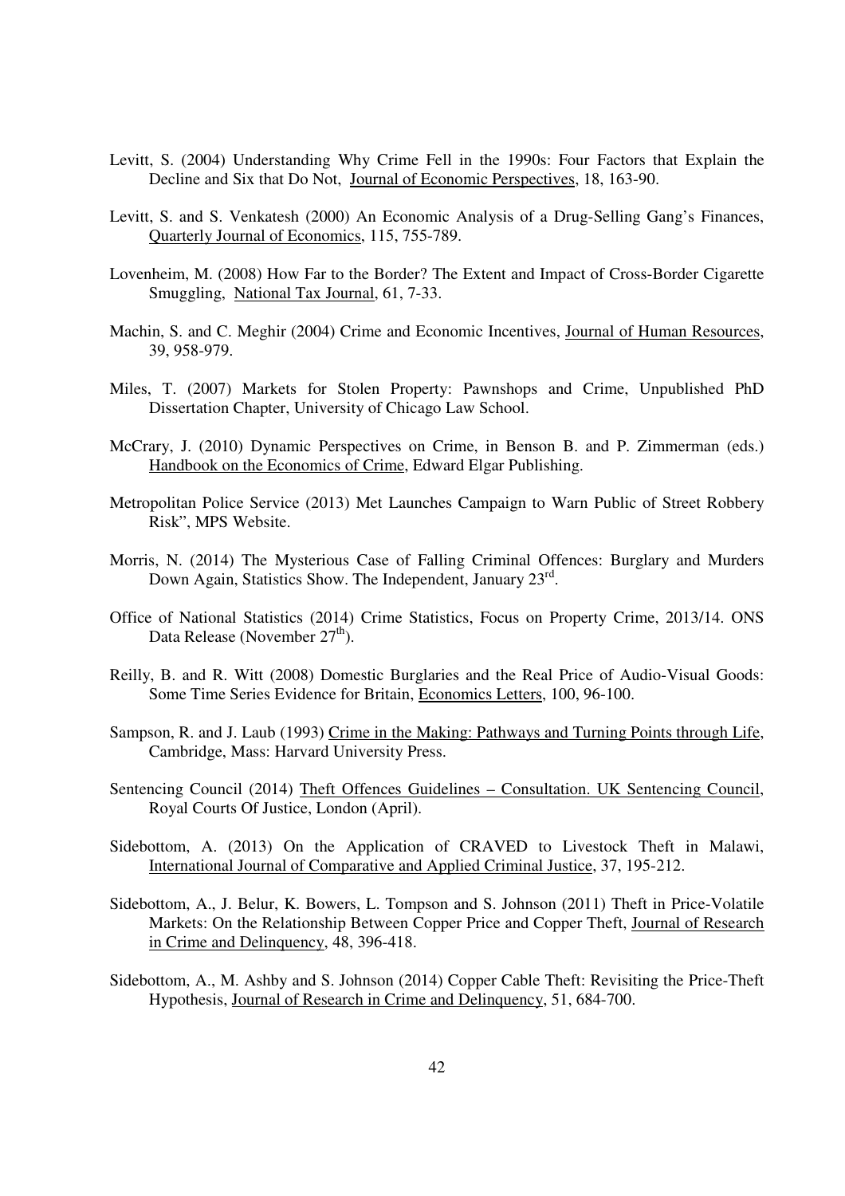Levitt, S. (2004) Understanding Why Crime Fell in the 1990s: Four Factors that Explain the Decline and Six that Do Not, Journal of Economic Perspectives, 18, 163-90.

Levitt, S. and S. Venkatesh (2000) An Economic Analysis of a Drug-Selling Gang's Finances, Quarterly Journal of Economics, 115, 755-789.

Lovenheim, M. (2008) How Far to the Border? The Extent and Impact of Cross-Border Cigarette Smuggling, National Tax Journal, 61, 7-33.

Machin, S. and C. Meghir (2004) Crime and Economic Incentives, Journal of Human Resources, 39, 958-979.

Miles, T. (2007) Markets for Stolen Property: Pawnshops and Crime, Unpublished PhD Dissertation Chapter, University of Chicago Law School.

McCrary, J. (2010) Dynamic Perspectives on Crime, in Benson B. and P. Zimmerman (eds.) Handbook on the Economics of Crime, Edward Elgar Publishing.

Metropolitan Police Service (2013) Met Launches Campaign to Warn Public of Street Robbery Risk", MPS Website.

Morris, N. (2014) The Mysterious Case of Falling Criminal Offences: Burglary and Murders Down Again, Statistics Show. The Independent, January 23rd.

Office of National Statistics (2014) Crime Statistics, Focus on Property Crime, 2013/14. ONS Data Release (November 27th).

Reilly, B. and R. Witt (2008) Domestic Burglaries and the Real Price of Audio-Visual Goods: Some Time Series Evidence for Britain, Economics Letters, 100, 96-100.

Sampson, R. and J. Laub (1993) Crime in the Making: Pathways and Turning Points through Life, Cambridge, Mass: Harvard University Press.

Sentencing Council (2014) Theft Offences Guidelines – Consultation. UK Sentencing Council, Royal Courts Of Justice, London (April).

Sidebottom, A. (2013) On the Application of CRAVED to Livestock Theft in Malawi, International Journal of Comparative and Applied Criminal Justice, 37, 195-212.

Sidebottom, A., J. Belur, K. Bowers, L. Tompson and S. Johnson (2011) Theft in Price-Volatile Markets: On the Relationship Between Copper Price and Copper Theft, Journal of Research in Crime and Delinquency, 48, 396-418.

Sidebottom, A., M. Ashby and S. Johnson (2014) Copper Cable Theft: Revisiting the Price-Theft Hypothesis, Journal of Research in Crime and Delinquency, 51, 684-700.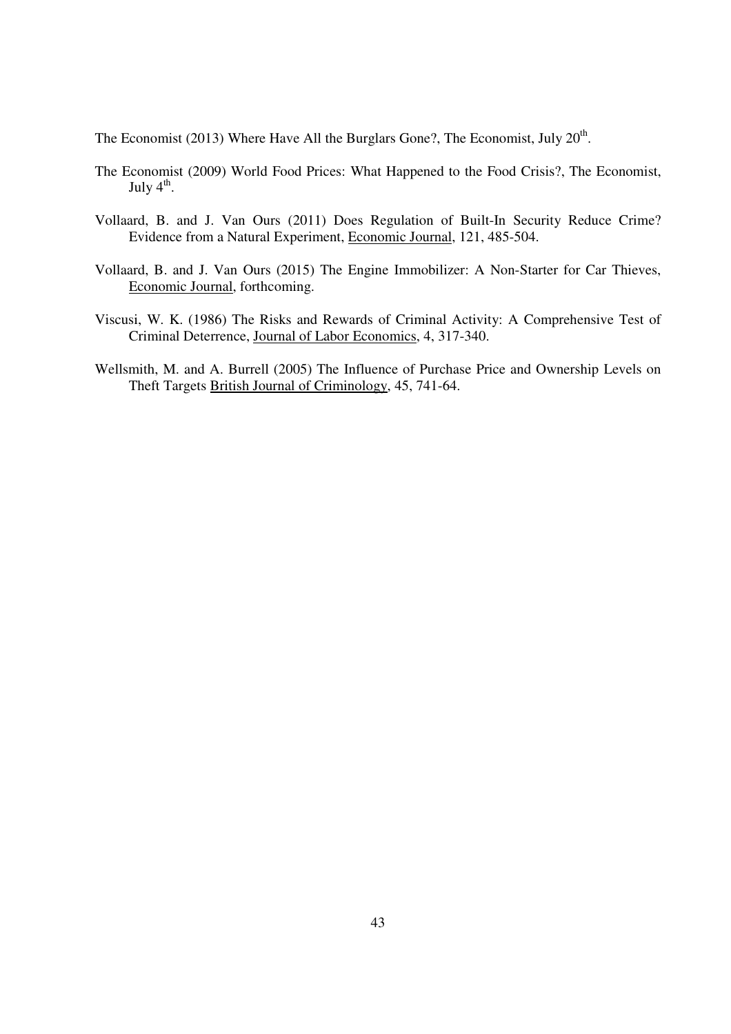The Economist (2013) Where Have All the Burglars Gone?, The Economist, July 20th.

The Economist (2009) World Food Prices: What Happened to the Food Crisis?, The Economist, July 4th.

Vollaard, B. and J. Van Ours (2011) Does Regulation of Built-In Security Reduce Crime? Evidence from a Natural Experiment, Economic Journal, 121, 485-504.

Vollaard, B. and J. Van Ours (2015) The Engine Immobilizer: A Non-Starter for Car Thieves, Economic Journal, forthcoming.

Viscusi, W. K. (1986) The Risks and Rewards of Criminal Activity: A Comprehensive Test of Criminal Deterrence, Journal of Labor Economics, 4, 317-340.

Wellsmith, M. and A. Burrell (2005) The Influence of Purchase Price and Ownership Levels on Theft Targets British Journal of Criminology, 45, 741-64.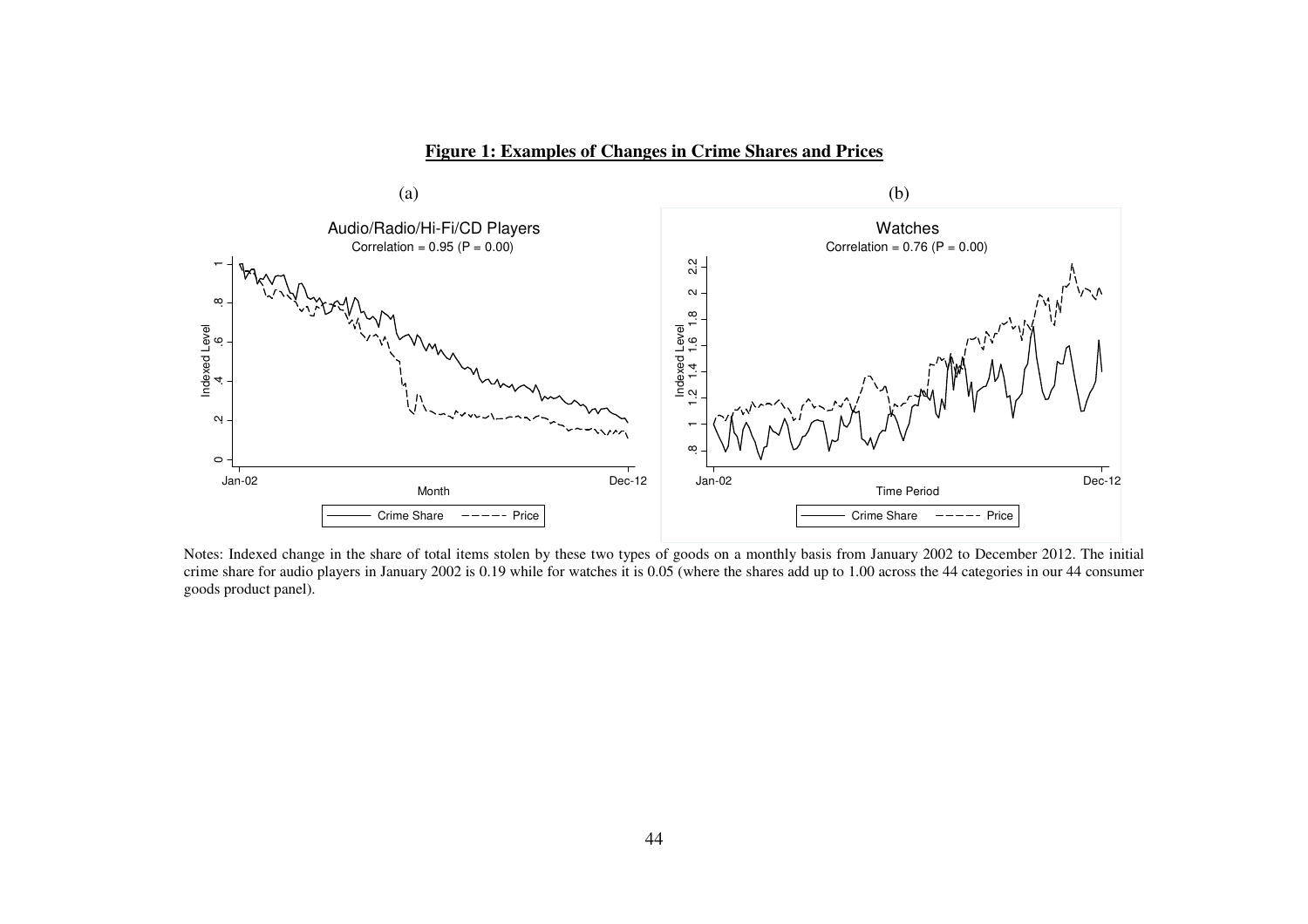**Figure 1: Examples of Changes in Crime Shares and Prices**

(a)

Audio/Radio/Hi-Fi/CD Players

Correlation = 0.95 (P = 0.00)

(b)

Watches

Correlation = 0.76 (P = 0.00)

Notes: Indexed change in the share of total items stolen by these two types of goods on a monthly basis from January 2002 to December 2012. The initial crime share for audio players in January 2002 is 0.19 while for watches it is 0.05 (where the shares add up to 1.00 across the 44 categories in our 44 consumer goods product panel).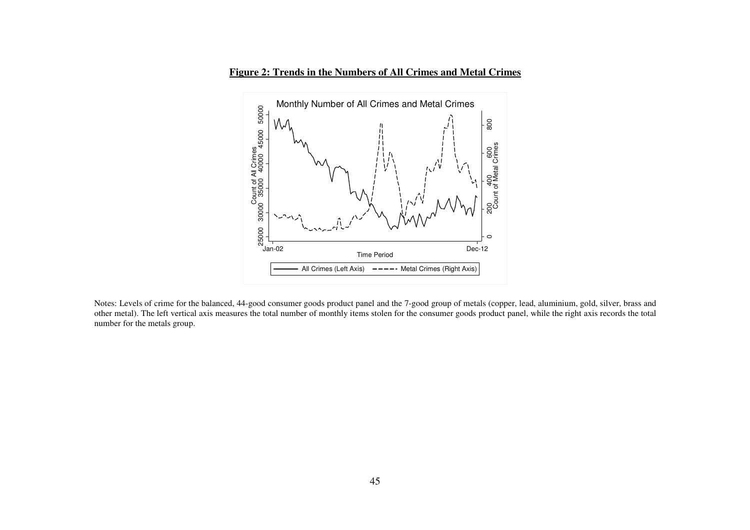**Figure 2: Trends in the Numbers of All Crimes and Metal Crimes**

Notes: Levels of crime for the balanced, 44-good consumer goods product panel and the 7-good group of metals (copper, lead, aluminium, gold, silver, brass and other metal). The left vertical axis measures the total number of monthly items stolen for the consumer goods product panel, while the right axis records the total number for the metals group.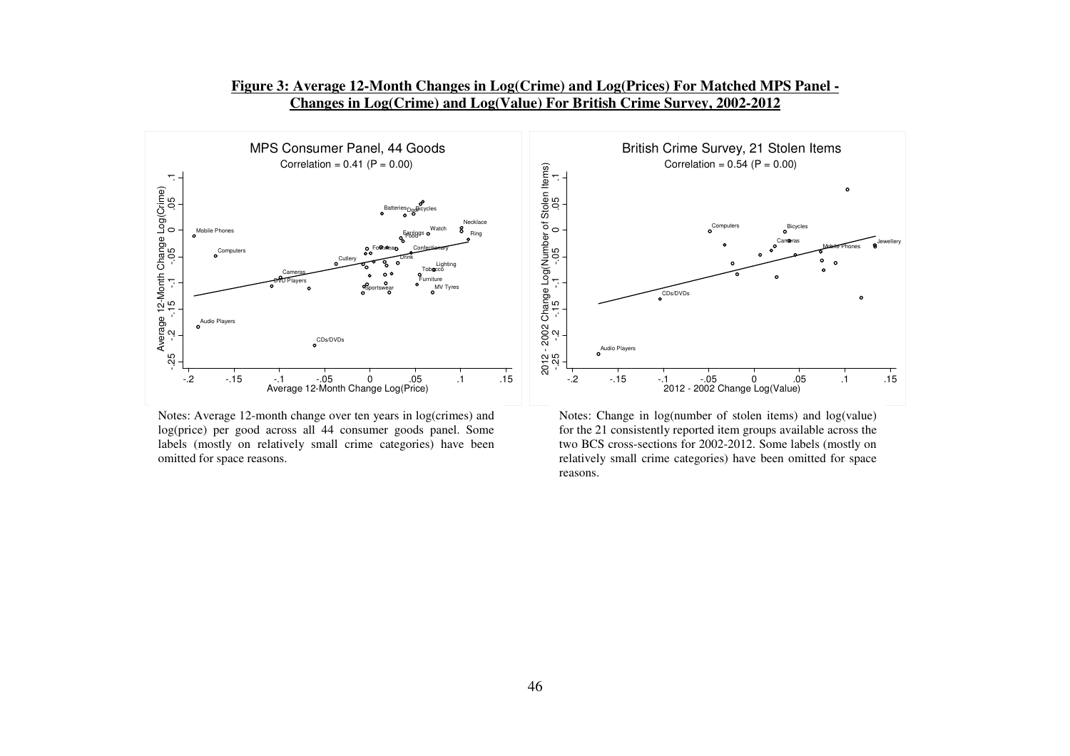**Figure 3: Average 12-Month Changes in Log(Crime) and Log(Prices) For Matched MPS Panel - Changes in Log(Crime) and Log(Value) For British Crime Survey, 2002-2012**

Notes: Average 12-month change over ten years in log(crimes) and log(price) per good across all 44 consumer goods panel. Some labels (mostly on relatively small crime categories) have been omitted for space reasons.

Notes: Change in log(number of stolen items) and log(value) for the 21 consistently reported item groups available across the two BCS cross-sections for 2002-2012. Some labels (mostly on relatively small crime categories) have been omitted for space reasons.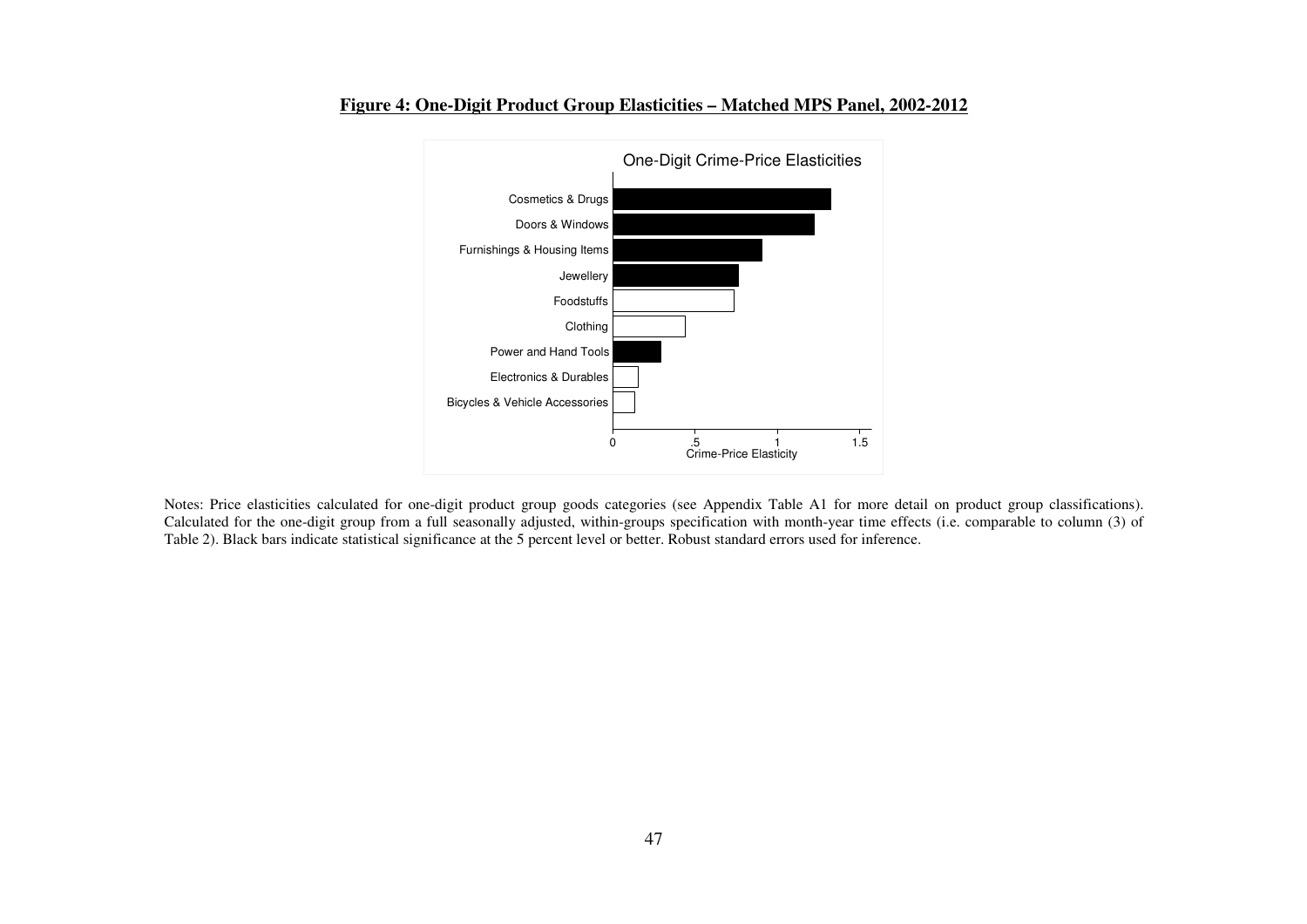**Figure 4: One-Digit Product Group Elasticities – Matched MPS Panel, 2002-2012**

Notes: Price elasticities calculated for one-digit product group goods categories (see Appendix Table A1 for more detail on product group classifications). Calculated for the one-digit group from a full seasonally adjusted, within-groups specification with month-year time effects (i.e. comparable to column (3) of Table 2). Black bars indicate statistical significance at the 5 percent level or better. Robust standard errors used for inference.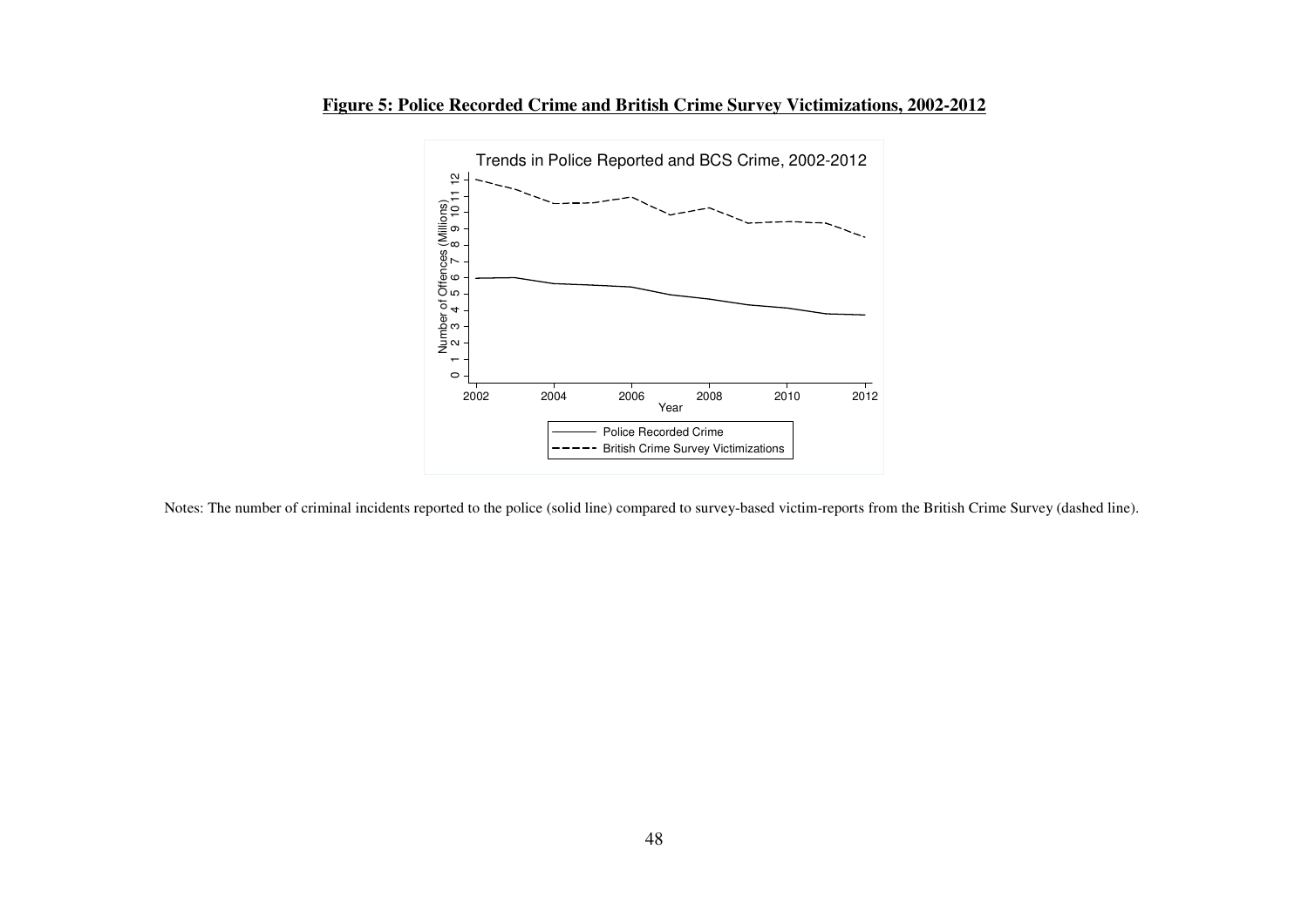**Figure 5: Police Recorded Crime and British Crime Survey Victimizations, 2002-2012**

Notes: The number of criminal incidents reported to the police (solid line) compared to survey-based victim-reports from the British Crime Survey (dashed line).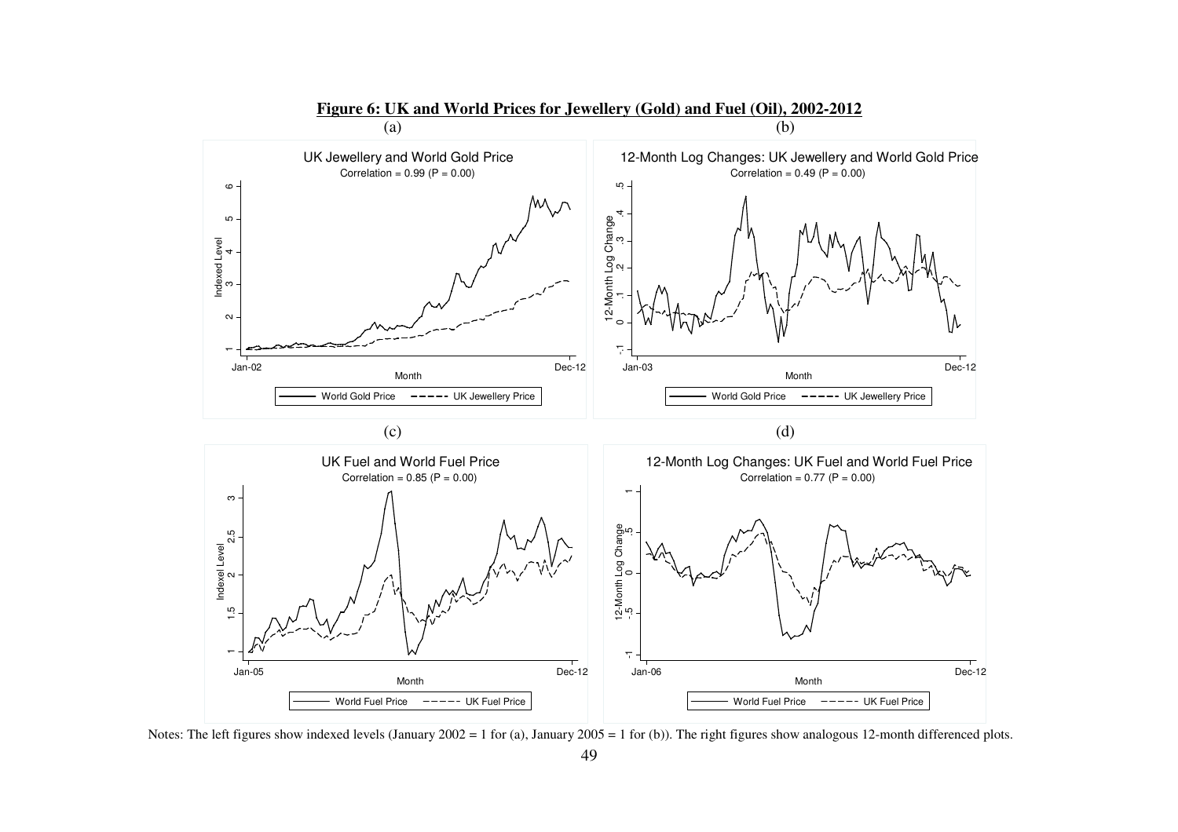**Figure 6: UK and World Prices for Jewellery (Gold) and Fuel (Oil), 2002-2012**

(a)

UK Jewellery and World Gold Price

Correlation = 0.99 (P = 0.00)

(b)

12-Month Log Changes: UK Jewellery and World Gold Price

Correlation = 0.49 (P = 0.00)

(c)

UK Fuel and World Fuel Price

Correlation = 0.85 (P = 0.00)

(d)

12-Month Log Changes: UK Fuel and World Fuel Price

Correlation = 0.77 (P = 0.00)

Notes: The left figures show indexed levels (January 2002 = 1 for (a), January 2005 = 1 for (b)). The right figures show analogous 12-month differenced plots.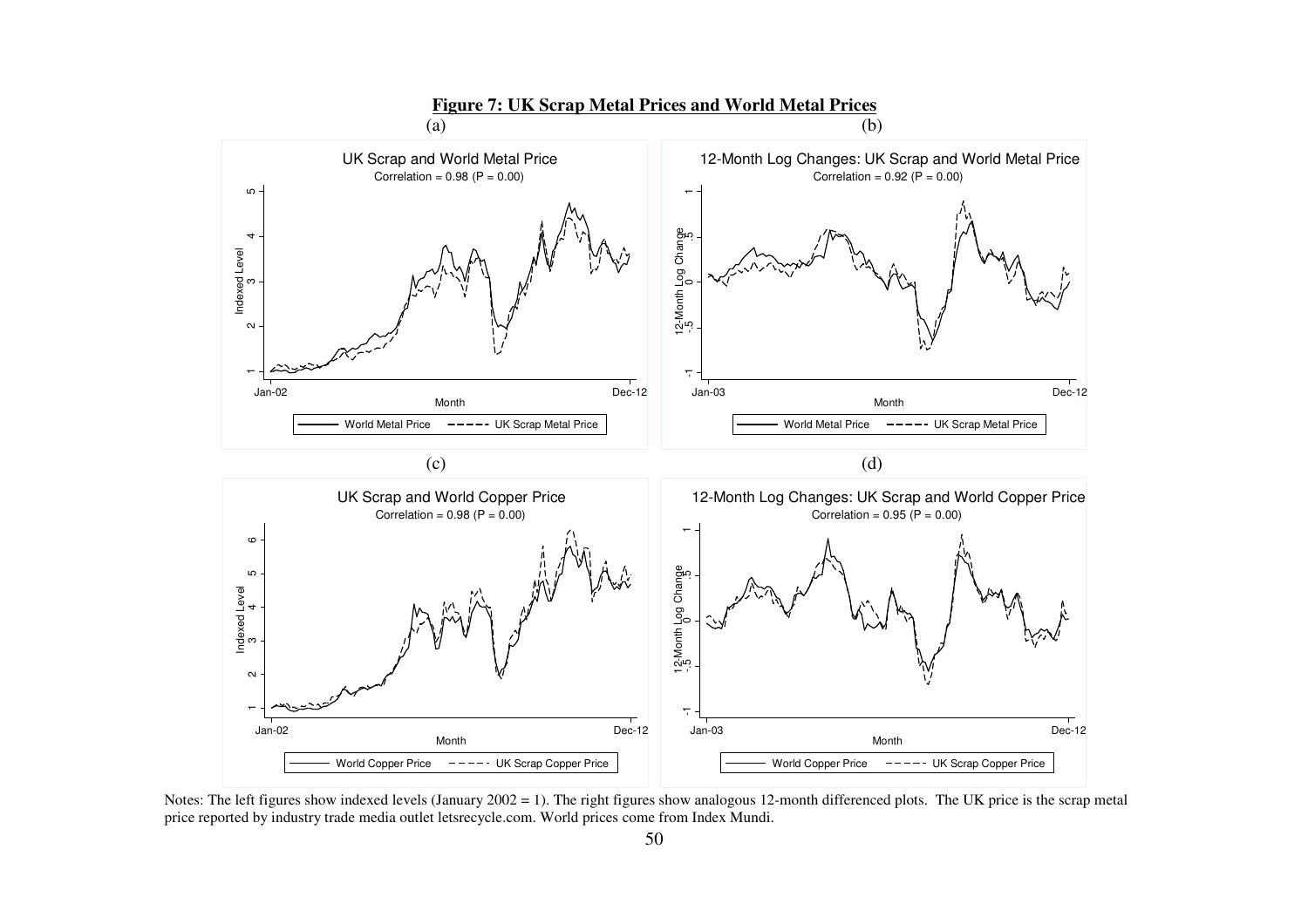**Figure 7: UK Scrap Metal Prices and World Metal Prices**

Notes: The left figures show indexed levels (January 2002 = 1). The right figures show analogous 12-month differenced plots. The UK price is the scrap metal price reported by industry trade media outlet letsrecycle.com. World prices come from Index Mundi.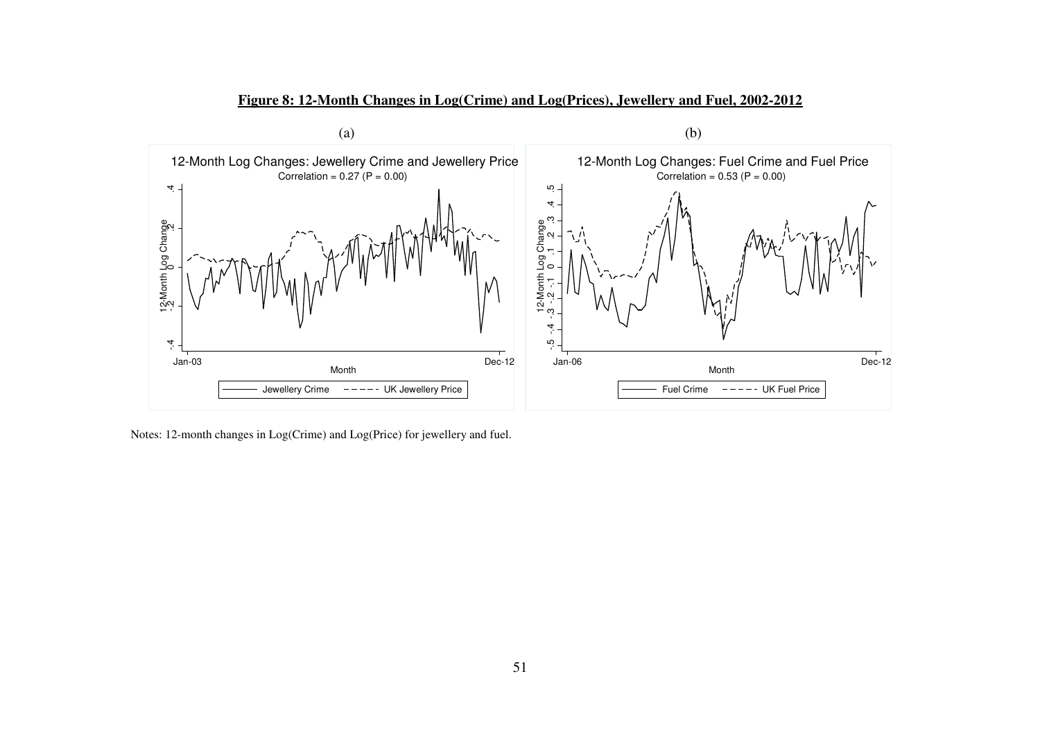**Figure 8: 12-Month Changes in Log(Crime) and Log(Prices), Jewellery and Fuel, 2002-2012**

(a)

(b)

Notes: 12-month changes in Log(Crime) and Log(Price) for jewellery and fuel.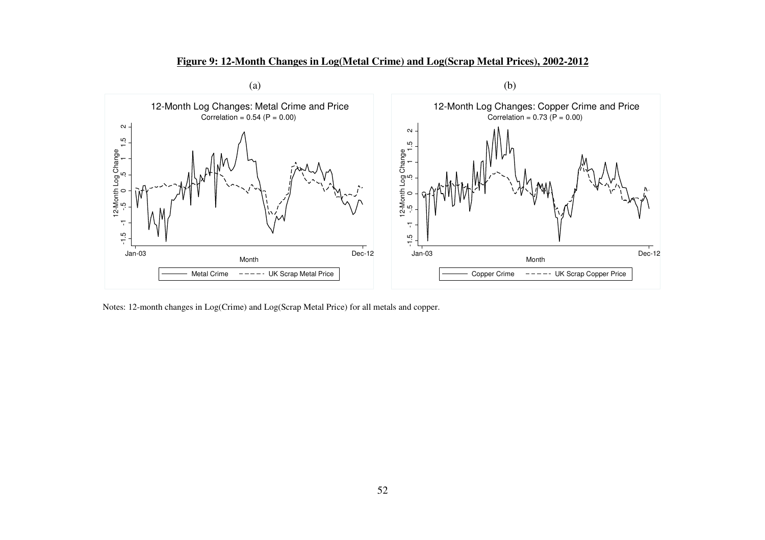**Figure 9: 12-Month Changes in Log(Metal Crime) and Log(Scrap Metal Prices), 2002-2012**

(a)

(b)

Notes: 12-month changes in Log(Crime) and Log(Scrap Metal Price) for all metals and copper.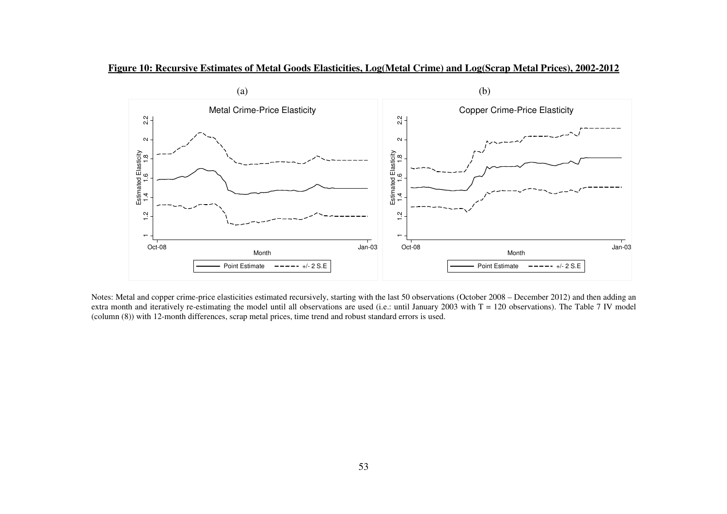**Figure 10: Recursive Estimates of Metal Goods Elasticities, Log(Metal Crime) and Log(Scrap Metal Prices), 2002-2012**

(a) (b)

Notes: Metal and copper crime-price elasticities estimated recursively, starting with the last 50 observations (October 2008 – December 2012) and then adding an extra month and iteratively re-estimating the model until all observations are used (i.e.: until January 2003 with T = 120 observations). The Table 7 IV model (column (8)) with 12-month differences, scrap metal prices, time trend and robust standard errors is used.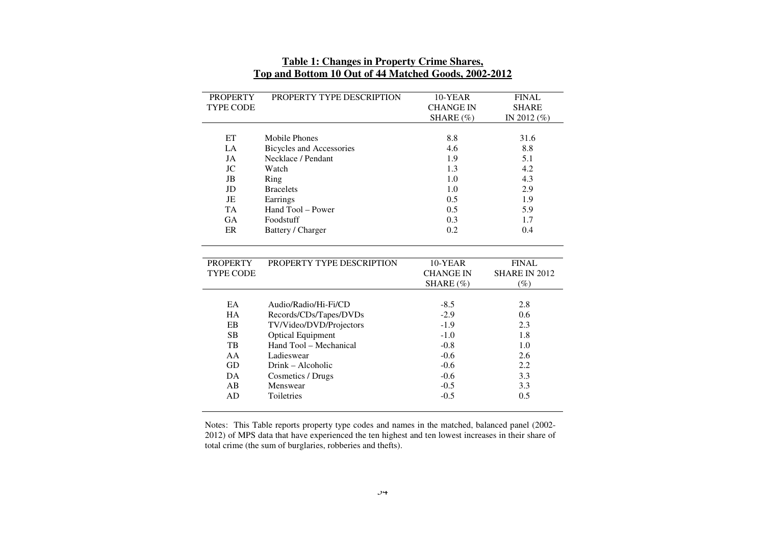**Table 1: Changes in Property Crime Shares, Top and Bottom 10 Out of 44 Matched Goods, 2002-2012**

| PROPERTY TYPE CODE | PROPERTY TYPE DESCRIPTION | 10-YEAR CHANGE IN SHARE (%) | FINAL SHARE IN 2012 (%) |
|---|---|---|---|
| ET | Mobile Phones | 8.8 | 31.6 |
| LA | Bicycles and Accessories | 4.6 | 8.8 |
| JA | Necklace / Pendant | 1.9 | 5.1 |
| JC | Watch | 1.3 | 4.2 |
| JB | Ring | 1.0 | 4.3 |
| JD | Bracelets | 1.0 | 2.9 |
| JE | Earrings | 0.5 | 1.9 |
| TA | Hand Tool – Power | 0.5 | 5.9 |
| GA | Foodstuff | 0.3 | 1.7 |
| ER | Battery / Charger | 0.2 | 0.4 |

| PROPERTY TYPE CODE | PROPERTY TYPE DESCRIPTION | 10-YEAR CHANGE IN SHARE (%) | FINAL SHARE IN 2012 (%) |
|---|---|---|---|
| EA | Audio/Radio/Hi-Fi/CD | -8.5 | 2.8 |
| HA | Records/CDs/Tapes/DVDs | -2.9 | 0.6 |
| EB | TV/Video/DVD/Projectors | -1.9 | 2.3 |
| SB | Optical Equipment | -1.0 | 1.8 |
| TB | Hand Tool – Mechanical | -0.8 | 1.0 |
| AA | Ladieswear | -0.6 | 2.6 |
| GD | Drink – Alcoholic | -0.6 | 2.2 |
| DA | Cosmetics / Drugs | -0.6 | 3.3 |
| AB | Menswear | -0.5 | 3.3 |
| AD | Toiletries | -0.5 | 0.5 |

Notes: This Table reports property type codes and names in the matched, balanced panel (2002-2012) of MPS data that have experienced the ten highest and ten lowest increases in their share of total crime (the sum of burglaries, robberies and thefts).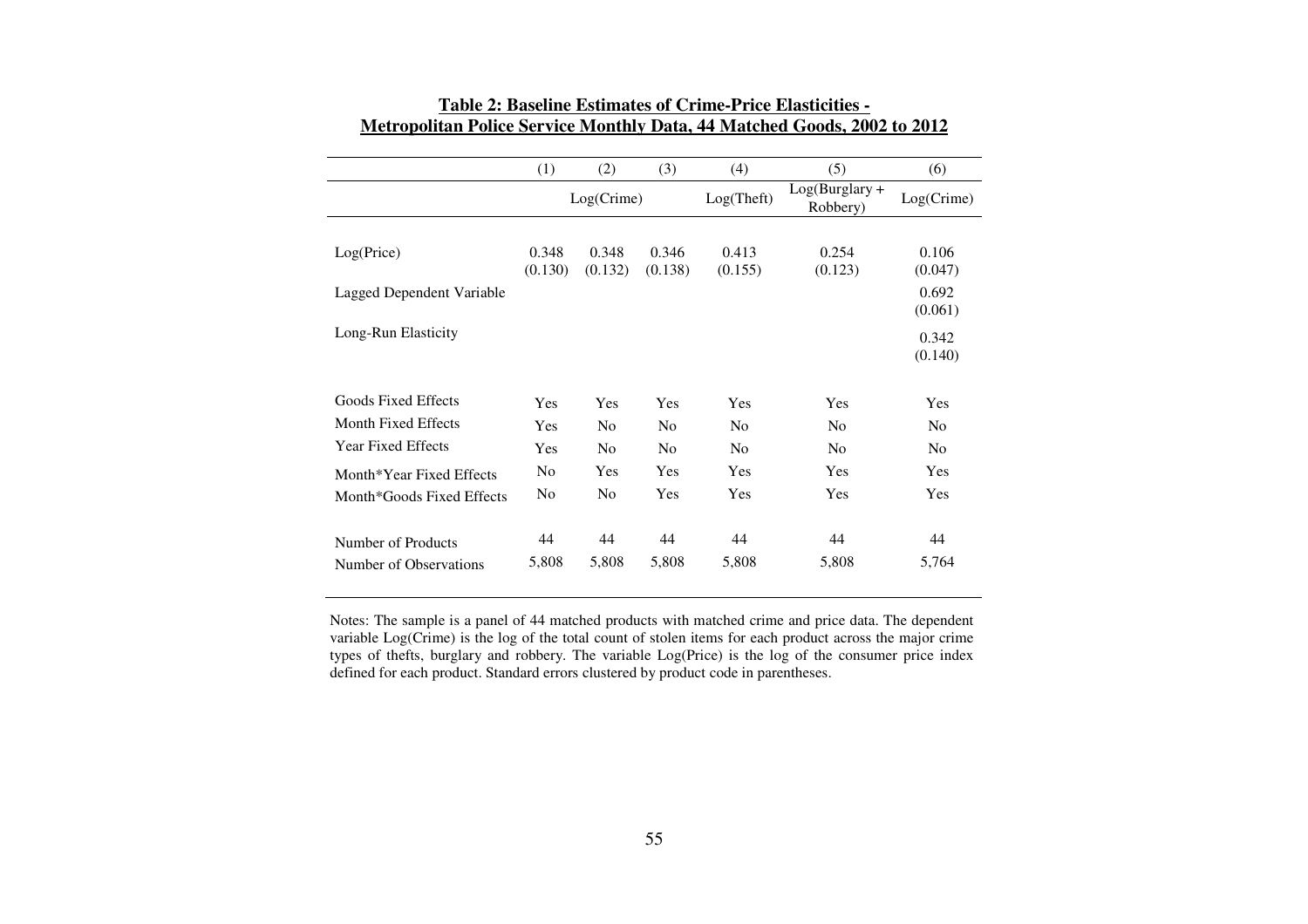**Table 2: Baseline Estimates of Crime-Price Elasticities - Metropolitan Police Service Monthly Data, 44 Matched Goods, 2002 to 2012**

| | (1) | (2) | (3) | (4) | (5) | (6) |
|---|---|---|---|---|---|---|
| | Log(Crime) | | | Log(Theft) | Log(Burglary + Robbery) | Log(Crime) |
| Log(Price) | 0.348 | 0.348 | 0.346 | 0.413 | 0.254 | 0.106 |
| | (0.130) | (0.132) | (0.138) | (0.155) | (0.123) | (0.047) |
| Lagged Dependent Variable | | | | | | 0.692 |
| | | | | | | (0.061) |
| Long-Run Elasticity | | | | | | 0.342 |
| | | | | | | (0.140) |
| Goods Fixed Effects | Yes | Yes | Yes | Yes | Yes | Yes |
| Month Fixed Effects | Yes | No | No | No | No | No |
| Year Fixed Effects | Yes | No | No | No | No | No |
| Month*Year Fixed Effects | No | Yes | Yes | Yes | Yes | Yes |
| Month*Goods Fixed Effects | No | No | Yes | Yes | Yes | Yes |
| Number of Products | 44 | 44 | 44 | 44 | 44 | 44 |
| Number of Observations | 5,808 | 5,808 | 5,808 | 5,808 | 5,808 | 5,764 |

Notes: The sample is a panel of 44 matched products with matched crime and price data. The dependent variable Log(Crime) is the log of the total count of stolen items for each product across the major crime types of thefts, burglary and robbery. The variable Log(Price) is the log of the consumer price index defined for each product. Standard errors clustered by product code in parentheses.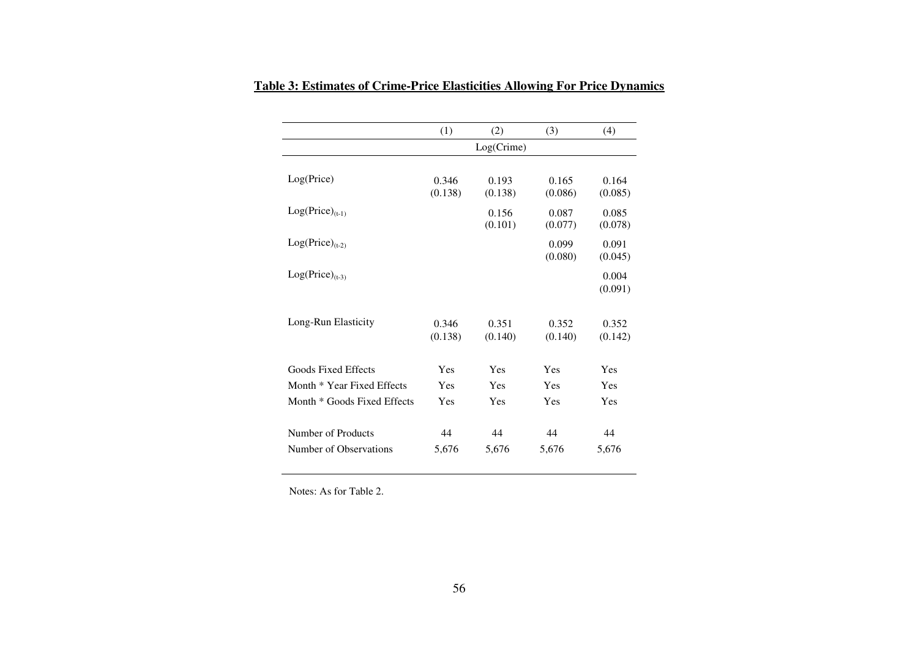## **Table 3: Estimates of Crime-Price Elasticities Allowing For Price Dynamics**

| | (1) | (2) | (3) | (4) |
|---|---|---|---|---|
| | | Log(Crime) | | |
| Log(Price) | 0.346<br>(0.138) | 0.193<br>(0.138) | 0.165<br>(0.086) | 0.164<br>(0.085) |
| $Log(Price)_{(t-1)}$ | | 0.156<br>(0.101) | 0.087<br>(0.077) | 0.085<br>(0.078) |
| $Log(Price)_{(t-2)}$ | | | 0.099<br>(0.080) | 0.091<br>(0.045) |
| $Log(Price)_{(t-3)}$ | | | | 0.004<br>(0.091) |
| Long-Run Elasticity | 0.346<br>(0.138) | 0.351<br>(0.140) | 0.352<br>(0.140) | 0.352<br>(0.142) |
| Goods Fixed Effects | Yes | Yes | Yes | Yes |
| Month * Year Fixed Effects | Yes | Yes | Yes | Yes |
| Month * Goods Fixed Effects | Yes | Yes | Yes | Yes |
| Number of Products | 44 | 44 | 44 | 44 |
| Number of Observations | 5,676 | 5,676 | 5,676 | 5,676 |

Notes: As for Table 2.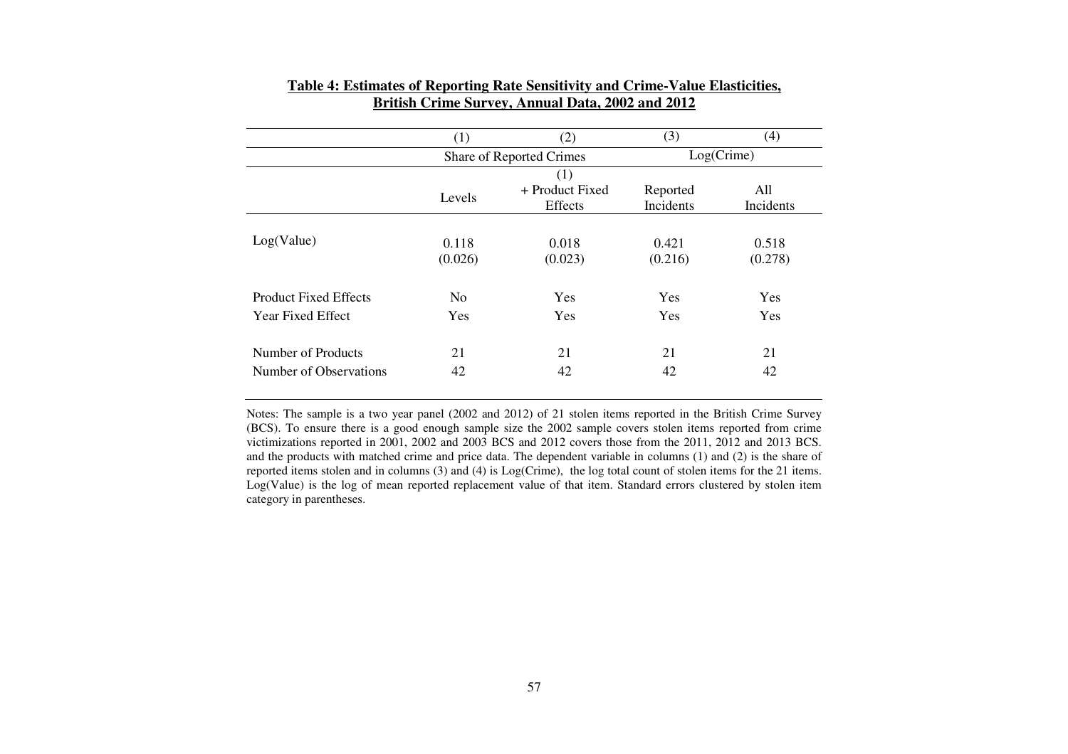**Table 4: Estimates of Reporting Rate Sensitivity and Crime-Value Elasticities, British Crime Survey, Annual Data, 2002 and 2012**

| | (1) | (2) | (3) | (4) |
|---|---|---|---|---|
| | Share of Reported Crimes | | Log(Crime) | |
| | Levels | (1) + Product Fixed Effects | Reported Incidents | All Incidents |
| Log(Value) | 0.118 | 0.018 | 0.421 | 0.518 |
| | (0.026) | (0.023) | (0.216) | (0.278) |
| Product Fixed Effects | No | Yes | Yes | Yes |
| Year Fixed Effect | Yes | Yes | Yes | Yes |
| Number of Products | 21 | 21 | 21 | 21 |
| Number of Observations | 42 | 42 | 42 | 42 |

Notes: The sample is a two year panel (2002 and 2012) of 21 stolen items reported in the British Crime Survey (BCS). To ensure there is a good enough sample size the 2002 sample covers stolen items reported from crime victimizations reported in 2001, 2002 and 2003 BCS and 2012 covers those from the 2011, 2012 and 2013 BCS. and the products with matched crime and price data. The dependent variable in columns (1) and (2) is the share of reported items stolen and in columns (3) and (4) is Log(Crime), the log total count of stolen items for the 21 items. Log(Value) is the log of mean reported replacement value of that item. Standard errors clustered by stolen item category in parentheses.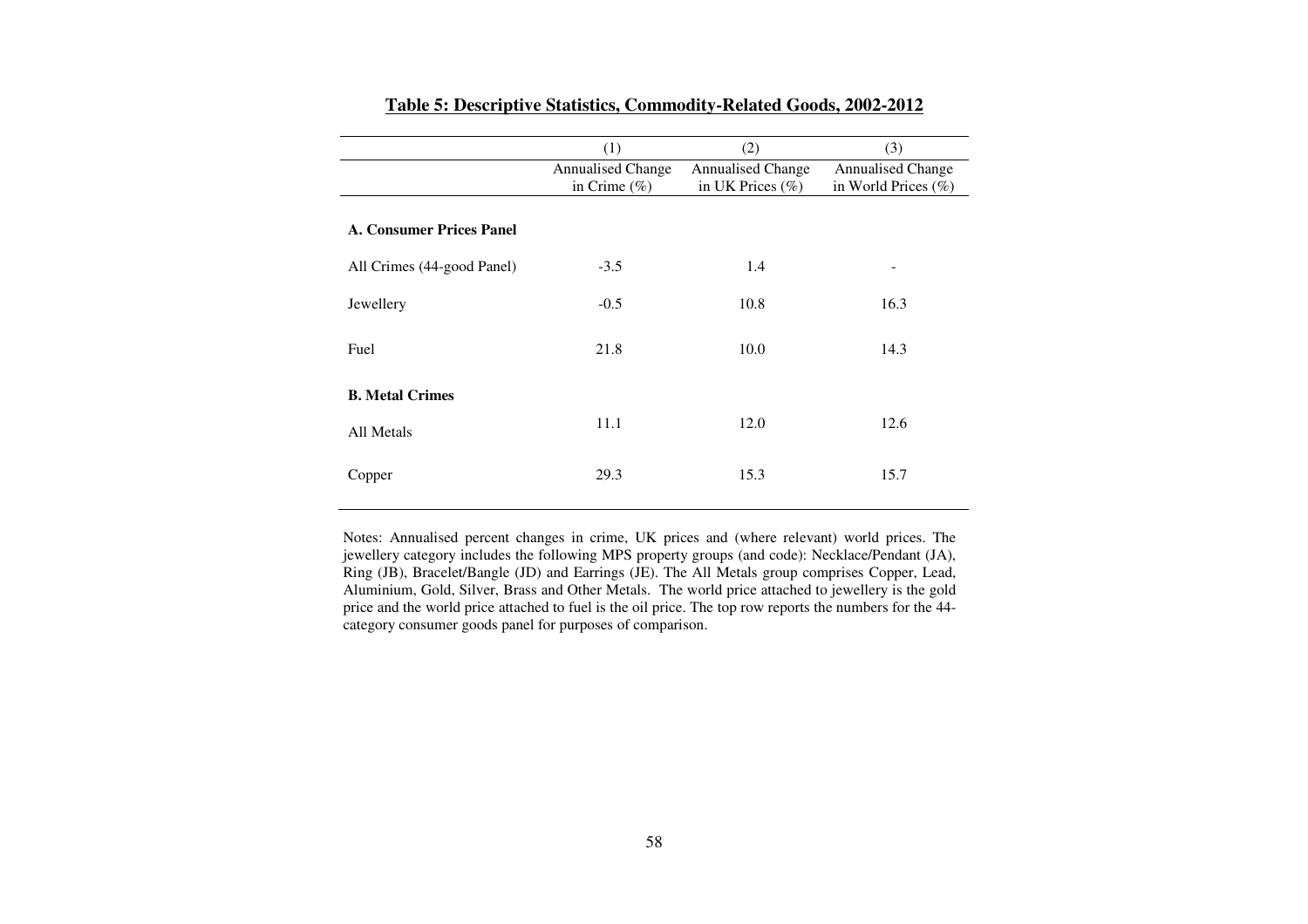**Table 5: Descriptive Statistics, Commodity-Related Goods, 2002-2012**

| | (1) | (2) | (3) |
|---|---|---|---|
| | Annualised Change in Crime (%) | Annualised Change in UK Prices (%) | Annualised Change in World Prices (%) |
| **A. Consumer Prices Panel** | | | |
| All Crimes (44-good Panel) | -3.5 | 1.4 | - |
| Jewellery | -0.5 | 10.8 | 16.3 |
| Fuel | 21.8 | 10.0 | 14.3 |
| **B. Metal Crimes** | | | |
| All Metals | 11.1 | 12.0 | 12.6 |
| Copper | 29.3 | 15.3 | 15.7 |

Notes: Annualised percent changes in crime, UK prices and (where relevant) world prices. The jewellery category includes the following MPS property groups (and code): Necklace/Pendant (JA), Ring (JB), Bracelet/Bangle (JD) and Earrings (JE). The All Metals group comprises Copper, Lead, Aluminium, Gold, Silver, Brass and Other Metals. The world price attached to jewellery is the gold price and the world price attached to fuel is the oil price. The top row reports the numbers for the 44-category consumer goods panel for purposes of comparison.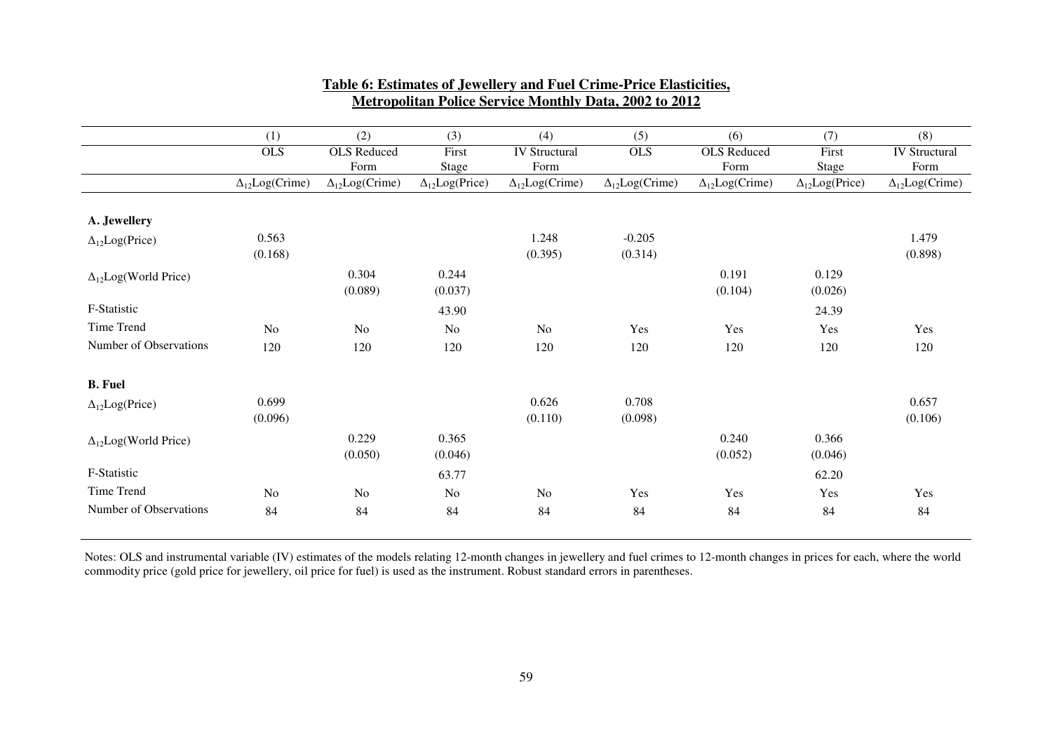**Table 6: Estimates of Jewellery and Fuel Crime-Price Elasticities, Metropolitan Police Service Monthly Data, 2002 to 2012**

| | (1) | (2) | (3) | (4) | (5) | (6) | (7) | (8) |
|---|---|---|---|---|---|---|---|---|
| | OLS | OLS Reduced Form | First Stage | IV Structural Form | OLS | OLS Reduced Form | First Stage | IV Structural Form |
| | $\Delta_{12}$Log(Crime) | $\Delta_{12}$Log(Crime) | $\Delta_{12}$Log(Price) | $\Delta_{12}$Log(Crime) | $\Delta_{12}$Log(Crime) | $\Delta_{12}$Log(Crime) | $\Delta_{12}$Log(Price) | $\Delta_{12}$Log(Crime) |
| **A. Jewellery** | | | | | | | | |
| $\Delta_{12}$Log(Price) | 0.563 | | | 1.248 | -0.205 | | | 1.479 |
| | (0.168) | | | (0.395) | (0.314) | | | (0.898) |
| $\Delta_{12}$Log(World Price) | | 0.304 | 0.244 | | | 0.191 | 0.129 | |
| | | (0.089) | (0.037) | | | (0.104) | (0.026) | |
| F-Statistic | | | 43.90 | | | | 24.39 | |
| Time Trend | No | No | No | No | Yes | Yes | Yes | Yes |
| Number of Observations | 120 | 120 | 120 | 120 | 120 | 120 | 120 | 120 |
| **B. Fuel** | | | | | | | | |
| $\Delta_{12}$Log(Price) | 0.699 | | | 0.626 | 0.708 | | | 0.657 |
| | (0.096) | | | (0.110) | (0.098) | | | (0.106) |
| $\Delta_{12}$Log(World Price) | | 0.229 | 0.365 | | | 0.240 | 0.366 | |
| | | (0.050) | (0.046) | | | (0.052) | (0.046) | |
| F-Statistic | | | 63.77 | | | | 62.20 | |
| Time Trend | No | No | No | No | Yes | Yes | Yes | Yes |
| Number of Observations | 84 | 84 | 84 | 84 | 84 | 84 | 84 | 84 |

Notes: OLS and instrumental variable (IV) estimates of the models relating 12-month changes in jewellery and fuel crimes to 12-month changes in prices for each, where the world commodity price (gold price for jewellery, oil price for fuel) is used as the instrument. Robust standard errors in parentheses.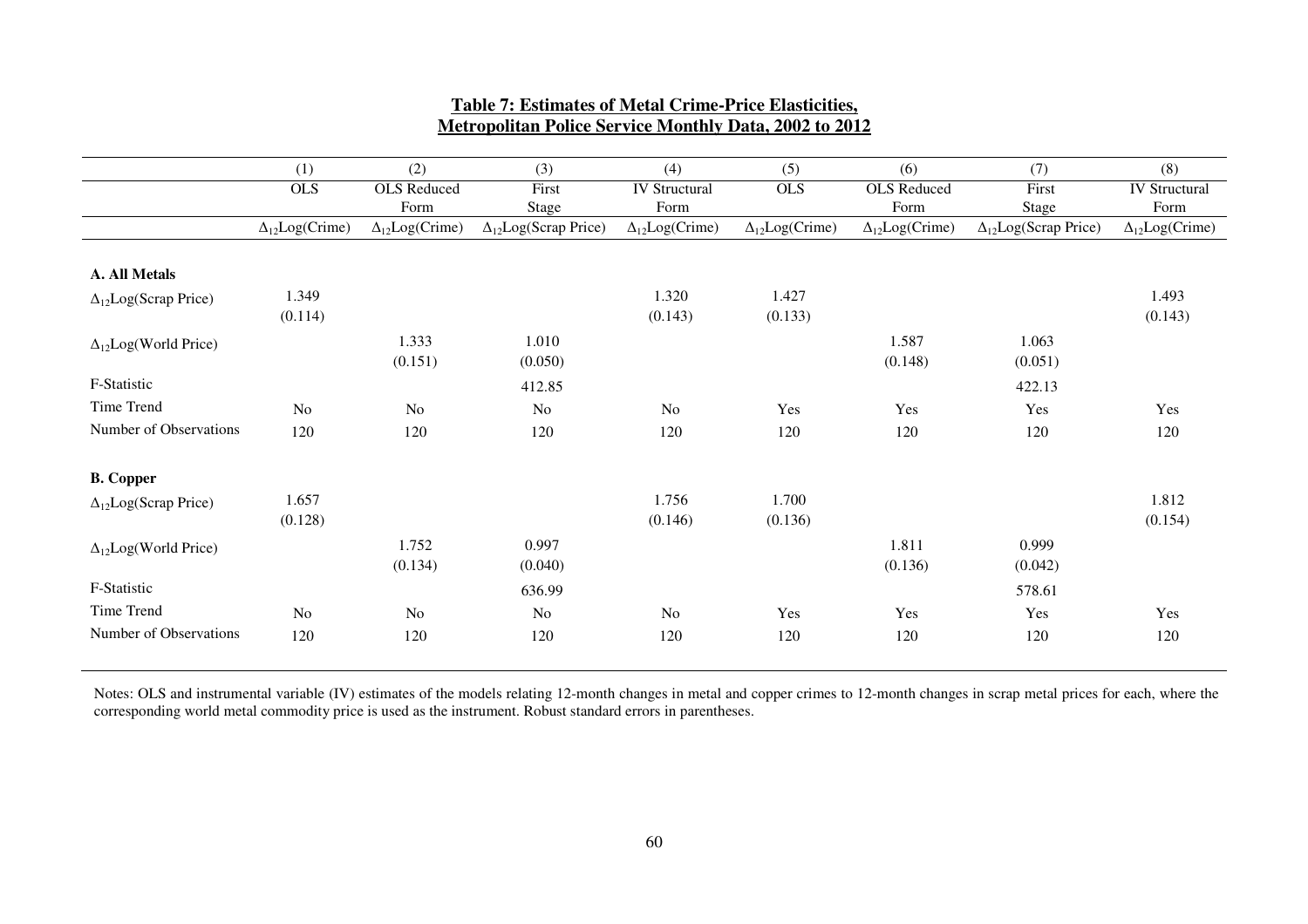**Table 7: Estimates of Metal Crime-Price Elasticities,**
**Metropolitan Police Service Monthly Data, 2002 to 2012**

| | (1) | (2) | (3) | (4) | (5) | (6) | (7) | (8) |
|---|---|---|---|---|---|---|---|---|
| | OLS | OLS Reduced Form | First Stage | IV Structural Form | OLS | OLS Reduced Form | First Stage | IV Structural Form |
| | $\Delta_{12}$Log(Crime) | $\Delta_{12}$Log(Crime) | $\Delta_{12}$Log(Scrap Price) | $\Delta_{12}$Log(Crime) | $\Delta_{12}$Log(Crime) | $\Delta_{12}$Log(Crime) | $\Delta_{12}$Log(Scrap Price) | $\Delta_{12}$Log(Crime) |
| **A. All Metals** | | | | | | | | |
| $\Delta_{12}$Log(Scrap Price) | 1.349 | | | 1.320 | 1.427 | | | 1.493 |
| | (0.114) | | | (0.143) | (0.133) | | | (0.143) |
| $\Delta_{12}$Log(World Price) | | 1.333 | 1.010 | | | 1.587 | 1.063 | |
| | | (0.151) | (0.050) | | | (0.148) | (0.051) | |
| F-Statistic | | | 412.85 | | | | 422.13 | |
| Time Trend | No | No | No | No | Yes | Yes | Yes | Yes |
| Number of Observations | 120 | 120 | 120 | 120 | 120 | 120 | 120 | 120 |
| **B. Copper** | | | | | | | | |
| $\Delta_{12}$Log(Scrap Price) | 1.657 | | | 1.756 | 1.700 | | | 1.812 |
| | (0.128) | | | (0.146) | (0.136) | | | (0.154) |
| $\Delta_{12}$Log(World Price) | | 1.752 | 0.997 | | | 1.811 | 0.999 | |
| | | (0.134) | (0.040) | | | (0.136) | (0.042) | |
| F-Statistic | | | 636.99 | | | | 578.61 | |
| Time Trend | No | No | No | No | Yes | Yes | Yes | Yes |
| Number of Observations | 120 | 120 | 120 | 120 | 120 | 120 | 120 | 120 |

Notes: OLS and instrumental variable (IV) estimates of the models relating 12-month changes in metal and copper crimes to 12-month changes in scrap metal prices for each, where the corresponding world metal commodity price is used as the instrument. Robust standard errors in parentheses.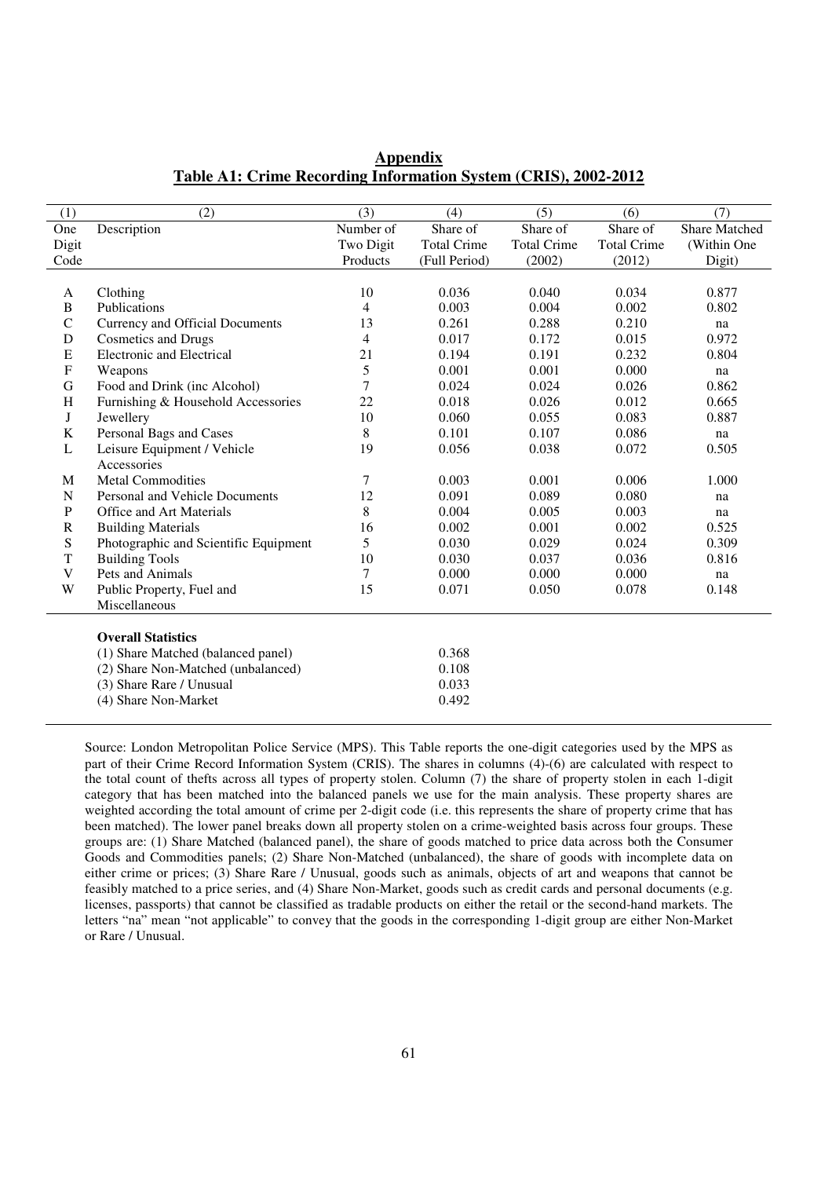## Appendix

### Table A1: Crime Recording Information System (CRIS), 2002-2012

| (1) | (2) | (3) | (4) | (5) | (6) | (7) |
|---|---|---|---|---|---|---|
| One Digit Code | Description | Number of Two Digit Products | Share of Total Crime (Full Period) | Share of Total Crime (2002) | Share of Total Crime (2012) | Share Matched (Within One Digit) |
| A | Clothing | 10 | 0.036 | 0.040 | 0.034 | 0.877 |
| B | Publications | 4 | 0.003 | 0.004 | 0.002 | 0.802 |
| C | Currency and Official Documents | 13 | 0.261 | 0.288 | 0.210 | na |
| D | Cosmetics and Drugs | 4 | 0.017 | 0.172 | 0.015 | 0.972 |
| E | Electronic and Electrical | 21 | 0.194 | 0.191 | 0.232 | 0.804 |
| F | Weapons | 5 | 0.001 | 0.001 | 0.000 | na |
| G | Food and Drink (inc Alcohol) | 7 | 0.024 | 0.024 | 0.026 | 0.862 |
| H | Furnishing & Household Accessories | 22 | 0.018 | 0.026 | 0.012 | 0.665 |
| J | Jewellery | 10 | 0.060 | 0.055 | 0.083 | 0.887 |
| K | Personal Bags and Cases | 8 | 0.101 | 0.107 | 0.086 | na |
| L | Leisure Equipment / Vehicle Accessories | 19 | 0.056 | 0.038 | 0.072 | 0.505 |
| M | Metal Commodities | 7 | 0.003 | 0.001 | 0.006 | 1.000 |
| N | Personal and Vehicle Documents | 12 | 0.091 | 0.089 | 0.080 | na |
| P | Office and Art Materials | 8 | 0.004 | 0.005 | 0.003 | na |
| R | Building Materials | 16 | 0.002 | 0.001 | 0.002 | 0.525 |
| S | Photographic and Scientific Equipment | 5 | 0.030 | 0.029 | 0.024 | 0.309 |
| T | Building Tools | 10 | 0.030 | 0.037 | 0.036 | 0.816 |
| V | Pets and Animals | 7 | 0.000 | 0.000 | 0.000 | na |
| W | Public Property, Fuel and Miscellaneous | 15 | 0.071 | 0.050 | 0.078 | 0.148 |
| | **Overall Statistics** | | | | | |
| | (1) Share Matched (balanced panel) | | 0.368 | | | |
| | (2) Share Non-Matched (unbalanced) | | 0.108 | | | |
| | (3) Share Rare / Unusual | | 0.033 | | | |
| | (4) Share Non-Market | | 0.492 | | | |

Source: London Metropolitan Police Service (MPS). This Table reports the one-digit categories used by the MPS as part of their Crime Record Information System (CRIS). The shares in columns (4)-(6) are calculated with respect to the total count of thefts across all types of property stolen. Column (7) the share of property stolen in each 1-digit category that has been matched into the balanced panels we use for the main analysis. These property shares are weighted according the total amount of crime per 2-digit code (i.e. this represents the share of property crime that has been matched). The lower panel breaks down all property stolen on a crime-weighted basis across four groups. These groups are: (1) Share Matched (balanced panel), the share of goods matched to price data across both the Consumer Goods and Commodities panels; (2) Share Non-Matched (unbalanced), the share of goods with incomplete data on either crime or prices; (3) Share Rare / Unusual, goods such as animals, objects of art and weapons that cannot be feasibly matched to a price series, and (4) Share Non-Market, goods such as credit cards and personal documents (e.g. licenses, passports) that cannot be classified as tradable products on either the retail or the second-hand markets. The letters "na" mean "not applicable" to convey that the goods in the corresponding 1-digit group are either Non-Market or Rare / Unusual.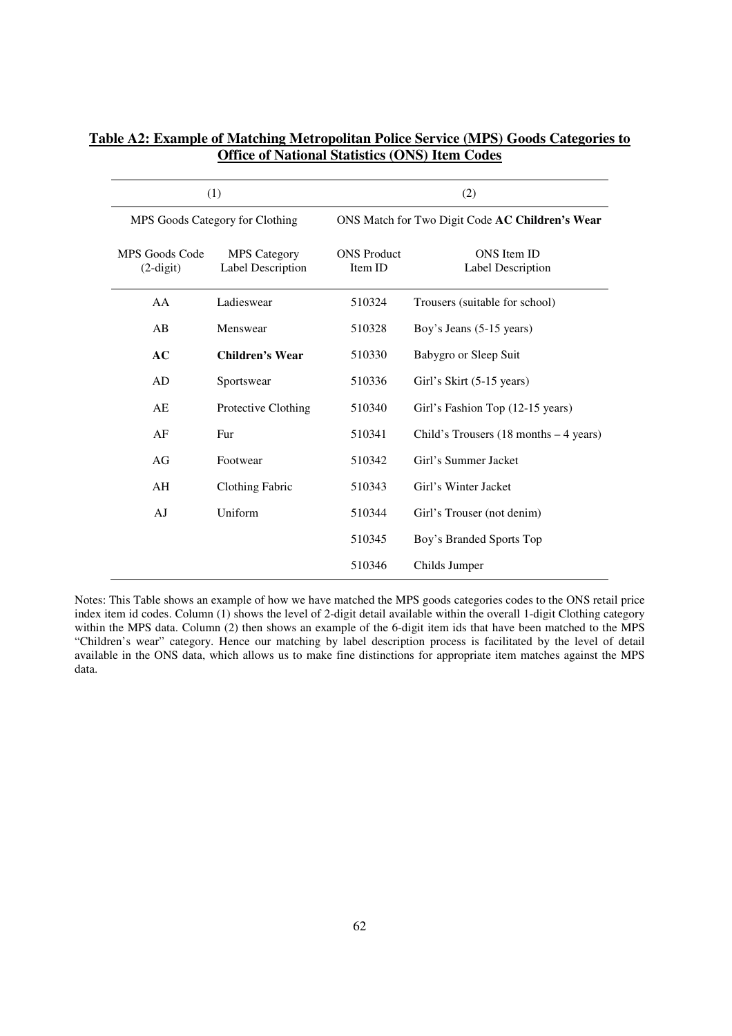**Table A2: Example of Matching Metropolitan Police Service (MPS) Goods Categories to Office of National Statistics (ONS) Item Codes**

| (1) | | (2) | |
|---|---|---|---|
| MPS Goods Category for Clothing | | ONS Match for Two Digit Code **AC Children's Wear** | |
| MPS Goods Code (2-digit) | MPS Category Label Description | ONS Product Item ID | ONS Item ID Label Description |
| AA | Ladieswear | 510324 | Trousers (suitable for school) |
| AB | Menswear | 510328 | Boy's Jeans (5-15 years) |
| **AC** | **Children's Wear** | 510330 | Babygro or Sleep Suit |
| AD | Sportswear | 510336 | Girl's Skirt (5-15 years) |
| AE | Protective Clothing | 510340 | Girl's Fashion Top (12-15 years) |
| AF | Fur | 510341 | Child's Trousers (18 months – 4 years) |
| AG | Footwear | 510342 | Girl's Summer Jacket |
| AH | Clothing Fabric | 510343 | Girl's Winter Jacket |
| AJ | Uniform | 510344 | Girl's Trouser (not denim) |
| | | 510345 | Boy's Branded Sports Top |
| | | 510346 | Childs Jumper |

Notes: This Table shows an example of how we have matched the MPS goods categories codes to the ONS retail price index item id codes. Column (1) shows the level of 2-digit detail available within the overall 1-digit Clothing category within the MPS data. Column (2) then shows an example of the 6-digit item ids that have been matched to the MPS "Children's wear" category. Hence our matching by label description process is facilitated by the level of detail available in the ONS data, which allows us to make fine distinctions for appropriate item matches against the MPS data.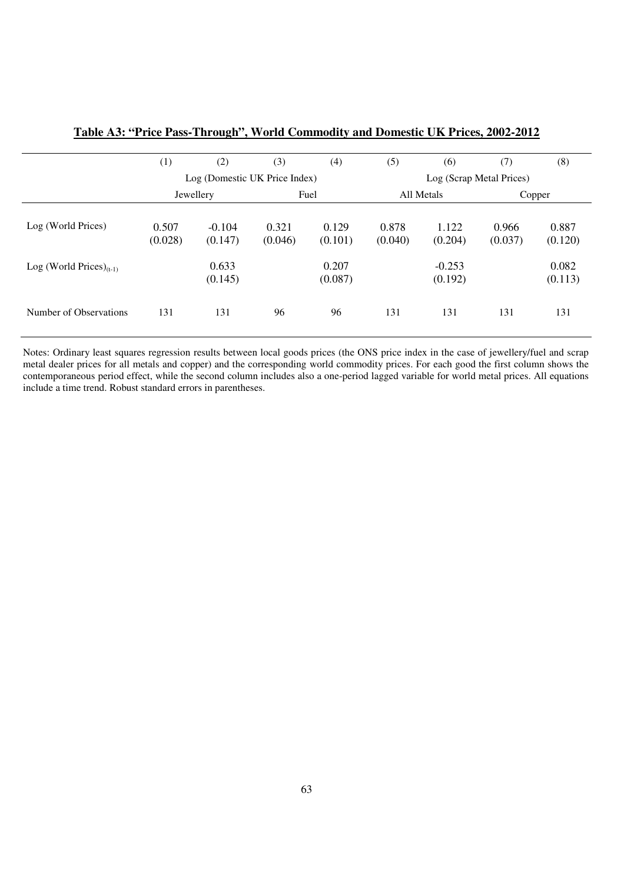**Table A3: "Price Pass-Through", World Commodity and Domestic UK Prices, 2002-2012**

| | (1) | (2) | (3) | (4) | (5) | (6) | (7) | (8) |
|---|---|---|---|---|---|---|---|---|
| | Log (Domestic UK Price Index) | | | | Log (Scrap Metal Prices) | | | |
| | Jewellery | | Fuel | | All Metals | | Copper | |
| Log (World Prices) | 0.507<br>(0.028) | -0.104<br>(0.147) | 0.321<br>(0.046) | 0.129<br>(0.101) | 0.878<br>(0.040) | 1.122<br>(0.204) | 0.966<br>(0.037) | 0.887<br>(0.120) |
| Log (World Prices)$_{(t-1)}$ | | 0.633<br>(0.145) | | 0.207<br>(0.087) | | -0.253<br>(0.192) | | 0.082<br>(0.113) |
| Number of Observations | 131 | 131 | 96 | 96 | 131 | 131 | 131 | 131 |

Notes: Ordinary least squares regression results between local goods prices (the ONS price index in the case of jewellery/fuel and scrap metal dealer prices for all metals and copper) and the corresponding world commodity prices. For each good the first column shows the contemporaneous period effect, while the second column includes also a one-period lagged variable for world metal prices. All equations include a time trend. Robust standard errors in parentheses.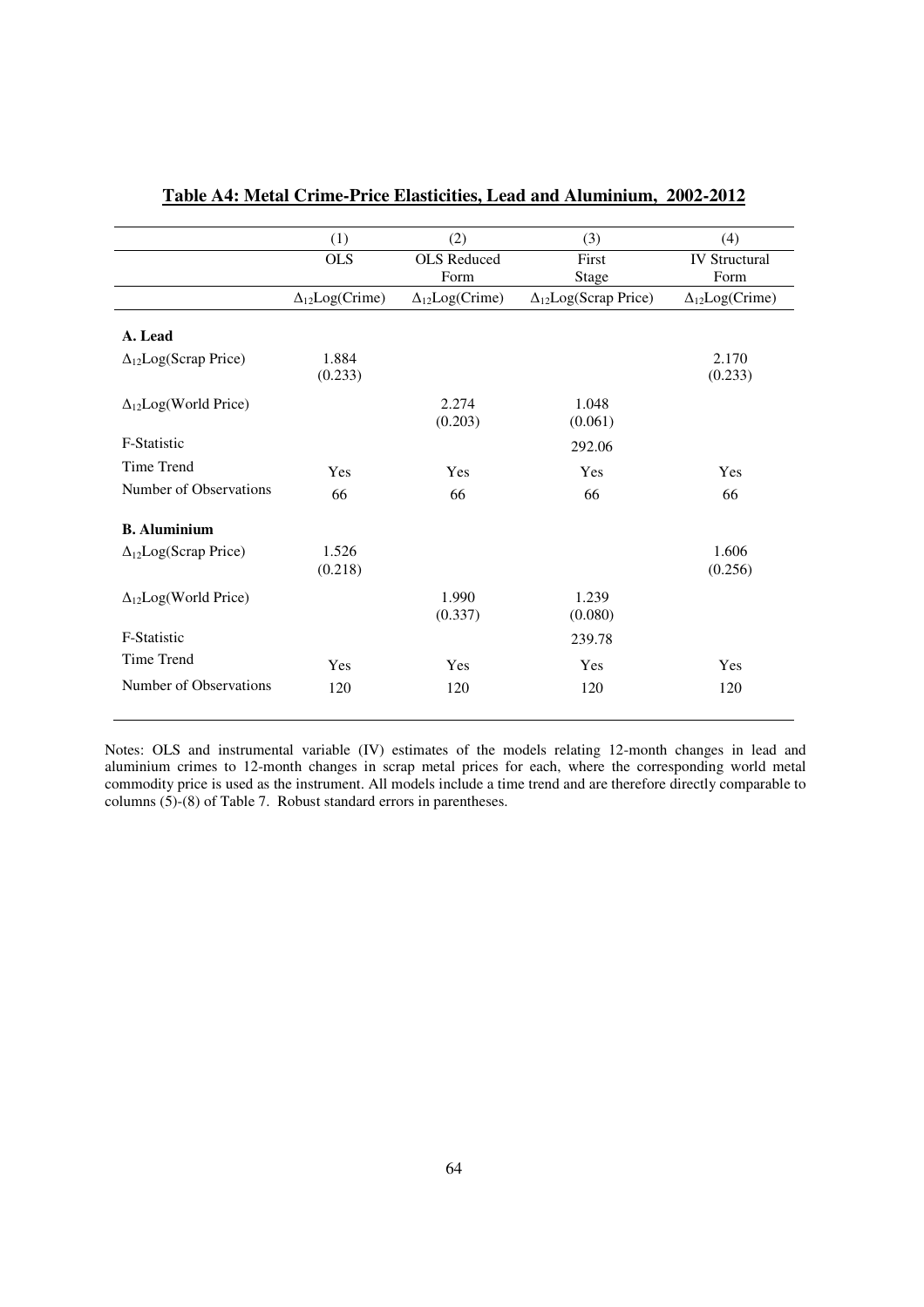**Table A4: Metal Crime-Price Elasticities, Lead and Aluminium, 2002-2012**

| | (1) | (2) | (3) | (4) |
|---|---|---|---|---|
| | OLS | OLS Reduced Form | First Stage | IV Structural Form |
| | $\Delta_{12}$Log(Crime) | $\Delta_{12}$Log(Crime) | $\Delta_{12}$Log(Scrap Price) | $\Delta_{12}$Log(Crime) |
| **A. Lead** | | | | |
| $\Delta_{12}$Log(Scrap Price) | 1.884 (0.233) | | | 2.170 (0.233) |
| $\Delta_{12}$Log(World Price) | | 2.274 (0.203) | 1.048 (0.061) | |
| F-Statistic | | | 292.06 | |
| Time Trend | Yes | Yes | Yes | Yes |
| Number of Observations | 66 | 66 | 66 | 66 |
| **B. Aluminium** | | | | |
| $\Delta_{12}$Log(Scrap Price) | 1.526 (0.218) | | | 1.606 (0.256) |
| $\Delta_{12}$Log(World Price) | | 1.990 (0.337) | 1.239 (0.080) | |
| F-Statistic | | | 239.78 | |
| Time Trend | Yes | Yes | Yes | Yes |
| Number of Observations | 120 | 120 | 120 | 120 |

Notes: OLS and instrumental variable (IV) estimates of the models relating 12-month changes in lead and aluminium crimes to 12-month changes in scrap metal prices for each, where the corresponding world metal commodity price is used as the instrument. All models include a time trend and are therefore directly comparable to columns (5)-(8) of Table 7. Robust standard errors in parentheses.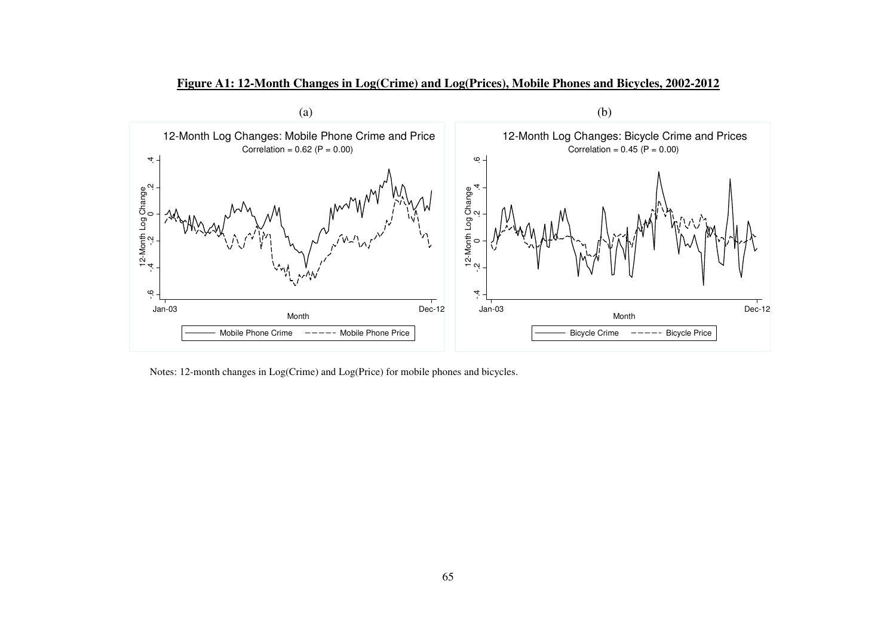**Figure A1: 12-Month Changes in Log(Crime) and Log(Prices), Mobile Phones and Bicycles, 2002-2012**

(a)

(b)

Notes: 12-month changes in Log(Crime) and Log(Price) for mobile phones and bicycles.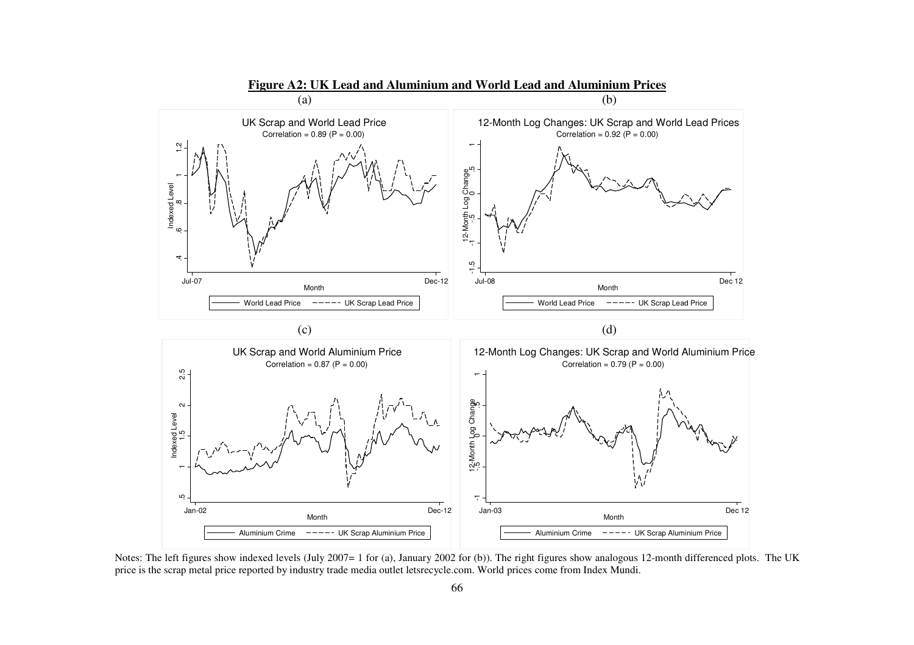**Figure A2: UK Lead and Aluminium and World Lead and Aluminium Prices**

(a) UK Scrap and World Lead Price — Correlation = 0.89 (P = 0.00)

(b) 12-Month Log Changes: UK Scrap and World Lead Prices — Correlation = 0.92 (P = 0.00)

(c) UK Scrap and World Aluminium Price — Correlation = 0.87 (P = 0.00)

(d) 12-Month Log Changes: UK Scrap and World Aluminium Price — Correlation = 0.79 (P = 0.00)

Notes: The left figures show indexed levels (July 2007= 1 for (a), January 2002 for (b)). The right figures show analogous 12-month differenced plots. The UK price is the scrap metal price reported by industry trade media outlet letsrecycle.com. World prices come from Index Mundi.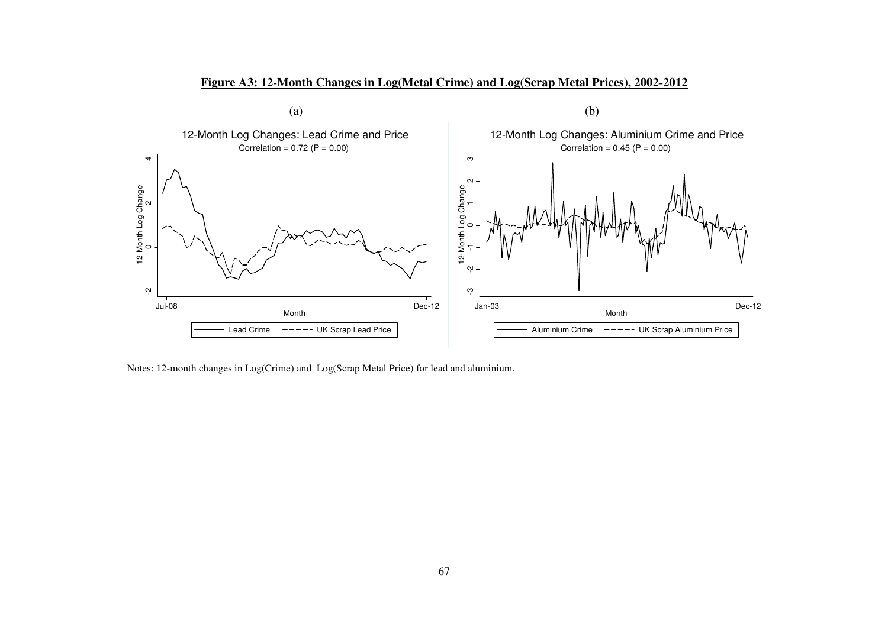**Figure A3: 12-Month Changes in Log(Metal Crime) and Log(Scrap Metal Prices), 2002-2012**

(a)

12-Month Log Changes: Lead Crime and Price

Correlation = 0.72 (P = 0.00)

12-Month Log Change

4

2

0

-2

Jul-08

Dec-12

Month

Lead Crime

UK Scrap Lead Price

(b)

12-Month Log Changes: Aluminium Crime and Price

Correlation = 0.45 (P = 0.00)

12-Month Log Change

3

2

1

0

-1

-2

-3

Jan-03

Dec-12

Month

Aluminium Crime

UK Scrap Aluminium Price

Notes: 12-month changes in Log(Crime) and Log(Scrap Metal Price) for lead and aluminium.